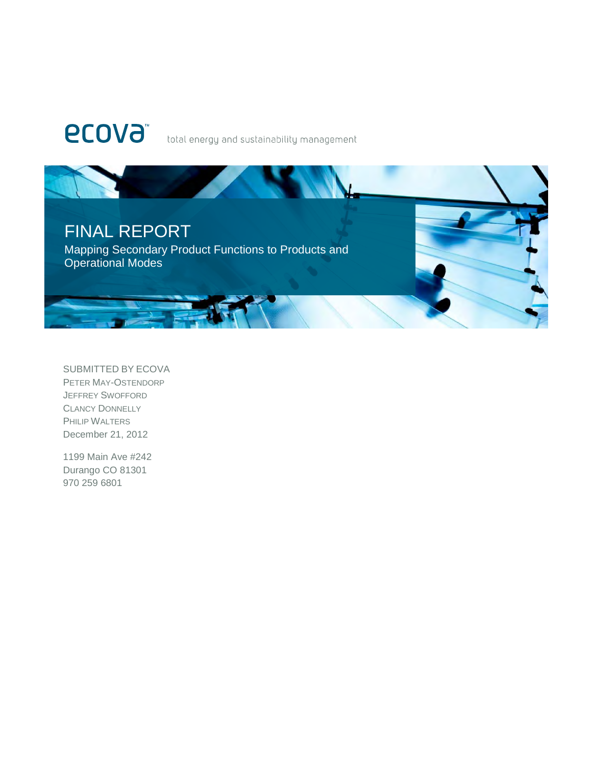ecova™ total energy and sustainability management

# FINAL REPORT

## Mapping Secondary Product Functions to Products and Operational Modes

SUBMITTED BY ECOVA
PETER MAY-OSTENDORP
JEFFREY SWOFFORD
CLANCY DONNELLY
PHILIP WALTERS
December 21, 2012

1199 Main Ave #242
Durango CO 81301
970 259 6801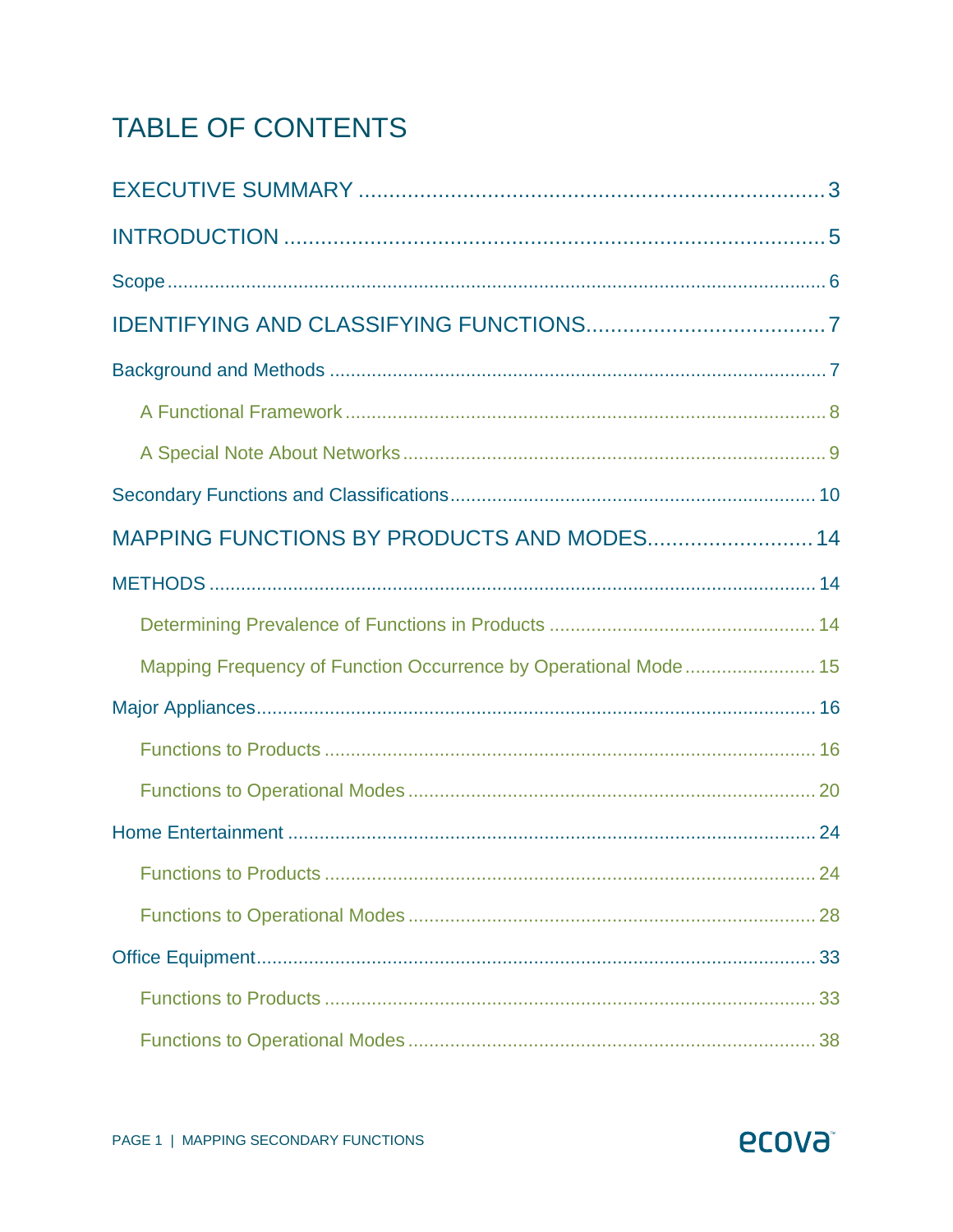# TABLE OF CONTENTS

EXECUTIVE SUMMARY ..... 3

INTRODUCTION ..... 5

Scope ..... 6

IDENTIFYING AND CLASSIFYING FUNCTIONS ..... 7

Background and Methods ..... 7

- A Functional Framework ..... 8
- A Special Note About Networks ..... 9

Secondary Functions and Classifications ..... 10

MAPPING FUNCTIONS BY PRODUCTS AND MODES ..... 14

METHODS ..... 14

- Determining Prevalence of Functions in Products ..... 14
- Mapping Frequency of Function Occurrence by Operational Mode ..... 15

Major Appliances ..... 16

- Functions to Products ..... 16
- Functions to Operational Modes ..... 20

Home Entertainment ..... 24

- Functions to Products ..... 24
- Functions to Operational Modes ..... 28

Office Equipment ..... 33

- Functions to Products ..... 33
- Functions to Operational Modes ..... 38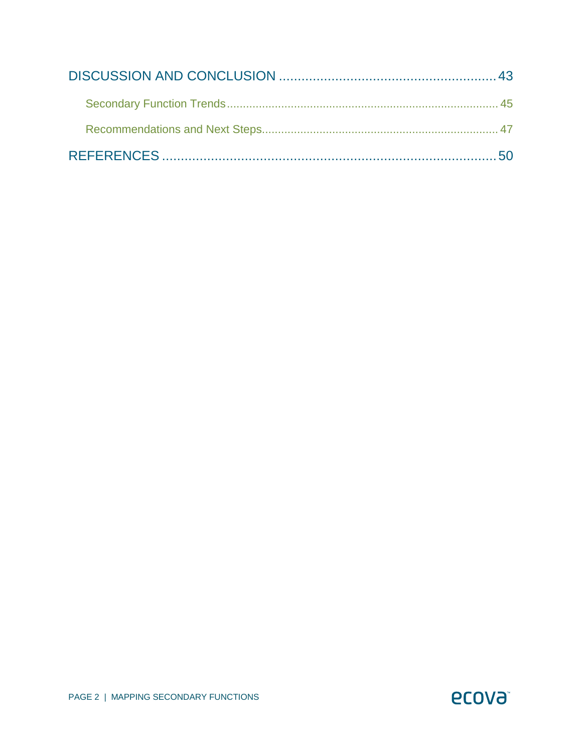DISCUSSION AND CONCLUSION ........................................................ 43

- Secondary Function Trends ................................................................................ 45
- Recommendations and Next Steps ..................................................................... 47

REFERENCES ........................................................................................ 50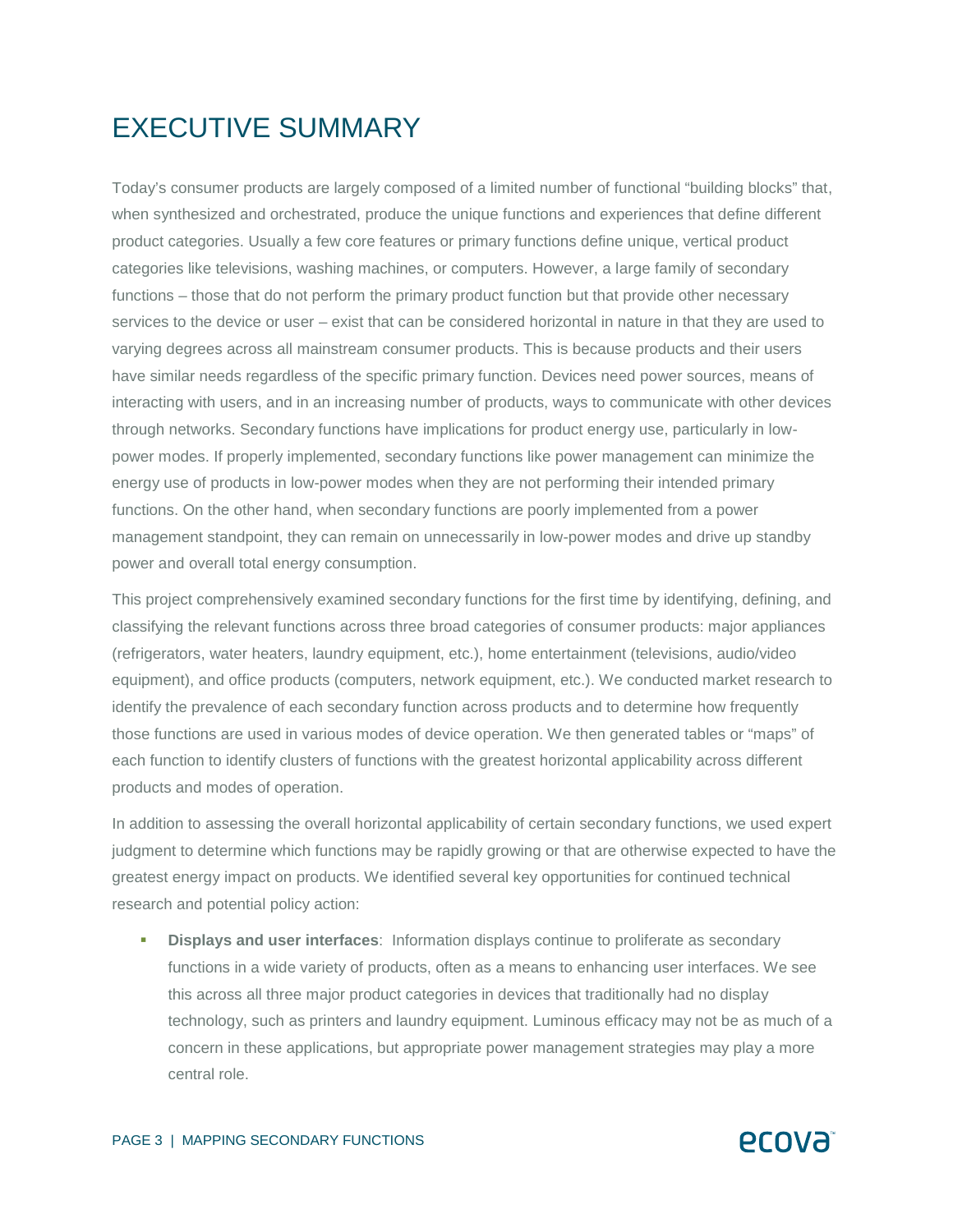# EXECUTIVE SUMMARY

Today's consumer products are largely composed of a limited number of functional "building blocks" that, when synthesized and orchestrated, produce the unique functions and experiences that define different product categories. Usually a few core features or primary functions define unique, vertical product categories like televisions, washing machines, or computers. However, a large family of secondary functions – those that do not perform the primary product function but that provide other necessary services to the device or user – exist that can be considered horizontal in nature in that they are used to varying degrees across all mainstream consumer products. This is because products and their users have similar needs regardless of the specific primary function. Devices need power sources, means of interacting with users, and in an increasing number of products, ways to communicate with other devices through networks. Secondary functions have implications for product energy use, particularly in low-power modes. If properly implemented, secondary functions like power management can minimize the energy use of products in low-power modes when they are not performing their intended primary functions. On the other hand, when secondary functions are poorly implemented from a power management standpoint, they can remain on unnecessarily in low-power modes and drive up standby power and overall total energy consumption.

This project comprehensively examined secondary functions for the first time by identifying, defining, and classifying the relevant functions across three broad categories of consumer products: major appliances (refrigerators, water heaters, laundry equipment, etc.), home entertainment (televisions, audio/video equipment), and office products (computers, network equipment, etc.). We conducted market research to identify the prevalence of each secondary function across products and to determine how frequently those functions are used in various modes of device operation. We then generated tables or "maps" of each function to identify clusters of functions with the greatest horizontal applicability across different products and modes of operation.

In addition to assessing the overall horizontal applicability of certain secondary functions, we used expert judgment to determine which functions may be rapidly growing or that are otherwise expected to have the greatest energy impact on products. We identified several key opportunities for continued technical research and potential policy action:

- **Displays and user interfaces**: Information displays continue to proliferate as secondary functions in a wide variety of products, often as a means to enhancing user interfaces. We see this across all three major product categories in devices that traditionally had no display technology, such as printers and laundry equipment. Luminous efficacy may not be as much of a concern in these applications, but appropriate power management strategies may play a more central role.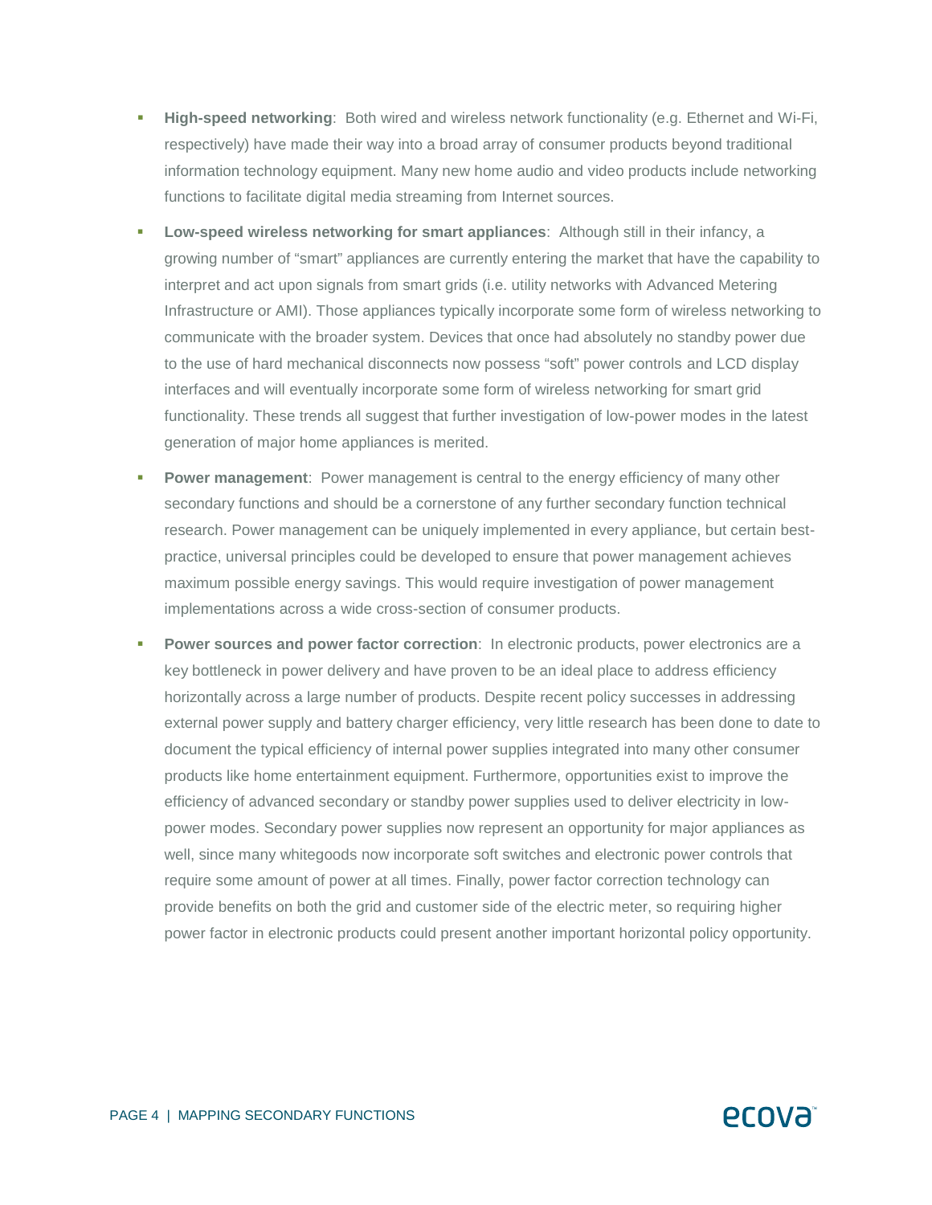- **High-speed networking**: Both wired and wireless network functionality (e.g. Ethernet and Wi-Fi, respectively) have made their way into a broad array of consumer products beyond traditional information technology equipment. Many new home audio and video products include networking functions to facilitate digital media streaming from Internet sources.
- **Low-speed wireless networking for smart appliances**: Although still in their infancy, a growing number of "smart" appliances are currently entering the market that have the capability to interpret and act upon signals from smart grids (i.e. utility networks with Advanced Metering Infrastructure or AMI). Those appliances typically incorporate some form of wireless networking to communicate with the broader system. Devices that once had absolutely no standby power due to the use of hard mechanical disconnects now possess "soft" power controls and LCD display interfaces and will eventually incorporate some form of wireless networking for smart grid functionality. These trends all suggest that further investigation of low-power modes in the latest generation of major home appliances is merited.
- **Power management**: Power management is central to the energy efficiency of many other secondary functions and should be a cornerstone of any further secondary function technical research. Power management can be uniquely implemented in every appliance, but certain best-practice, universal principles could be developed to ensure that power management achieves maximum possible energy savings. This would require investigation of power management implementations across a wide cross-section of consumer products.
- **Power sources and power factor correction**: In electronic products, power electronics are a key bottleneck in power delivery and have proven to be an ideal place to address efficiency horizontally across a large number of products. Despite recent policy successes in addressing external power supply and battery charger efficiency, very little research has been done to date to document the typical efficiency of internal power supplies integrated into many other consumer products like home entertainment equipment. Furthermore, opportunities exist to improve the efficiency of advanced secondary or standby power supplies used to deliver electricity in low-power modes. Secondary power supplies now represent an opportunity for major appliances as well, since many whitegoods now incorporate soft switches and electronic power controls that require some amount of power at all times. Finally, power factor correction technology can provide benefits on both the grid and customer side of the electric meter, so requiring higher power factor in electronic products could present another important horizontal policy opportunity.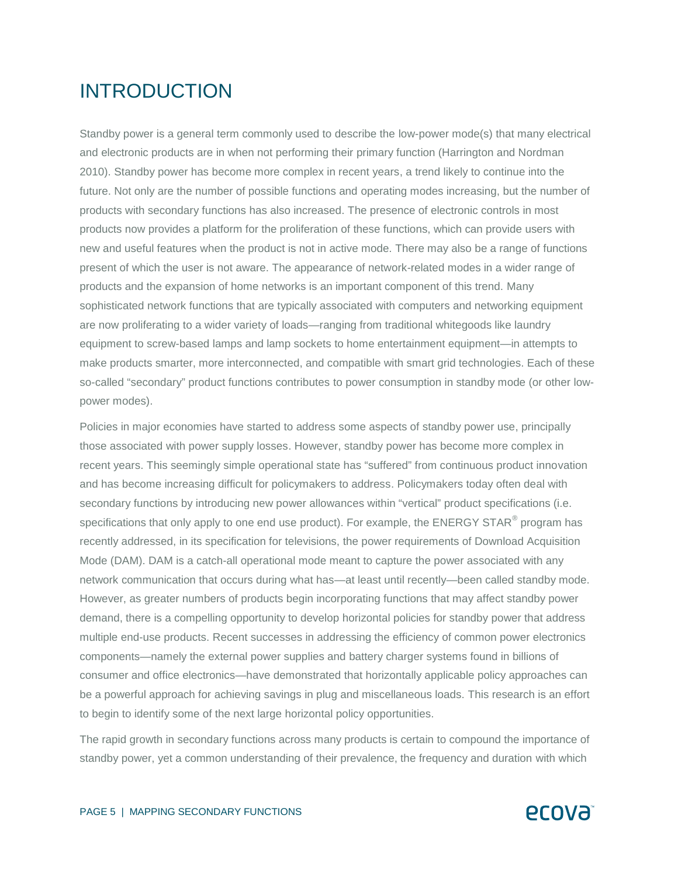# INTRODUCTION

Standby power is a general term commonly used to describe the low-power mode(s) that many electrical and electronic products are in when not performing their primary function (Harrington and Nordman 2010). Standby power has become more complex in recent years, a trend likely to continue into the future. Not only are the number of possible functions and operating modes increasing, but the number of products with secondary functions has also increased. The presence of electronic controls in most products now provides a platform for the proliferation of these functions, which can provide users with new and useful features when the product is not in active mode. There may also be a range of functions present of which the user is not aware. The appearance of network-related modes in a wider range of products and the expansion of home networks is an important component of this trend. Many sophisticated network functions that are typically associated with computers and networking equipment are now proliferating to a wider variety of loads—ranging from traditional whitegoods like laundry equipment to screw-based lamps and lamp sockets to home entertainment equipment—in attempts to make products smarter, more interconnected, and compatible with smart grid technologies. Each of these so-called "secondary" product functions contributes to power consumption in standby mode (or other low-power modes).

Policies in major economies have started to address some aspects of standby power use, principally those associated with power supply losses. However, standby power has become more complex in recent years. This seemingly simple operational state has "suffered" from continuous product innovation and has become increasing difficult for policymakers to address. Policymakers today often deal with secondary functions by introducing new power allowances within "vertical" product specifications (i.e. specifications that only apply to one end use product). For example, the ENERGY STAR® program has recently addressed, in its specification for televisions, the power requirements of Download Acquisition Mode (DAM). DAM is a catch-all operational mode meant to capture the power associated with any network communication that occurs during what has—at least until recently—been called standby mode. However, as greater numbers of products begin incorporating functions that may affect standby power demand, there is a compelling opportunity to develop horizontal policies for standby power that address multiple end-use products. Recent successes in addressing the efficiency of common power electronics components—namely the external power supplies and battery charger systems found in billions of consumer and office electronics—have demonstrated that horizontally applicable policy approaches can be a powerful approach for achieving savings in plug and miscellaneous loads. This research is an effort to begin to identify some of the next large horizontal policy opportunities.

The rapid growth in secondary functions across many products is certain to compound the importance of standby power, yet a common understanding of their prevalence, the frequency and duration with which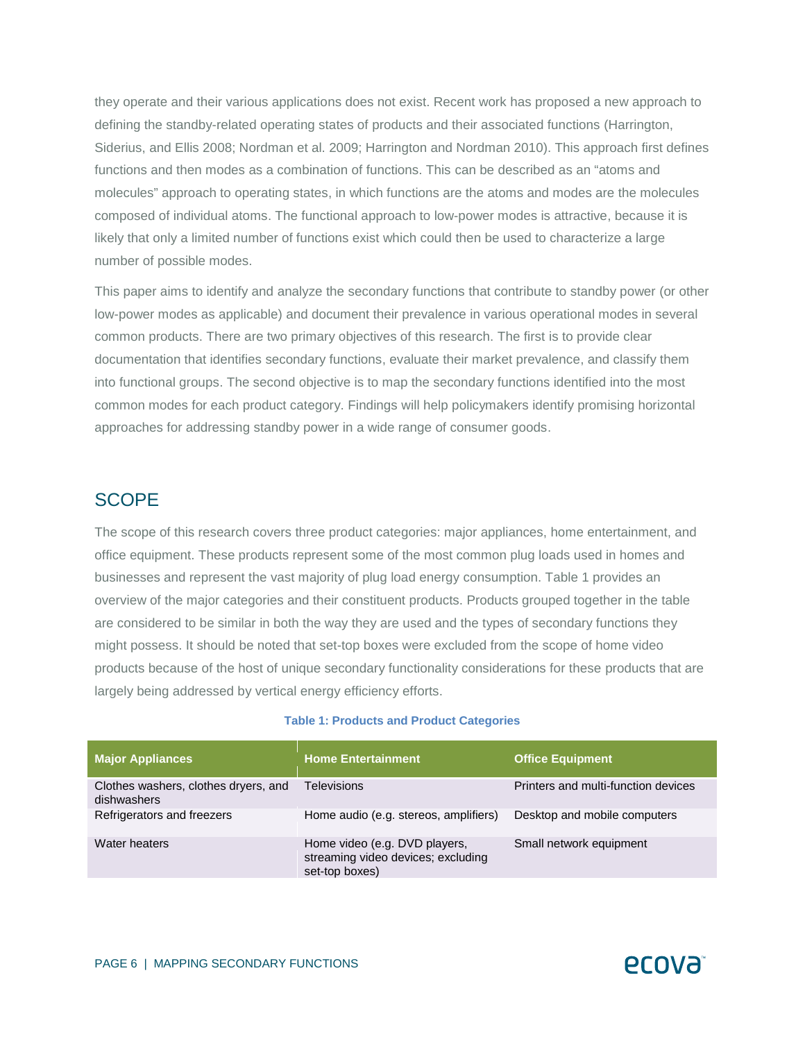they operate and their various applications does not exist. Recent work has proposed a new approach to defining the standby-related operating states of products and their associated functions (Harrington, Siderius, and Ellis 2008; Nordman et al. 2009; Harrington and Nordman 2010). This approach first defines functions and then modes as a combination of functions. This can be described as an "atoms and molecules" approach to operating states, in which functions are the atoms and modes are the molecules composed of individual atoms. The functional approach to low-power modes is attractive, because it is likely that only a limited number of functions exist which could then be used to characterize a large number of possible modes.

This paper aims to identify and analyze the secondary functions that contribute to standby power (or other low-power modes as applicable) and document their prevalence in various operational modes in several common products. There are two primary objectives of this research. The first is to provide clear documentation that identifies secondary functions, evaluate their market prevalence, and classify them into functional groups. The second objective is to map the secondary functions identified into the most common modes for each product category. Findings will help policymakers identify promising horizontal approaches for addressing standby power in a wide range of consumer goods.

## SCOPE

The scope of this research covers three product categories: major appliances, home entertainment, and office equipment. These products represent some of the most common plug loads used in homes and businesses and represent the vast majority of plug load energy consumption. Table 1 provides an overview of the major categories and their constituent products. Products grouped together in the table are considered to be similar in both the way they are used and the types of secondary functions they might possess. It should be noted that set-top boxes were excluded from the scope of home video products because of the host of unique secondary functionality considerations for these products that are largely being addressed by vertical energy efficiency efforts.

**Table 1: Products and Product Categories**

| Major Appliances | Home Entertainment | Office Equipment |
|---|---|---|
| Clothes washers, clothes dryers, and dishwashers | Televisions | Printers and multi-function devices |
| Refrigerators and freezers | Home audio (e.g. stereos, amplifiers) | Desktop and mobile computers |
| Water heaters | Home video (e.g. DVD players, streaming video devices; excluding set-top boxes) | Small network equipment |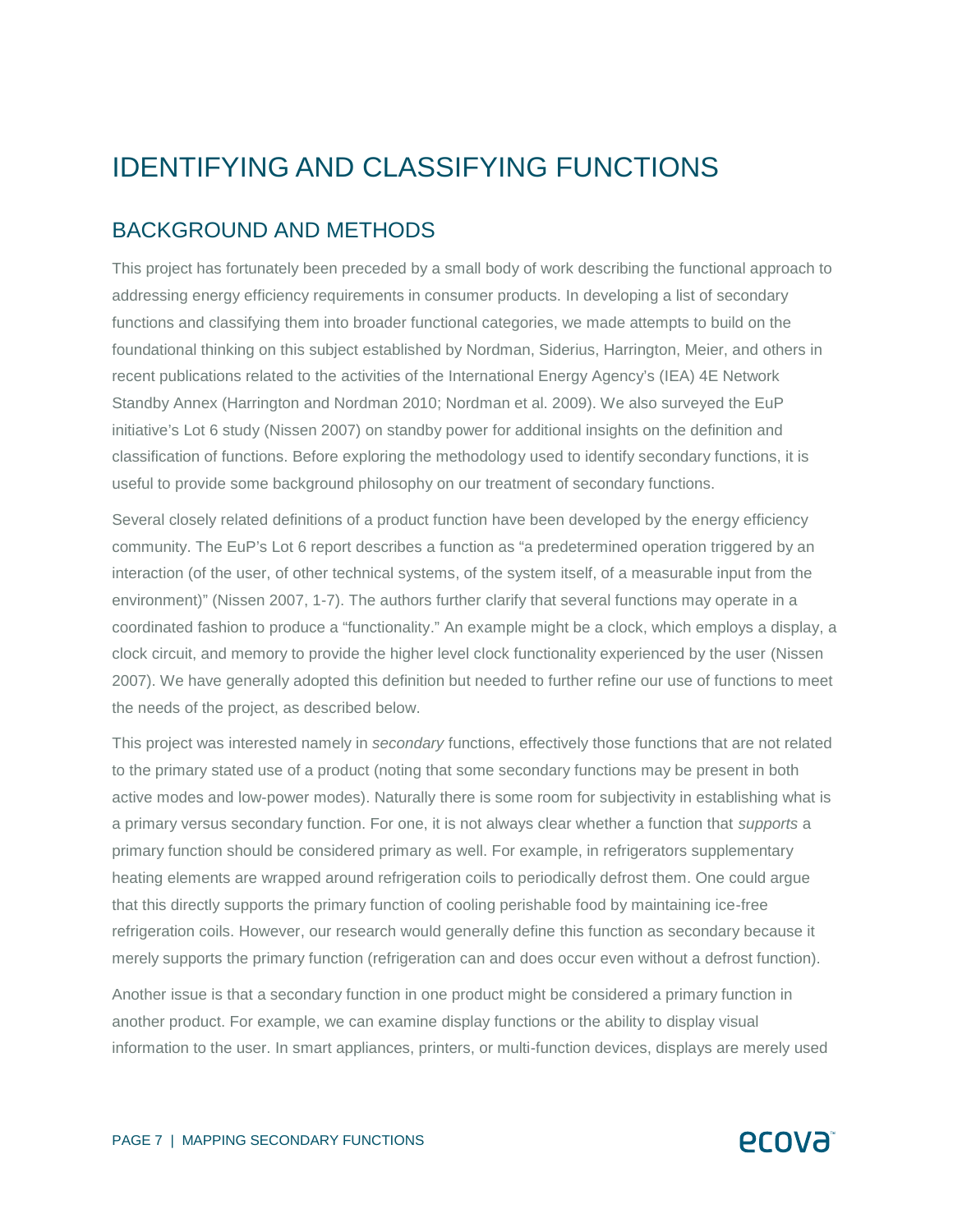# IDENTIFYING AND CLASSIFYING FUNCTIONS

## BACKGROUND AND METHODS

This project has fortunately been preceded by a small body of work describing the functional approach to addressing energy efficiency requirements in consumer products. In developing a list of secondary functions and classifying them into broader functional categories, we made attempts to build on the foundational thinking on this subject established by Nordman, Siderius, Harrington, Meier, and others in recent publications related to the activities of the International Energy Agency's (IEA) 4E Network Standby Annex (Harrington and Nordman 2010; Nordman et al. 2009). We also surveyed the EuP initiative's Lot 6 study (Nissen 2007) on standby power for additional insights on the definition and classification of functions. Before exploring the methodology used to identify secondary functions, it is useful to provide some background philosophy on our treatment of secondary functions.

Several closely related definitions of a product function have been developed by the energy efficiency community. The EuP's Lot 6 report describes a function as "a predetermined operation triggered by an interaction (of the user, of other technical systems, of the system itself, of a measurable input from the environment)" (Nissen 2007, 1-7). The authors further clarify that several functions may operate in a coordinated fashion to produce a "functionality." An example might be a clock, which employs a display, a clock circuit, and memory to provide the higher level clock functionality experienced by the user (Nissen 2007). We have generally adopted this definition but needed to further refine our use of functions to meet the needs of the project, as described below.

This project was interested namely in *secondary* functions, effectively those functions that are not related to the primary stated use of a product (noting that some secondary functions may be present in both active modes and low-power modes). Naturally there is some room for subjectivity in establishing what is a primary versus secondary function. For one, it is not always clear whether a function that *supports* a primary function should be considered primary as well. For example, in refrigerators supplementary heating elements are wrapped around refrigeration coils to periodically defrost them. One could argue that this directly supports the primary function of cooling perishable food by maintaining ice-free refrigeration coils. However, our research would generally define this function as secondary because it merely supports the primary function (refrigeration can and does occur even without a defrost function).

Another issue is that a secondary function in one product might be considered a primary function in another product. For example, we can examine display functions or the ability to display visual information to the user. In smart appliances, printers, or multi-function devices, displays are merely used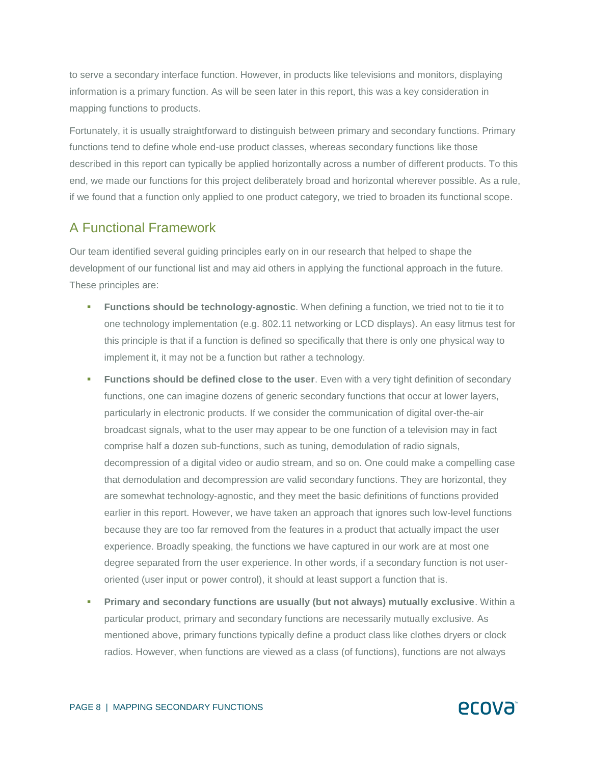to serve a secondary interface function. However, in products like televisions and monitors, displaying information is a primary function. As will be seen later in this report, this was a key consideration in mapping functions to products.

Fortunately, it is usually straightforward to distinguish between primary and secondary functions. Primary functions tend to define whole end-use product classes, whereas secondary functions like those described in this report can typically be applied horizontally across a number of different products. To this end, we made our functions for this project deliberately broad and horizontal wherever possible. As a rule, if we found that a function only applied to one product category, we tried to broaden its functional scope.

## A Functional Framework

Our team identified several guiding principles early on in our research that helped to shape the development of our functional list and may aid others in applying the functional approach in the future. These principles are:

- **Functions should be technology-agnostic**. When defining a function, we tried not to tie it to one technology implementation (e.g. 802.11 networking or LCD displays). An easy litmus test for this principle is that if a function is defined so specifically that there is only one physical way to implement it, it may not be a function but rather a technology.
- **Functions should be defined close to the user**. Even with a very tight definition of secondary functions, one can imagine dozens of generic secondary functions that occur at lower layers, particularly in electronic products. If we consider the communication of digital over-the-air broadcast signals, what to the user may appear to be one function of a television may in fact comprise half a dozen sub-functions, such as tuning, demodulation of radio signals, decompression of a digital video or audio stream, and so on. One could make a compelling case that demodulation and decompression are valid secondary functions. They are horizontal, they are somewhat technology-agnostic, and they meet the basic definitions of functions provided earlier in this report. However, we have taken an approach that ignores such low-level functions because they are too far removed from the features in a product that actually impact the user experience. Broadly speaking, the functions we have captured in our work are at most one degree separated from the user experience. In other words, if a secondary function is not user-oriented (user input or power control), it should at least support a function that is.
- **Primary and secondary functions are usually (but not always) mutually exclusive**. Within a particular product, primary and secondary functions are necessarily mutually exclusive. As mentioned above, primary functions typically define a product class like clothes dryers or clock radios. However, when functions are viewed as a class (of functions), functions are not always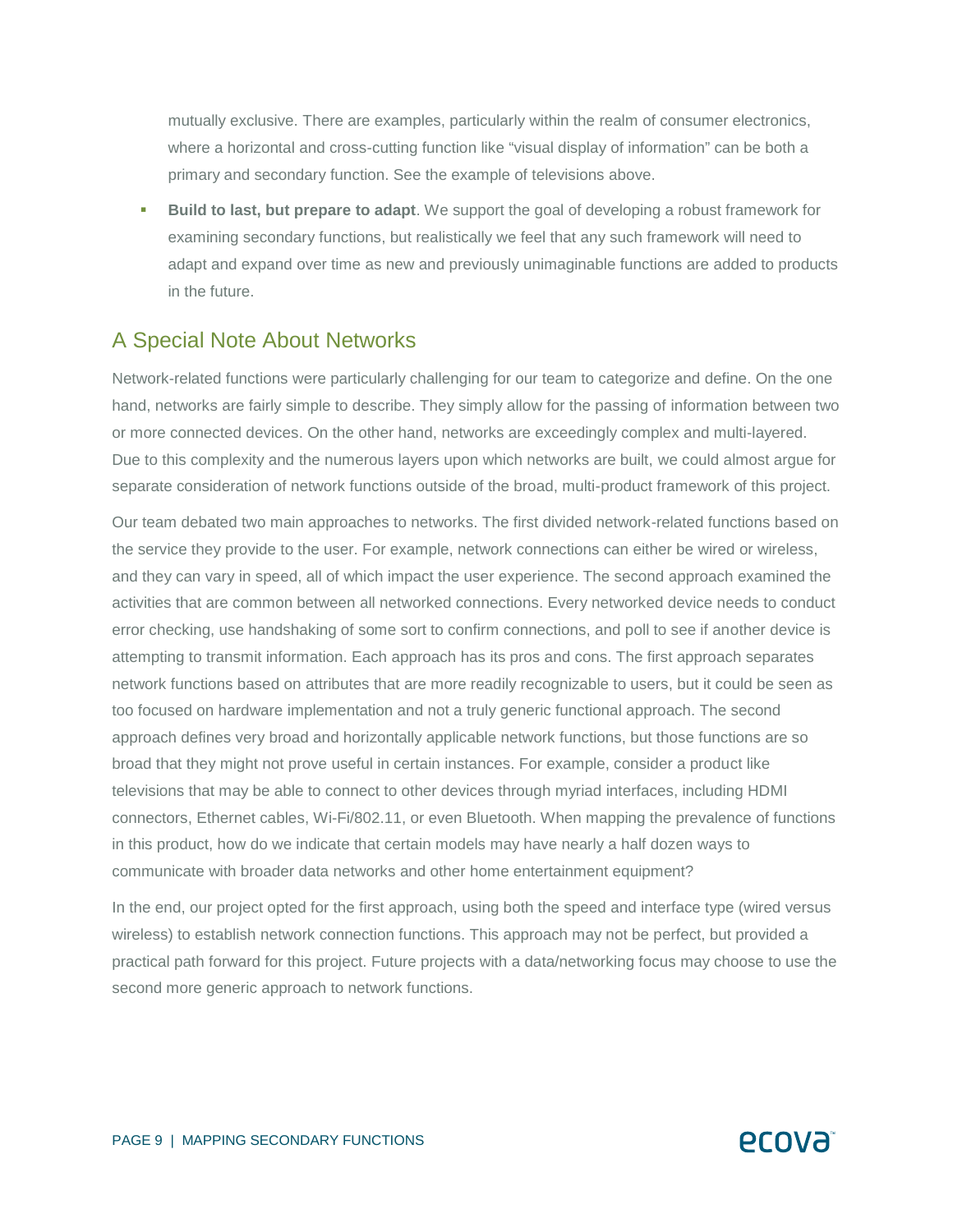mutually exclusive. There are examples, particularly within the realm of consumer electronics, where a horizontal and cross-cutting function like "visual display of information" can be both a primary and secondary function. See the example of televisions above.

- **Build to last, but prepare to adapt**. We support the goal of developing a robust framework for examining secondary functions, but realistically we feel that any such framework will need to adapt and expand over time as new and previously unimaginable functions are added to products in the future.

## A Special Note About Networks

Network-related functions were particularly challenging for our team to categorize and define. On the one hand, networks are fairly simple to describe. They simply allow for the passing of information between two or more connected devices. On the other hand, networks are exceedingly complex and multi-layered. Due to this complexity and the numerous layers upon which networks are built, we could almost argue for separate consideration of network functions outside of the broad, multi-product framework of this project.

Our team debated two main approaches to networks. The first divided network-related functions based on the service they provide to the user. For example, network connections can either be wired or wireless, and they can vary in speed, all of which impact the user experience. The second approach examined the activities that are common between all networked connections. Every networked device needs to conduct error checking, use handshaking of some sort to confirm connections, and poll to see if another device is attempting to transmit information. Each approach has its pros and cons. The first approach separates network functions based on attributes that are more readily recognizable to users, but it could be seen as too focused on hardware implementation and not a truly generic functional approach. The second approach defines very broad and horizontally applicable network functions, but those functions are so broad that they might not prove useful in certain instances. For example, consider a product like televisions that may be able to connect to other devices through myriad interfaces, including HDMI connectors, Ethernet cables, Wi-Fi/802.11, or even Bluetooth. When mapping the prevalence of functions in this product, how do we indicate that certain models may have nearly a half dozen ways to communicate with broader data networks and other home entertainment equipment?

In the end, our project opted for the first approach, using both the speed and interface type (wired versus wireless) to establish network connection functions. This approach may not be perfect, but provided a practical path forward for this project. Future projects with a data/networking focus may choose to use the second more generic approach to network functions.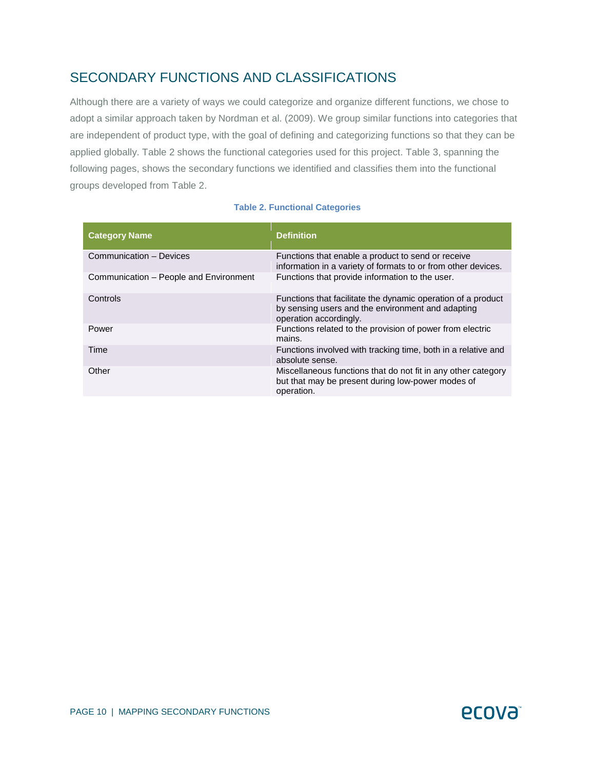## SECONDARY FUNCTIONS AND CLASSIFICATIONS

Although there are a variety of ways we could categorize and organize different functions, we chose to adopt a similar approach taken by Nordman et al. (2009). We group similar functions into categories that are independent of product type, with the goal of defining and categorizing functions so that they can be applied globally. Table 2 shows the functional categories used for this project. Table 3, spanning the following pages, shows the secondary functions we identified and classifies them into the functional groups developed from Table 2.

**Table 2. Functional Categories**

| Category Name | Definition |
|---|---|
| Communication – Devices | Functions that enable a product to send or receive information in a variety of formats to or from other devices. |
| Communication – People and Environment | Functions that provide information to the user. |
| Controls | Functions that facilitate the dynamic operation of a product by sensing users and the environment and adapting operation accordingly. |
| Power | Functions related to the provision of power from electric mains. |
| Time | Functions involved with tracking time, both in a relative and absolute sense. |
| Other | Miscellaneous functions that do not fit in any other category but that may be present during low-power modes of operation. |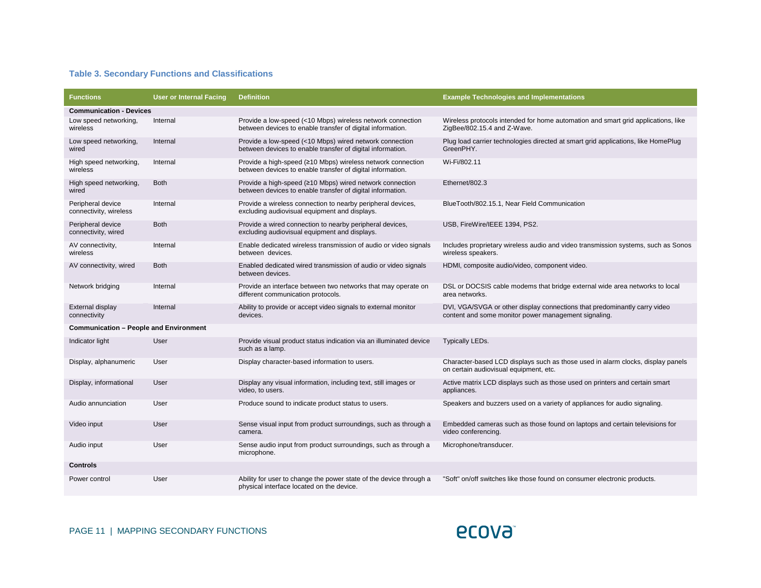**Table 3. Secondary Functions and Classifications**

| Functions | User or Internal Facing | Definition | Example Technologies and Implementations |
|---|---|---|---|
| **Communication - Devices** | | | |
| Low speed networking, wireless | Internal | Provide a low-speed (<10 Mbps) wireless network connection between devices to enable transfer of digital information. | Wireless protocols intended for home automation and smart grid applications, like ZigBee/802.15.4 and Z-Wave. |
| Low speed networking, wired | Internal | Provide a low-speed (<10 Mbps) wired network connection between devices to enable transfer of digital information. | Plug load carrier technologies directed at smart grid applications, like HomePlug GreenPHY. |
| High speed networking, wireless | Internal | Provide a high-speed (≥10 Mbps) wireless network connection between devices to enable transfer of digital information. | Wi-Fi/802.11 |
| High speed networking, wired | Both | Provide a high-speed (≥10 Mbps) wired network connection between devices to enable transfer of digital information. | Ethernet/802.3 |
| Peripheral device connectivity, wireless | Internal | Provide a wireless connection to nearby peripheral devices, excluding audiovisual equipment and displays. | BlueTooth/802.15.1, Near Field Communication |
| Peripheral device connectivity, wired | Both | Provide a wired connection to nearby peripheral devices, excluding audiovisual equipment and displays. | USB, FireWire/IEEE 1394, PS2. |
| AV connectivity, wireless | Internal | Enable dedicated wireless transmission of audio or video signals between devices. | Includes proprietary wireless audio and video transmission systems, such as Sonos wireless speakers. |
| AV connectivity, wired | Both | Enabled dedicated wired transmission of audio or video signals between devices. | HDMI, composite audio/video, component video. |
| Network bridging | Internal | Provide an interface between two networks that may operate on different communication protocols. | DSL or DOCSIS cable modems that bridge external wide area networks to local area networks. |
| External display connectivity | Internal | Ability to provide or accept video signals to external monitor devices. | DVI, VGA/SVGA or other display connections that predominantly carry video content and some monitor power management signaling. |
| **Communication – People and Environment** | | | |
| Indicator light | User | Provide visual product status indication via an illuminated device such as a lamp. | Typically LEDs. |
| Display, alphanumeric | User | Display character-based information to users. | Character-based LCD displays such as those used in alarm clocks, display panels on certain audiovisual equipment, etc. |
| Display, informational | User | Display any visual information, including text, still images or video, to users. | Active matrix LCD displays such as those used on printers and certain smart appliances. |
| Audio annunciation | User | Produce sound to indicate product status to users. | Speakers and buzzers used on a variety of appliances for audio signaling. |
| Video input | User | Sense visual input from product surroundings, such as through a camera. | Embedded cameras such as those found on laptops and certain televisions for video conferencing. |
| Audio input | User | Sense audio input from product surroundings, such as through a microphone. | Microphone/transducer. |
| **Controls** | | | |
| Power control | User | Ability for user to change the power state of the device through a physical interface located on the device. | "Soft" on/off switches like those found on consumer electronic products. |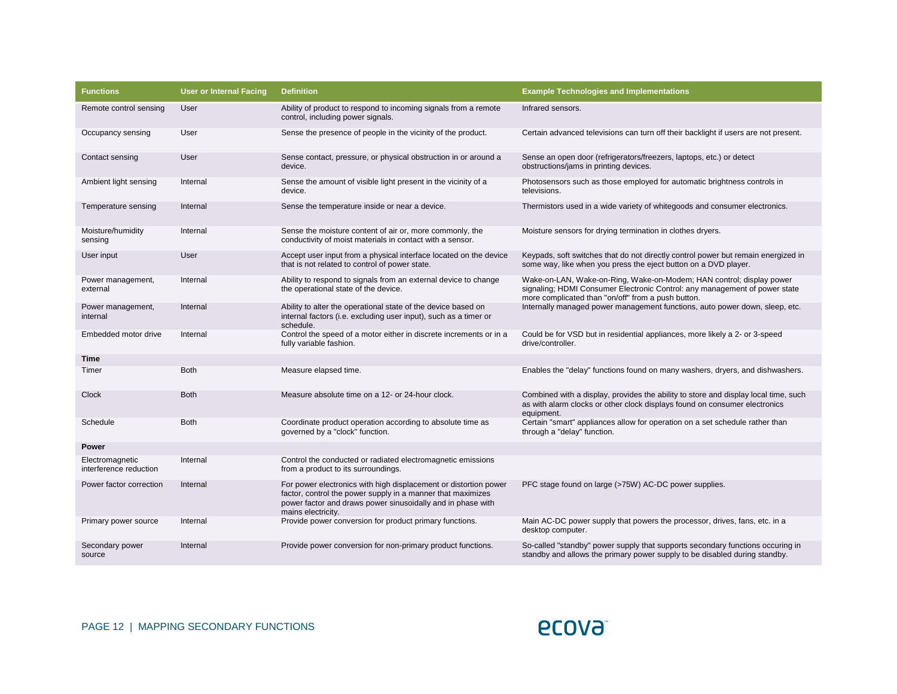| Functions | User or Internal Facing | Definition | Example Technologies and Implementations |
|---|---|---|---|
| Remote control sensing | User | Ability of product to respond to incoming signals from a remote control, including power signals. | Infrared sensors. |
| Occupancy sensing | User | Sense the presence of people in the vicinity of the product. | Certain advanced televisions can turn off their backlight if users are not present. |
| Contact sensing | User | Sense contact, pressure, or physical obstruction in or around a device. | Sense an open door (refrigerators/freezers, laptops, etc.) or detect obstructions/jams in printing devices. |
| Ambient light sensing | Internal | Sense the amount of visible light present in the vicinity of a device. | Photosensors such as those employed for automatic brightness controls in televisions. |
| Temperature sensing | Internal | Sense the temperature inside or near a device. | Thermistors used in a wide variety of whitegoods and consumer electronics. |
| Moisture/humidity sensing | Internal | Sense the moisture content of air or, more commonly, the conductivity of moist materials in contact with a sensor. | Moisture sensors for drying termination in clothes dryers. |
| User input | User | Accept user input from a physical interface located on the device that is not related to control of power state. | Keypads, soft switches that do not directly control power but remain energized in some way, like when you press the eject button on a DVD player. |
| Power management, external | Internal | Ability to respond to signals from an external device to change the operational state of the device. | Wake-on-LAN, Wake-on-Ring, Wake-on-Modem; HAN control; display power signaling; HDMI Consumer Electronic Control: any management of power state more complicated than "on/off" from a push button. |
| Power management, internal | Internal | Ability to alter the operational state of the device based on internal factors (i.e. excluding user input), such as a timer or schedule. | Internally managed power management functions, auto power down, sleep, etc. |
| Embedded motor drive | Internal | Control the speed of a motor either in discrete increments or in a fully variable fashion. | Could be for VSD but in residential appliances, more likely a 2- or 3-speed drive/controller. |
| **Time** | | | |
| Timer | Both | Measure elapsed time. | Enables the "delay" functions found on many washers, dryers, and dishwashers. |
| Clock | Both | Measure absolute time on a 12- or 24-hour clock. | Combined with a display, provides the ability to store and display local time, such as with alarm clocks or other clock displays found on consumer electronics equipment. |
| Schedule | Both | Coordinate product operation according to absolute time as governed by a "clock" function. | Certain "smart" appliances allow for operation on a set schedule rather than through a "delay" function. |
| **Power** | | | |
| Electromagnetic interference reduction | Internal | Control the conducted or radiated electromagnetic emissions from a product to its surroundings. | |
| Power factor correction | Internal | For power electronics with high displacement or distortion power factor, control the power supply in a manner that maximizes power factor and draws power sinusoidally and in phase with mains electricity. | PFC stage found on large (>75W) AC-DC power supplies. |
| Primary power source | Internal | Provide power conversion for product primary functions. | Main AC-DC power supply that powers the processor, drives, fans, etc. in a desktop computer. |
| Secondary power source | Internal | Provide power conversion for non-primary product functions. | So-called "standby" power supply that supports secondary functions occuring in standby and allows the primary power supply to be disabled during standby. |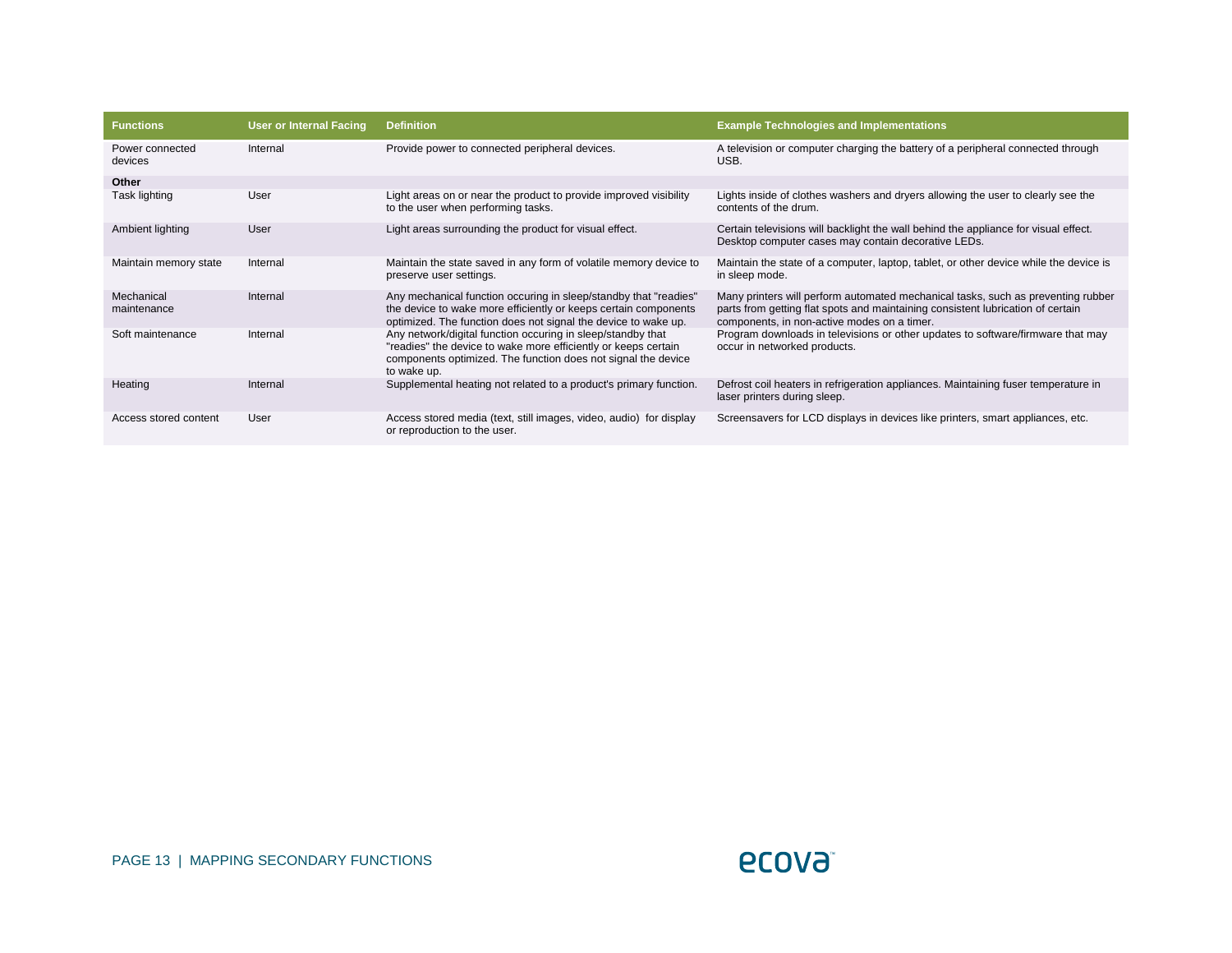| Functions | User or Internal Facing | Definition | Example Technologies and Implementations |
|---|---|---|---|
| Power connected devices | Internal | Provide power to connected peripheral devices. | A television or computer charging the battery of a peripheral connected through USB. |
| **Other** | | | |
| Task lighting | User | Light areas on or near the product to provide improved visibility to the user when performing tasks. | Lights inside of clothes washers and dryers allowing the user to clearly see the contents of the drum. |
| Ambient lighting | User | Light areas surrounding the product for visual effect. | Certain televisions will backlight the wall behind the appliance for visual effect. Desktop computer cases may contain decorative LEDs. |
| Maintain memory state | Internal | Maintain the state saved in any form of volatile memory device to preserve user settings. | Maintain the state of a computer, laptop, tablet, or other device while the device is in sleep mode. |
| Mechanical maintenance | Internal | Any mechanical function occuring in sleep/standby that "readies" the device to wake more efficiently or keeps certain components optimized. The function does not signal the device to wake up. | Many printers will perform automated mechanical tasks, such as preventing rubber parts from getting flat spots and maintaining consistent lubrication of certain components, in non-active modes on a timer. |
| Soft maintenance | Internal | Any network/digital function occuring in sleep/standby that "readies" the device to wake more efficiently or keeps certain components optimized. The function does not signal the device to wake up. | Program downloads in televisions or other updates to software/firmware that may occur in networked products. |
| Heating | Internal | Supplemental heating not related to a product's primary function. | Defrost coil heaters in refrigeration appliances. Maintaining fuser temperature in laser printers during sleep. |
| Access stored content | User | Access stored media (text, still images, video, audio) for display or reproduction to the user. | Screensavers for LCD displays in devices like printers, smart appliances, etc. |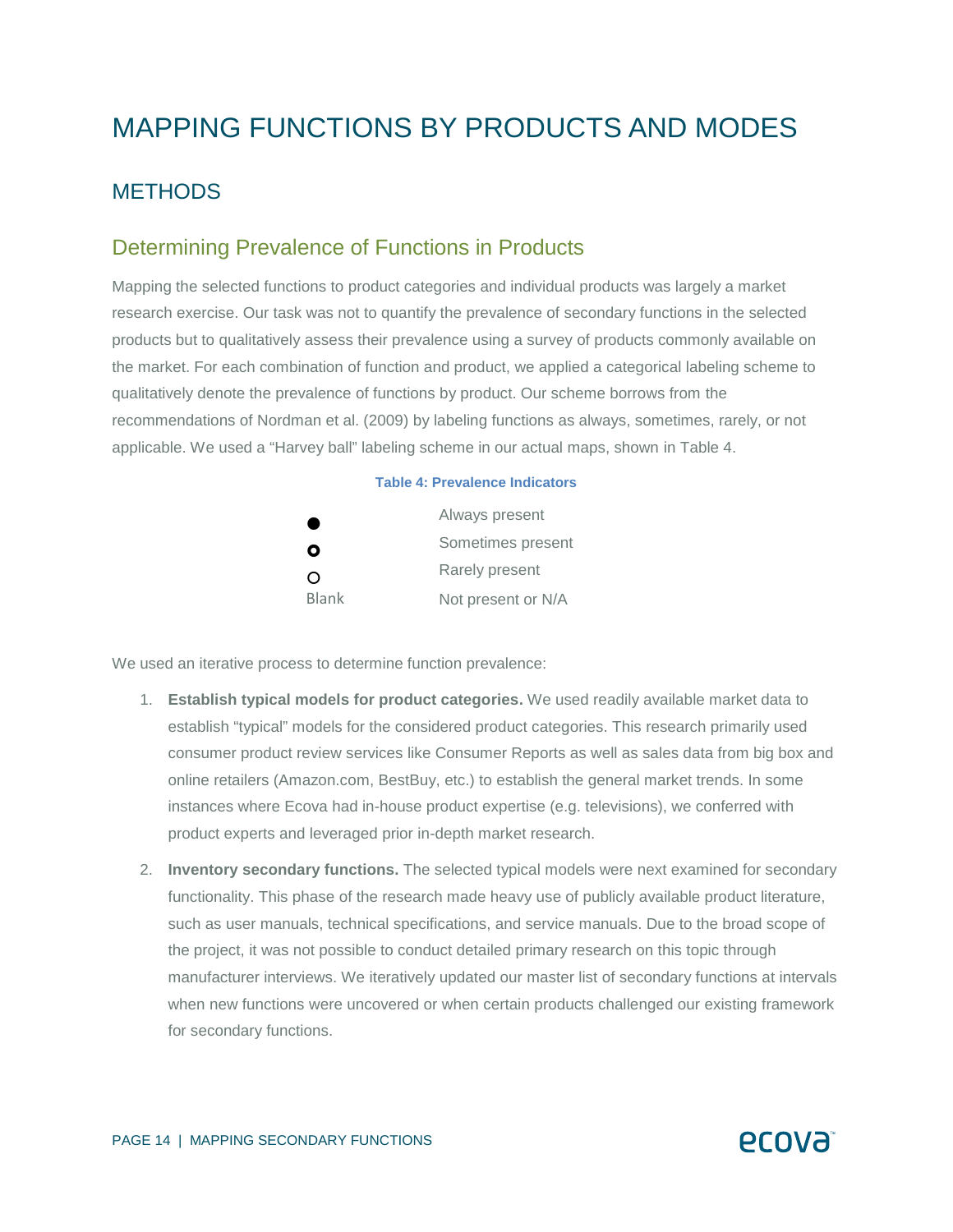# MAPPING FUNCTIONS BY PRODUCTS AND MODES

## METHODS

### Determining Prevalence of Functions in Products

Mapping the selected functions to product categories and individual products was largely a market research exercise. Our task was not to quantify the prevalence of secondary functions in the selected products but to qualitatively assess their prevalence using a survey of products commonly available on the market. For each combination of function and product, we applied a categorical labeling scheme to qualitatively denote the prevalence of functions by product. Our scheme borrows from the recommendations of Nordman et al. (2009) by labeling functions as always, sometimes, rarely, or not applicable. We used a "Harvey ball" labeling scheme in our actual maps, shown in Table 4.

**Table 4: Prevalence Indicators**

| Indicator | Meaning |
|---|---|
| ● | Always present |
| ◉ | Sometimes present |
| ○ | Rarely present |
| Blank | Not present or N/A |

We used an iterative process to determine function prevalence:

1. **Establish typical models for product categories.** We used readily available market data to establish "typical" models for the considered product categories. This research primarily used consumer product review services like Consumer Reports as well as sales data from big box and online retailers (Amazon.com, BestBuy, etc.) to establish the general market trends. In some instances where Ecova had in-house product expertise (e.g. televisions), we conferred with product experts and leveraged prior in-depth market research.

2. **Inventory secondary functions.** The selected typical models were next examined for secondary functionality. This phase of the research made heavy use of publicly available product literature, such as user manuals, technical specifications, and service manuals. Due to the broad scope of the project, it was not possible to conduct detailed primary research on this topic through manufacturer interviews. We iteratively updated our master list of secondary functions at intervals when new functions were uncovered or when certain products challenged our existing framework for secondary functions.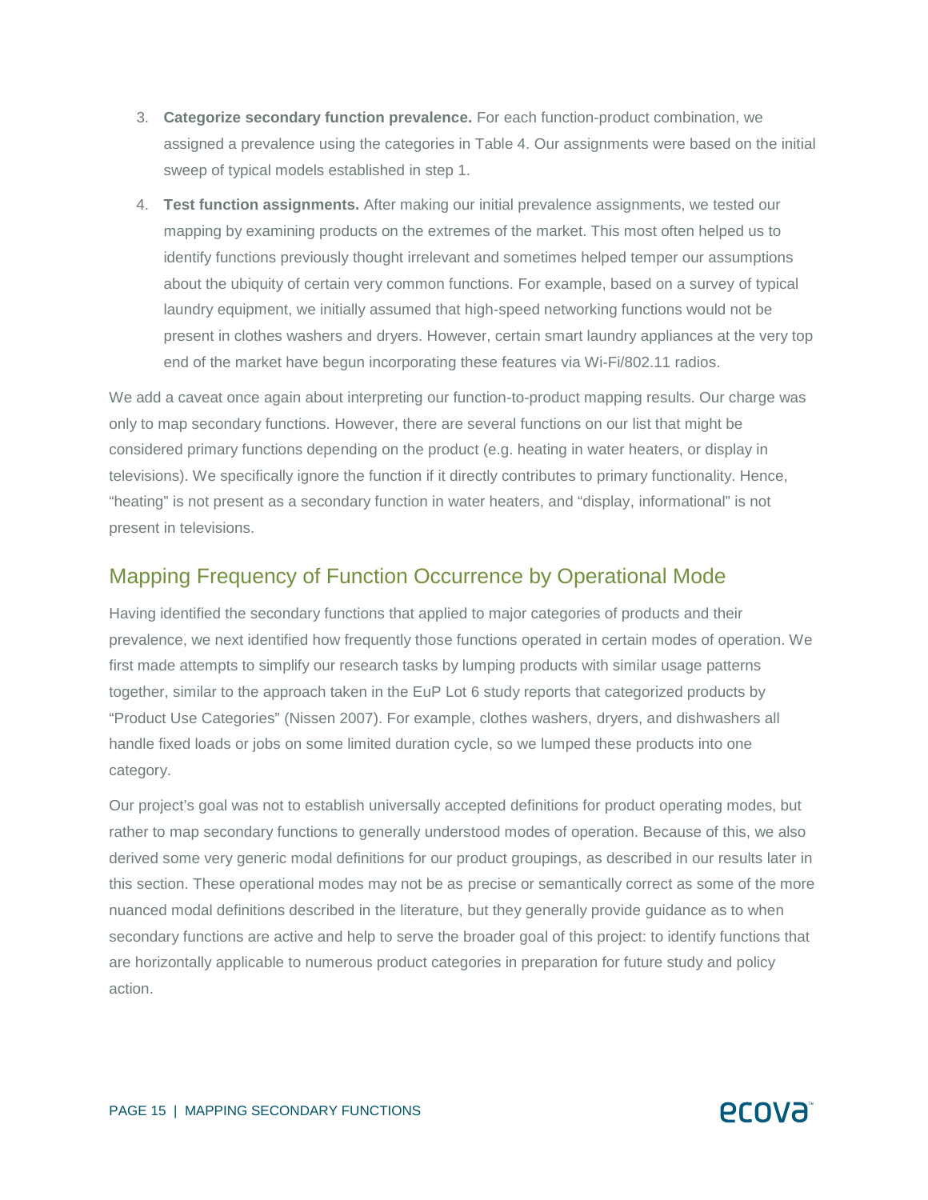3. **Categorize secondary function prevalence.** For each function-product combination, we assigned a prevalence using the categories in Table 4. Our assignments were based on the initial sweep of typical models established in step 1.
4. **Test function assignments.** After making our initial prevalence assignments, we tested our mapping by examining products on the extremes of the market. This most often helped us to identify functions previously thought irrelevant and sometimes helped temper our assumptions about the ubiquity of certain very common functions. For example, based on a survey of typical laundry equipment, we initially assumed that high-speed networking functions would not be present in clothes washers and dryers. However, certain smart laundry appliances at the very top end of the market have begun incorporating these features via Wi-Fi/802.11 radios.

We add a caveat once again about interpreting our function-to-product mapping results. Our charge was only to map secondary functions. However, there are several functions on our list that might be considered primary functions depending on the product (e.g. heating in water heaters, or display in televisions). We specifically ignore the function if it directly contributes to primary functionality. Hence, "heating" is not present as a secondary function in water heaters, and "display, informational" is not present in televisions.

## Mapping Frequency of Function Occurrence by Operational Mode

Having identified the secondary functions that applied to major categories of products and their prevalence, we next identified how frequently those functions operated in certain modes of operation. We first made attempts to simplify our research tasks by lumping products with similar usage patterns together, similar to the approach taken in the EuP Lot 6 study reports that categorized products by "Product Use Categories" (Nissen 2007). For example, clothes washers, dryers, and dishwashers all handle fixed loads or jobs on some limited duration cycle, so we lumped these products into one category.

Our project's goal was not to establish universally accepted definitions for product operating modes, but rather to map secondary functions to generally understood modes of operation. Because of this, we also derived some very generic modal definitions for our product groupings, as described in our results later in this section. These operational modes may not be as precise or semantically correct as some of the more nuanced modal definitions described in the literature, but they generally provide guidance as to when secondary functions are active and help to serve the broader goal of this project: to identify functions that are horizontally applicable to numerous product categories in preparation for future study and policy action.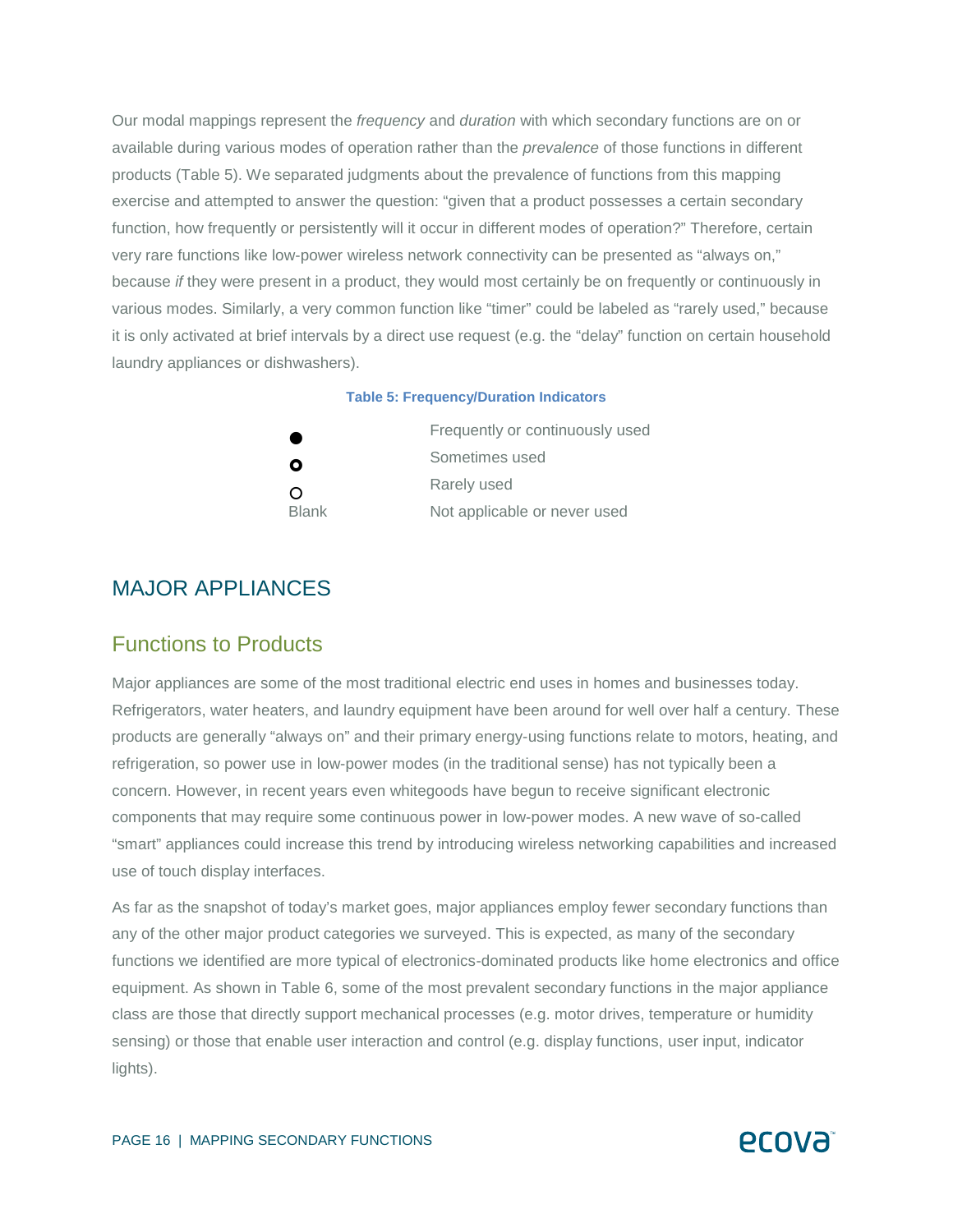Our modal mappings represent the *frequency* and *duration* with which secondary functions are on or available during various modes of operation rather than the *prevalence* of those functions in different products (Table 5). We separated judgments about the prevalence of functions from this mapping exercise and attempted to answer the question: “given that a product possesses a certain secondary function, how frequently or persistently will it occur in different modes of operation?” Therefore, certain very rare functions like low-power wireless network connectivity can be presented as “always on,” because *if* they were present in a product, they would most certainly be on frequently or continuously in various modes. Similarly, a very common function like “timer” could be labeled as “rarely used,” because it is only activated at brief intervals by a direct use request (e.g. the “delay” function on certain household laundry appliances or dishwashers).

**Table 5: Frequency/Duration Indicators**

| | |
|---|---|
| ● | Frequently or continuously used |
| ◉ | Sometimes used |
| ○ | Rarely used |
| Blank | Not applicable or never used |

# MAJOR APPLIANCES

## Functions to Products

Major appliances are some of the most traditional electric end uses in homes and businesses today. Refrigerators, water heaters, and laundry equipment have been around for well over half a century. These products are generally “always on” and their primary energy-using functions relate to motors, heating, and refrigeration, so power use in low-power modes (in the traditional sense) has not typically been a concern. However, in recent years even whitegoods have begun to receive significant electronic components that may require some continuous power in low-power modes. A new wave of so-called “smart” appliances could increase this trend by introducing wireless networking capabilities and increased use of touch display interfaces.

As far as the snapshot of today’s market goes, major appliances employ fewer secondary functions than any of the other major product categories we surveyed. This is expected, as many of the secondary functions we identified are more typical of electronics-dominated products like home electronics and office equipment. As shown in Table 6, some of the most prevalent secondary functions in the major appliance class are those that directly support mechanical processes (e.g. motor drives, temperature or humidity sensing) or those that enable user interaction and control (e.g. display functions, user input, indicator lights).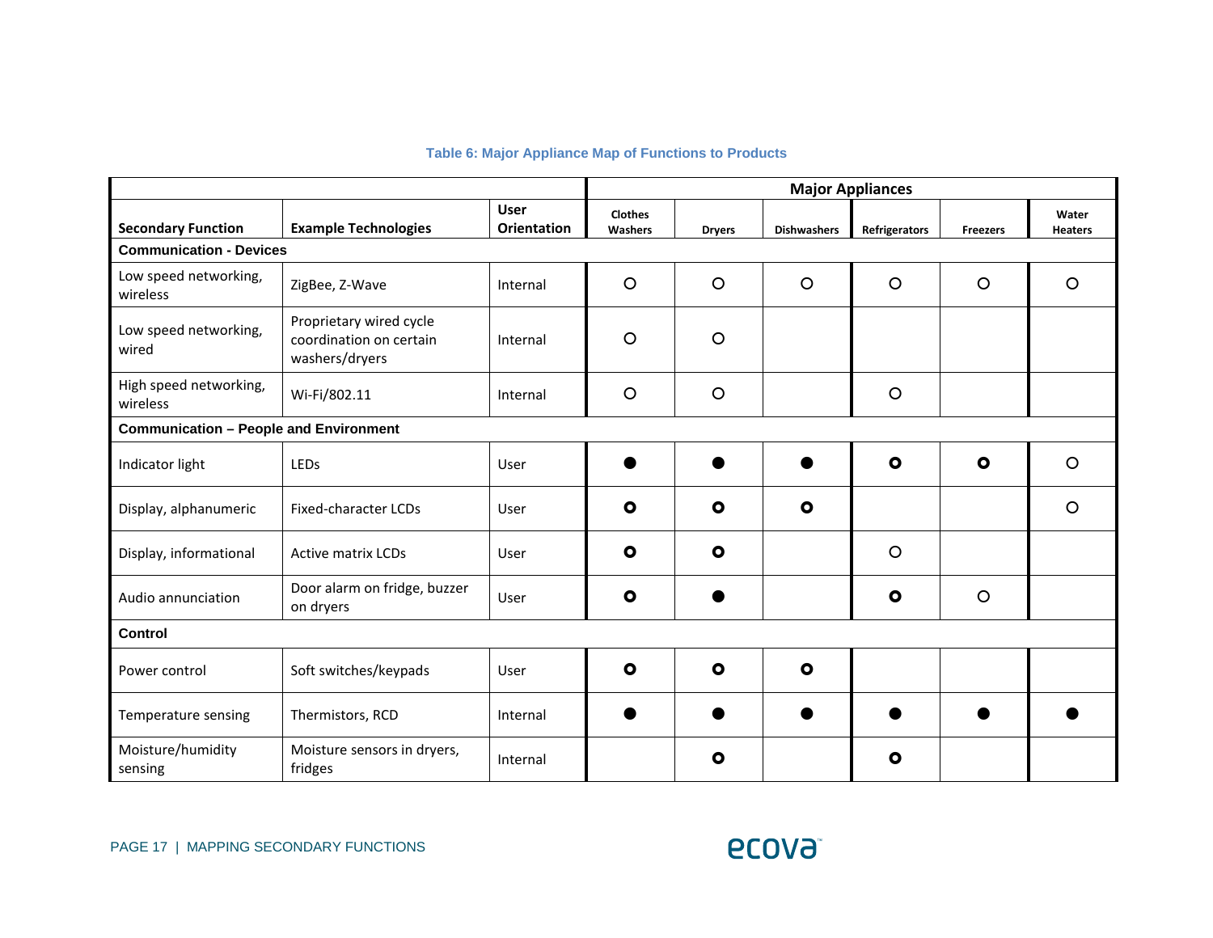**Table 6: Major Appliance Map of Functions to Products**

| Secondary Function | Example Technologies | User Orientation | Major Appliances | | | | | |
|---|---|---|---|---|---|---|---|---|
| | | | Clothes Washers | Dryers | Dishwashers | Refrigerators | Freezers | Water Heaters |
| **Communication - Devices** | | | | | | | | |
| Low speed networking, wireless | ZigBee, Z-Wave | Internal | ○ | ○ | ○ | ○ | ○ | ○ |
| Low speed networking, wired | Proprietary wired cycle coordination on certain washers/dryers | Internal | ○ | ○ | | | | |
| High speed networking, wireless | Wi-Fi/802.11 | Internal | ○ | ○ | | ○ | | |
| **Communication – People and Environment** | | | | | | | | |
| Indicator light | LEDs | User | ● | ● | ● | ◉ | ◉ | ○ |
| Display, alphanumeric | Fixed-character LCDs | User | ◉ | ◉ | ◉ | | | ○ |
| Display, informational | Active matrix LCDs | User | ◉ | ◉ | | ○ | | |
| Audio annunciation | Door alarm on fridge, buzzer on dryers | User | ◉ | ● | | ◉ | ○ | |
| **Control** | | | | | | | | |
| Power control | Soft switches/keypads | User | ◉ | ◉ | ◉ | | | |
| Temperature sensing | Thermistors, RCD | Internal | ● | ● | ● | ● | ● | ● |
| Moisture/humidity sensing | Moisture sensors in dryers, fridges | Internal | | ◉ | | ◉ | | |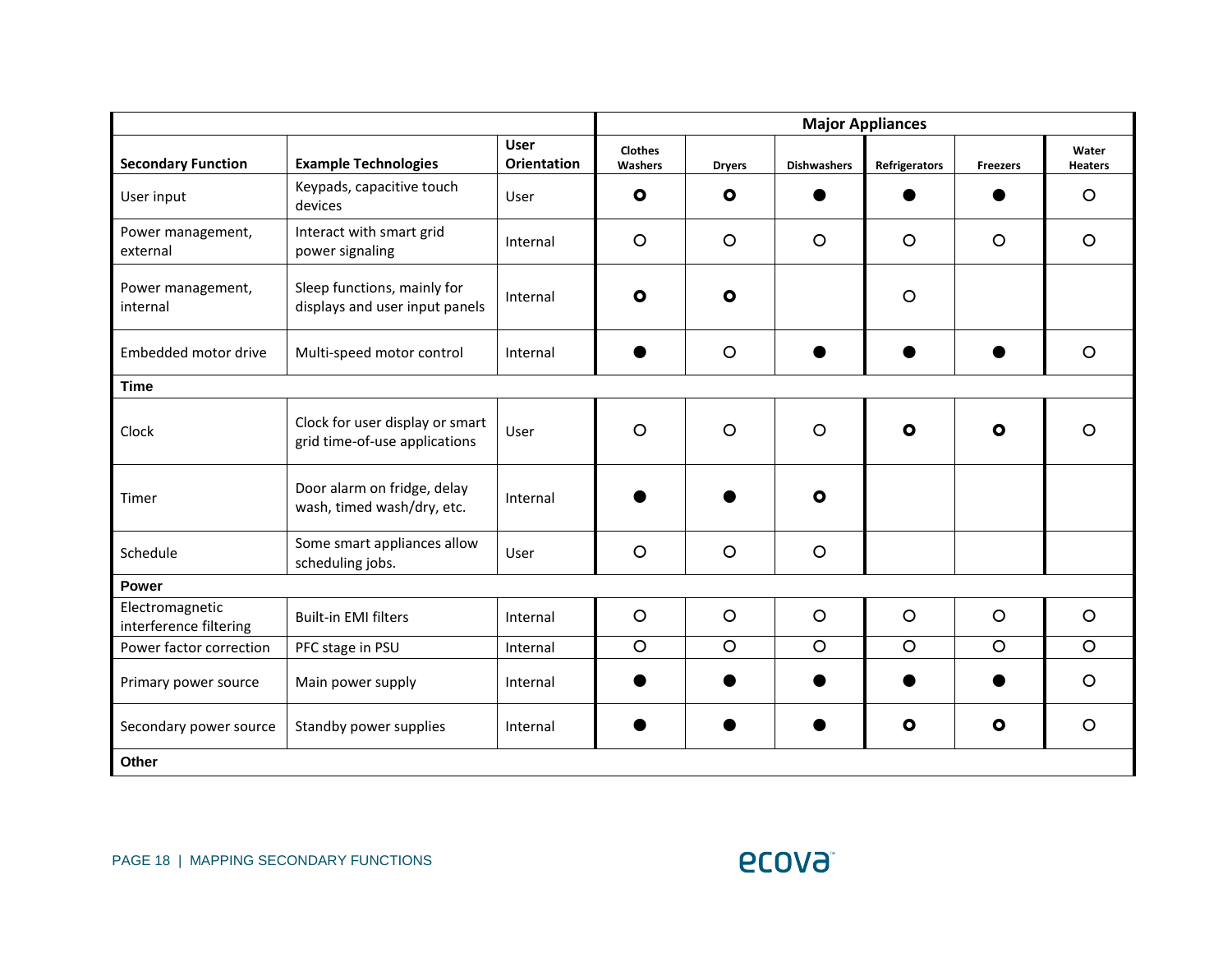| | | | Major Appliances | | | | | |
|---|---|---|---|---|---|---|---|---|
| **Secondary Function** | **Example Technologies** | **User Orientation** | **Clothes Washers** | **Dryers** | **Dishwashers** | **Refrigerators** | **Freezers** | **Water Heaters** |
| User input | Keypads, capacitive touch devices | User | ◉ | ◉ | ● | ● | ● | ○ |
| Power management, external | Interact with smart grid power signaling | Internal | ○ | ○ | ○ | ○ | ○ | ○ |
| Power management, internal | Sleep functions, mainly for displays and user input panels | Internal | ◉ | ◉ | | ○ | | |
| Embedded motor drive | Multi-speed motor control | Internal | ● | ○ | ● | ● | ● | ○ |
| **Time** | | | | | | | | |
| Clock | Clock for user display or smart grid time-of-use applications | User | ○ | ○ | ○ | ◉ | ◉ | ○ |
| Timer | Door alarm on fridge, delay wash, timed wash/dry, etc. | Internal | ● | ● | ◉ | | | |
| Schedule | Some smart appliances allow scheduling jobs. | User | ○ | ○ | ○ | | | |
| **Power** | | | | | | | | |
| Electromagnetic interference filtering | Built-in EMI filters | Internal | ○ | ○ | ○ | ○ | ○ | ○ |
| Power factor correction | PFC stage in PSU | Internal | ○ | ○ | ○ | ○ | ○ | ○ |
| Primary power source | Main power supply | Internal | ● | ● | ● | ● | ● | ○ |
| Secondary power source | Standby power supplies | Internal | ● | ● | ● | ◉ | ◉ | ○ |
| **Other** | | | | | | | | |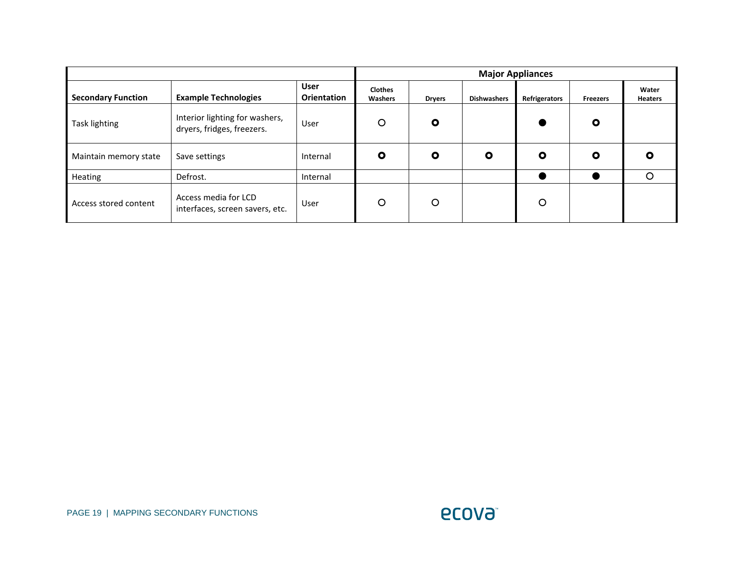| Secondary Function | Example Technologies | User Orientation | Major Appliances: Clothes Washers | Dryers | Dishwashers | Refrigerators | Freezers | Water Heaters |
|---|---|---|---|---|---|---|---|---|
| Task lighting | Interior lighting for washers, dryers, fridges, freezers. | User | ○ | ◉ | | ● | ◉ | |
| Maintain memory state | Save settings | Internal | ◉ | ◉ | ◉ | ◉ | ◉ | ◉ |
| Heating | Defrost. | Internal | | | | ● | ● | ○ |
| Access stored content | Access media for LCD interfaces, screen savers, etc. | User | ○ | ○ | | ○ | | |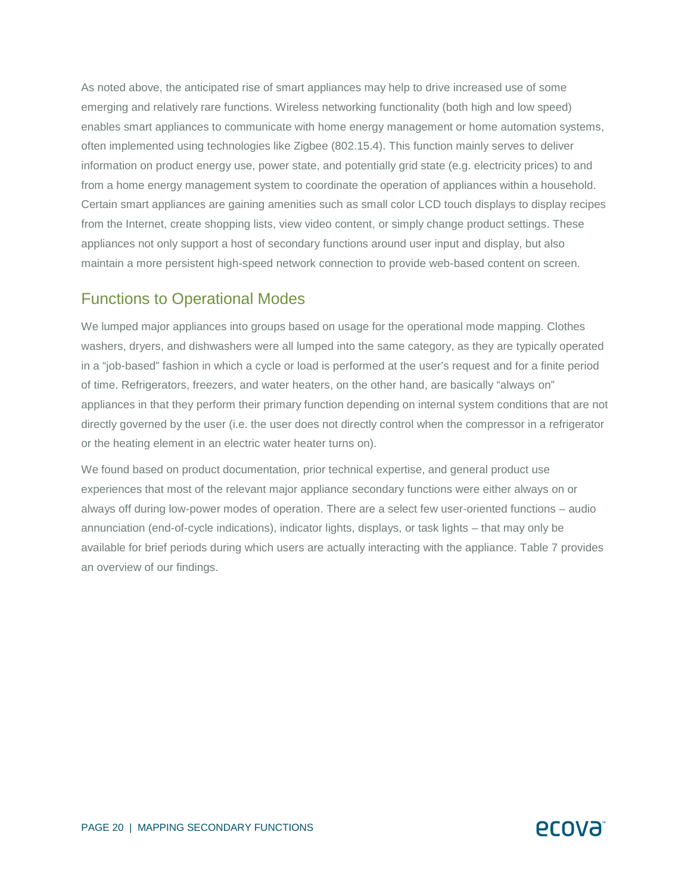As noted above, the anticipated rise of smart appliances may help to drive increased use of some emerging and relatively rare functions. Wireless networking functionality (both high and low speed) enables smart appliances to communicate with home energy management or home automation systems, often implemented using technologies like Zigbee (802.15.4). This function mainly serves to deliver information on product energy use, power state, and potentially grid state (e.g. electricity prices) to and from a home energy management system to coordinate the operation of appliances within a household. Certain smart appliances are gaining amenities such as small color LCD touch displays to display recipes from the Internet, create shopping lists, view video content, or simply change product settings. These appliances not only support a host of secondary functions around user input and display, but also maintain a more persistent high-speed network connection to provide web-based content on screen.

## Functions to Operational Modes

We lumped major appliances into groups based on usage for the operational mode mapping. Clothes washers, dryers, and dishwashers were all lumped into the same category, as they are typically operated in a "job-based" fashion in which a cycle or load is performed at the user's request and for a finite period of time. Refrigerators, freezers, and water heaters, on the other hand, are basically "always on" appliances in that they perform their primary function depending on internal system conditions that are not directly governed by the user (i.e. the user does not directly control when the compressor in a refrigerator or the heating element in an electric water heater turns on).

We found based on product documentation, prior technical expertise, and general product use experiences that most of the relevant major appliance secondary functions were either always on or always off during low-power modes of operation. There are a select few user-oriented functions – audio annunciation (end-of-cycle indications), indicator lights, displays, or task lights – that may only be available for brief periods during which users are actually interacting with the appliance. Table 7 provides an overview of our findings.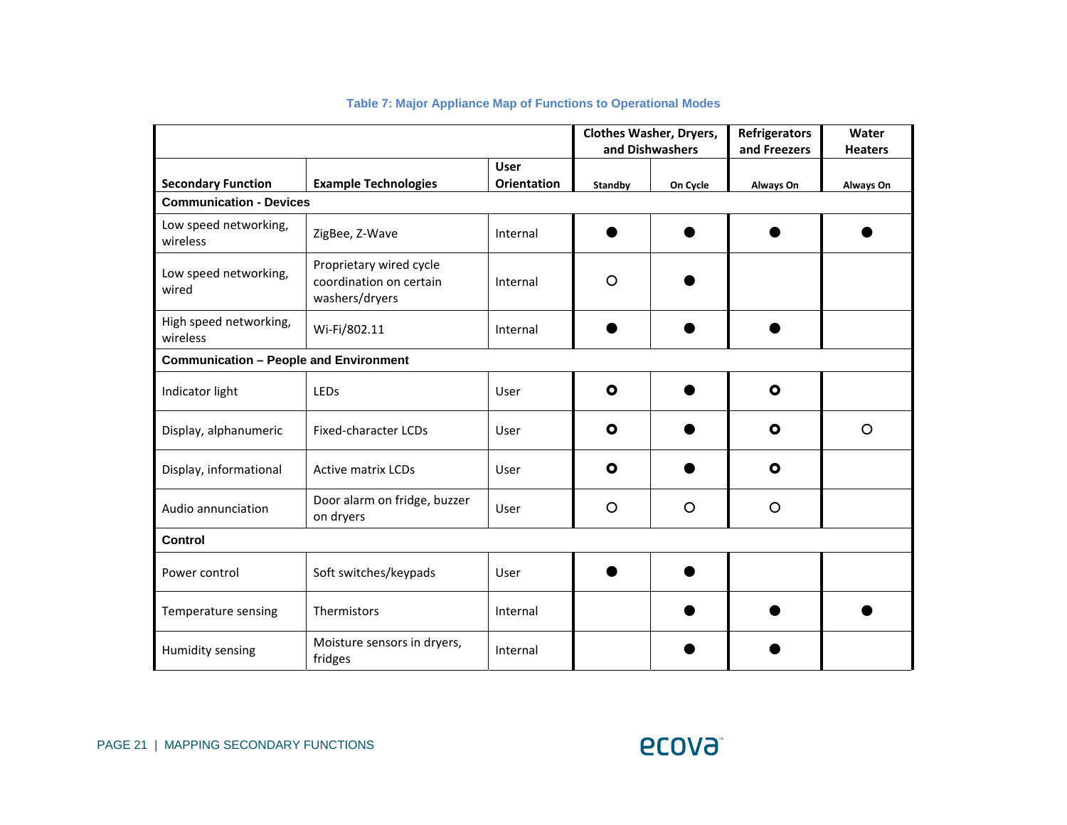**Table 7: Major Appliance Map of Functions to Operational Modes**

| | | | Clothes Washer, Dryers, and Dishwashers | | Refrigerators and Freezers | Water Heaters |
|---|---|---|---|---|---|---|
| **Secondary Function** | **Example Technologies** | **User Orientation** | **Standby** | **On Cycle** | **Always On** | **Always On** |
| **Communication - Devices** | | | | | | |
| Low speed networking, wireless | ZigBee, Z-Wave | Internal | ● | ● | ● | ● |
| Low speed networking, wired | Proprietary wired cycle coordination on certain washers/dryers | Internal | ○ | ● | | |
| High speed networking, wireless | Wi-Fi/802.11 | Internal | ● | ● | ● | |
| **Communication – People and Environment** | | | | | | |
| Indicator light | LEDs | User | **○** | ● | **○** | |
| Display, alphanumeric | Fixed-character LCDs | User | **○** | ● | **○** | ○ |
| Display, informational | Active matrix LCDs | User | **○** | ● | **○** | |
| Audio annunciation | Door alarm on fridge, buzzer on dryers | User | ○ | ○ | ○ | |
| **Control** | | | | | | |
| Power control | Soft switches/keypads | User | ● | ● | | |
| Temperature sensing | Thermistors | Internal | | ● | ● | ● |
| Humidity sensing | Moisture sensors in dryers, fridges | Internal | | ● | ● | |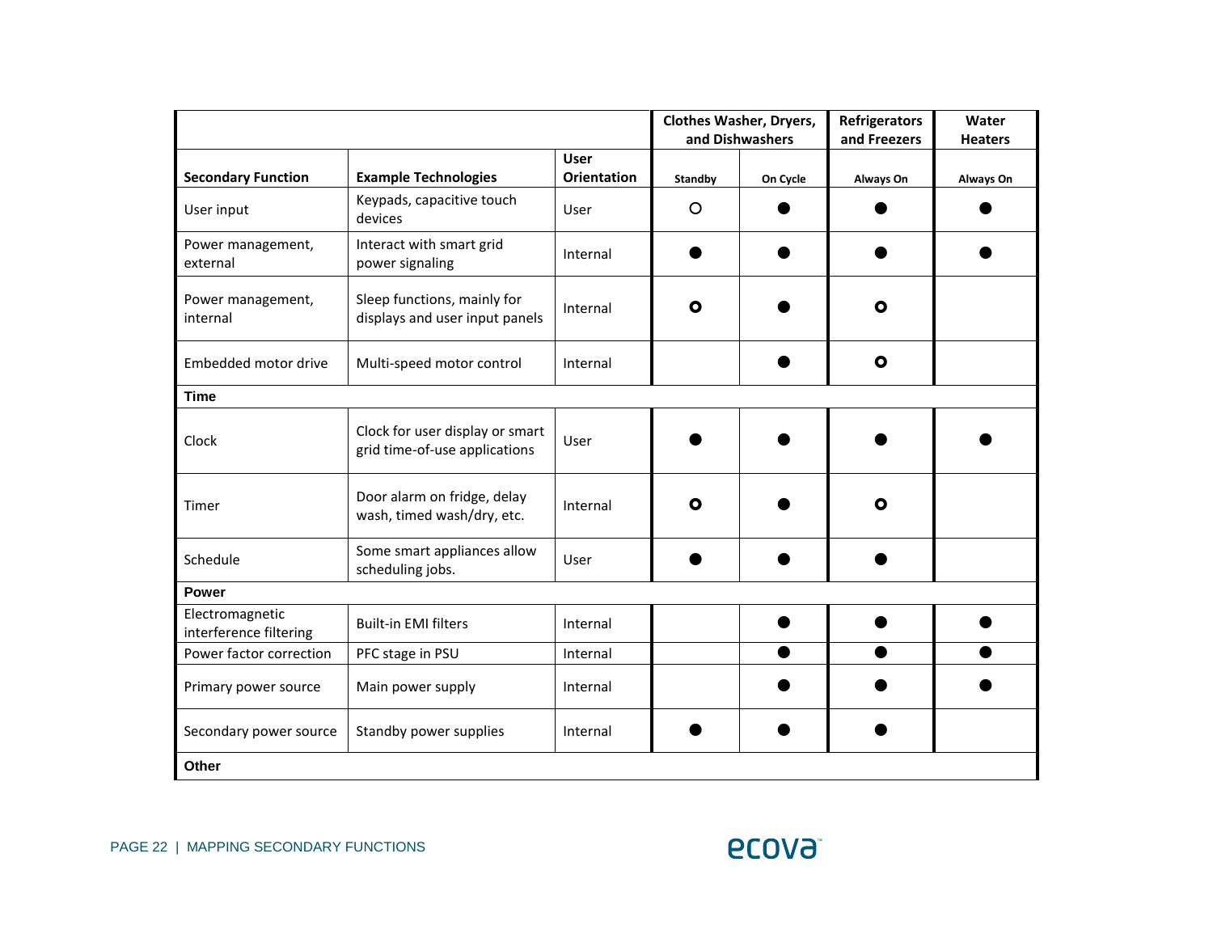| | | | Clothes Washer, Dryers, and Dishwashers | | Refrigerators and Freezers | Water Heaters |
|---|---|---|---|---|---|---|
| **Secondary Function** | **Example Technologies** | **User Orientation** | **Standby** | **On Cycle** | **Always On** | **Always On** |
| User input | Keypads, capacitive touch devices | User | ○ | ● | ● | ● |
| Power management, external | Interact with smart grid power signaling | Internal | ● | ● | ● | ● |
| Power management, internal | Sleep functions, mainly for displays and user input panels | Internal | **o** | ● | **o** | |
| Embedded motor drive | Multi-speed motor control | Internal | | ● | **o** | |
| **Time** | | | | | | |
| Clock | Clock for user display or smart grid time-of-use applications | User | ● | ● | ● | ● |
| Timer | Door alarm on fridge, delay wash, timed wash/dry, etc. | Internal | **o** | ● | **o** | |
| Schedule | Some smart appliances allow scheduling jobs. | User | ● | ● | ● | |
| **Power** | | | | | | |
| Electromagnetic interference filtering | Built-in EMI filters | Internal | | ● | ● | ● |
| Power factor correction | PFC stage in PSU | Internal | | ● | ● | ● |
| Primary power source | Main power supply | Internal | | ● | ● | ● |
| Secondary power source | Standby power supplies | Internal | ● | ● | ● | |
| **Other** | | | | | | |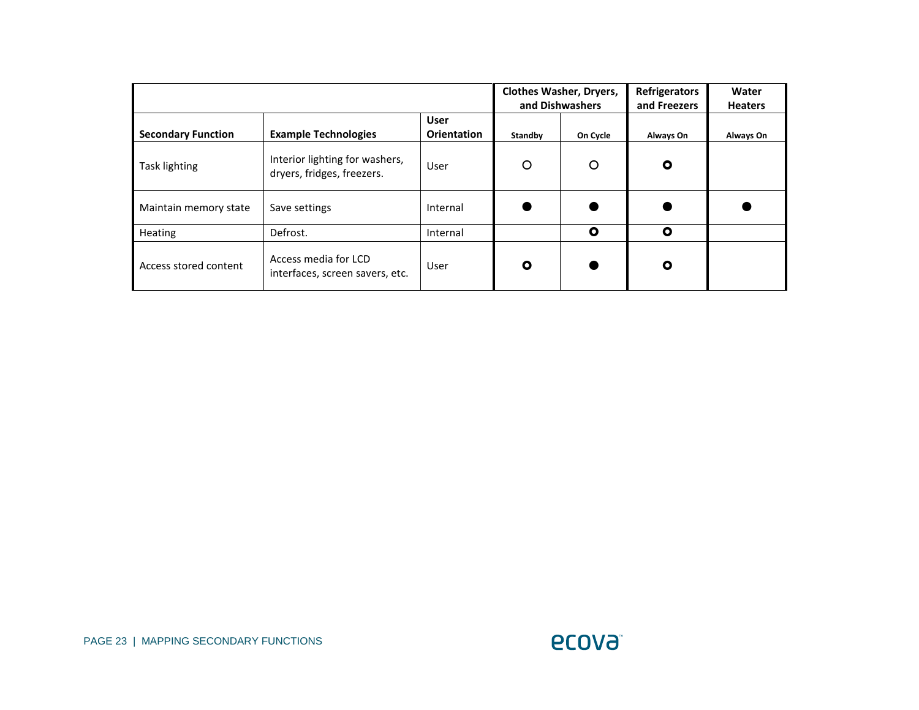| | | | Clothes Washer, Dryers, and Dishwashers | | Refrigerators and Freezers | Water Heaters |
|---|---|---|---|---|---|---|
| **Secondary Function** | **Example Technologies** | **User Orientation** | **Standby** | **On Cycle** | **Always On** | **Always On** |
| Task lighting | Interior lighting for washers, dryers, fridges, freezers. | User | ○ | ○ | ◘ | |
| Maintain memory state | Save settings | Internal | ● | ● | ● | ● |
| Heating | Defrost. | Internal | | ◘ | ◘ | |
| Access stored content | Access media for LCD interfaces, screen savers, etc. | User | ◘ | ● | ◘ | |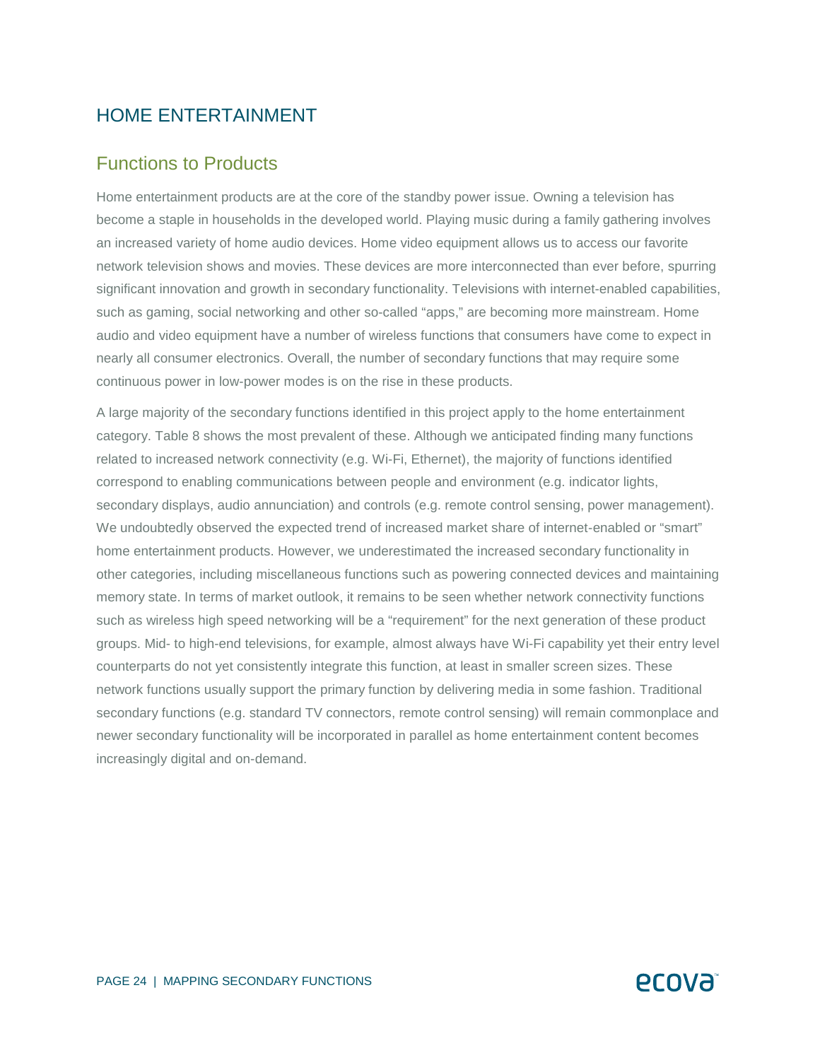# HOME ENTERTAINMENT

## Functions to Products

Home entertainment products are at the core of the standby power issue. Owning a television has become a staple in households in the developed world. Playing music during a family gathering involves an increased variety of home audio devices. Home video equipment allows us to access our favorite network television shows and movies. These devices are more interconnected than ever before, spurring significant innovation and growth in secondary functionality. Televisions with internet-enabled capabilities, such as gaming, social networking and other so-called "apps," are becoming more mainstream. Home audio and video equipment have a number of wireless functions that consumers have come to expect in nearly all consumer electronics. Overall, the number of secondary functions that may require some continuous power in low-power modes is on the rise in these products.

A large majority of the secondary functions identified in this project apply to the home entertainment category. Table 8 shows the most prevalent of these. Although we anticipated finding many functions related to increased network connectivity (e.g. Wi-Fi, Ethernet), the majority of functions identified correspond to enabling communications between people and environment (e.g. indicator lights, secondary displays, audio annunciation) and controls (e.g. remote control sensing, power management). We undoubtedly observed the expected trend of increased market share of internet-enabled or "smart" home entertainment products. However, we underestimated the increased secondary functionality in other categories, including miscellaneous functions such as powering connected devices and maintaining memory state. In terms of market outlook, it remains to be seen whether network connectivity functions such as wireless high speed networking will be a "requirement" for the next generation of these product groups. Mid- to high-end televisions, for example, almost always have Wi-Fi capability yet their entry level counterparts do not yet consistently integrate this function, at least in smaller screen sizes. These network functions usually support the primary function by delivering media in some fashion. Traditional secondary functions (e.g. standard TV connectors, remote control sensing) will remain commonplace and newer secondary functionality will be incorporated in parallel as home entertainment content becomes increasingly digital and on-demand.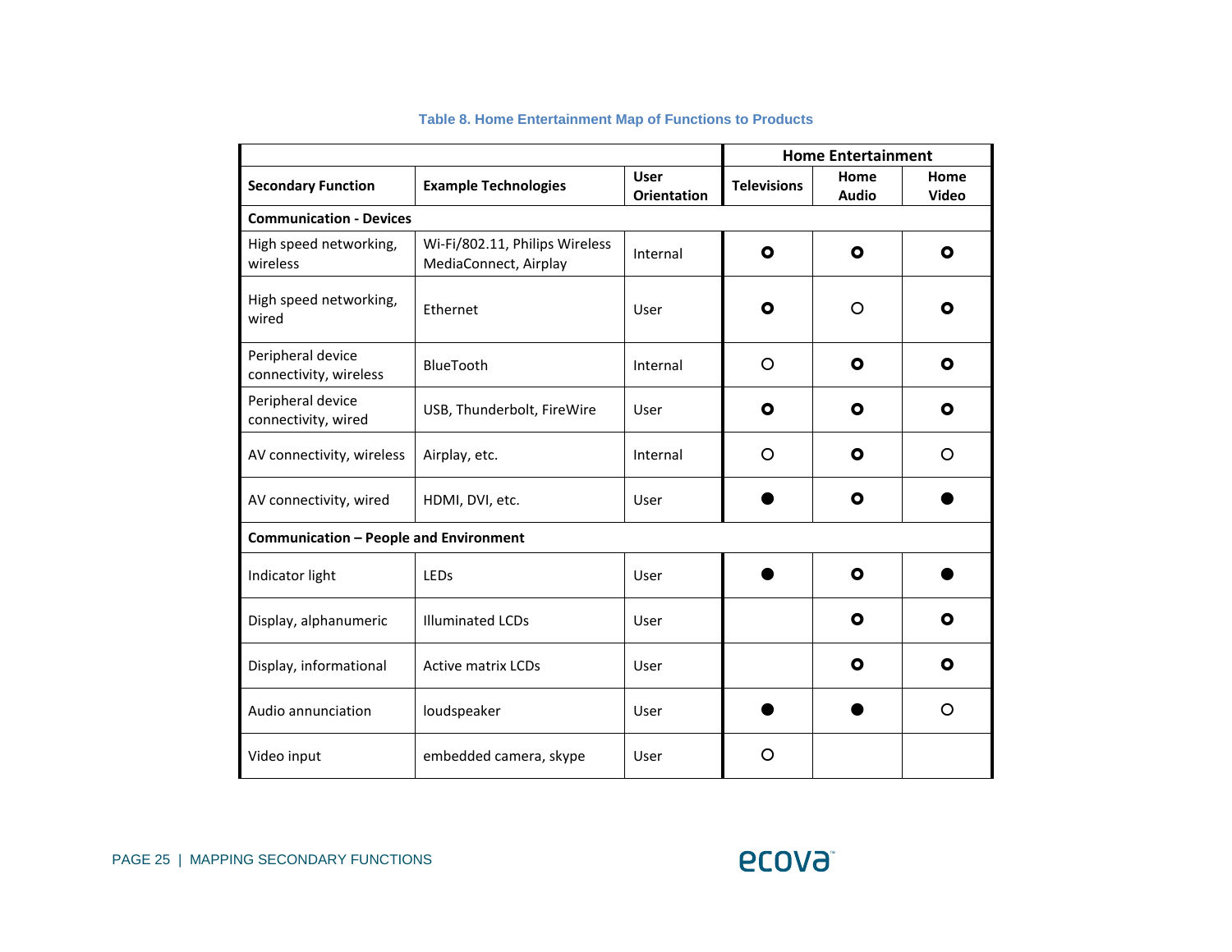**Table 8. Home Entertainment Map of Functions to Products**

| | | | Home Entertainment | | |
|---|---|---|---|---|---|
| **Secondary Function** | **Example Technologies** | **User Orientation** | **Televisions** | **Home Audio** | **Home Video** |
| **Communication - Devices** | | | | | |
| High speed networking, wireless | Wi-Fi/802.11, Philips Wireless MediaConnect, Airplay | Internal | ◉ | ◉ | ◉ |
| High speed networking, wired | Ethernet | User | ◉ | ○ | ◉ |
| Peripheral device connectivity, wireless | BlueTooth | Internal | ○ | ◉ | ◉ |
| Peripheral device connectivity, wired | USB, Thunderbolt, FireWire | User | ◉ | ◉ | ◉ |
| AV connectivity, wireless | Airplay, etc. | Internal | ○ | ◉ | ○ |
| AV connectivity, wired | HDMI, DVI, etc. | User | ● | ◉ | ● |
| **Communication – People and Environment** | | | | | |
| Indicator light | LEDs | User | ● | ◉ | ● |
| Display, alphanumeric | Illuminated LCDs | User | | ◉ | ◉ |
| Display, informational | Active matrix LCDs | User | | ◉ | ◉ |
| Audio annunciation | loudspeaker | User | ● | ● | ○ |
| Video input | embedded camera, skype | User | ○ | | |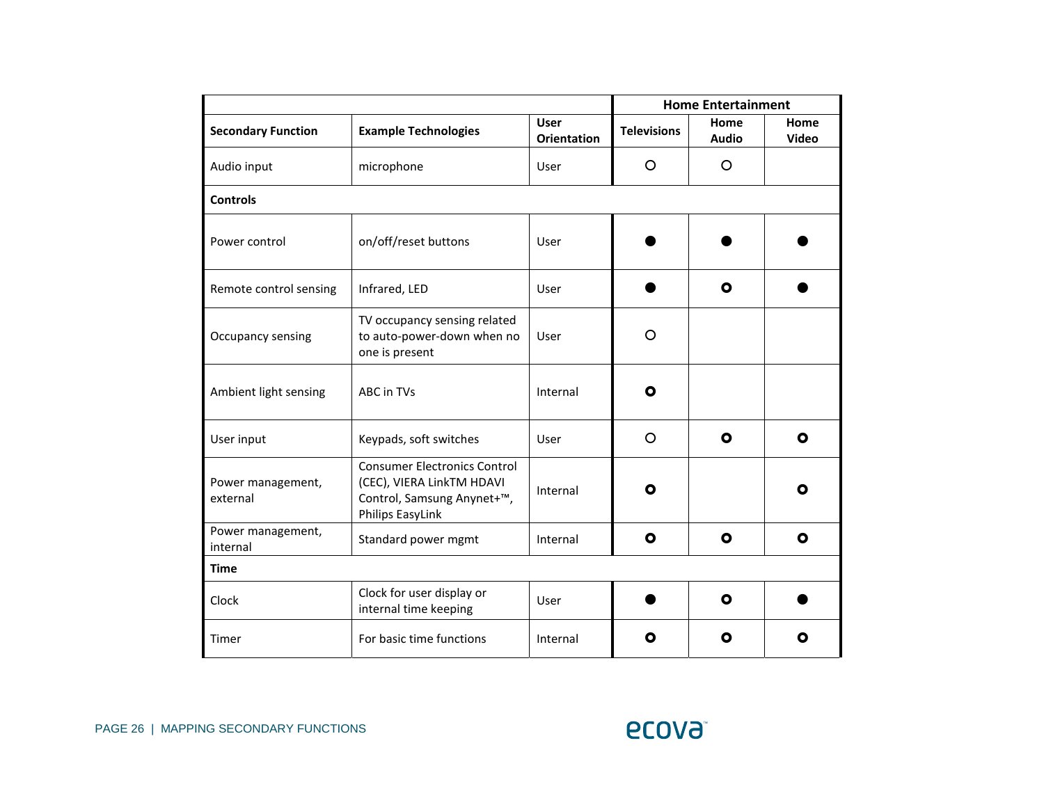| Secondary Function | Example Technologies | User Orientation | Home Entertainment | | |
|---|---|---|---|---|---|
| | | | Televisions | Home Audio | Home Video |
| Audio input | microphone | User | ○ | ○ | |
| **Controls** | | | | | |
| Power control | on/off/reset buttons | User | ● | ● | ● |
| Remote control sensing | Infrared, LED | User | ● | ◉ | ● |
| Occupancy sensing | TV occupancy sensing related to auto-power-down when no one is present | User | ○ | | |
| Ambient light sensing | ABC in TVs | Internal | ◉ | | |
| User input | Keypads, soft switches | User | ○ | ◉ | ◉ |
| Power management, external | Consumer Electronics Control (CEC), VIERA LinkTM HDAVI Control, Samsung Anynet+™, Philips EasyLink | Internal | ◉ | | ◉ |
| Power management, internal | Standard power mgmt | Internal | ◉ | ◉ | ◉ |
| **Time** | | | | | |
| Clock | Clock for user display or internal time keeping | User | ● | ◉ | ● |
| Timer | For basic time functions | Internal | ◉ | ◉ | ◉ |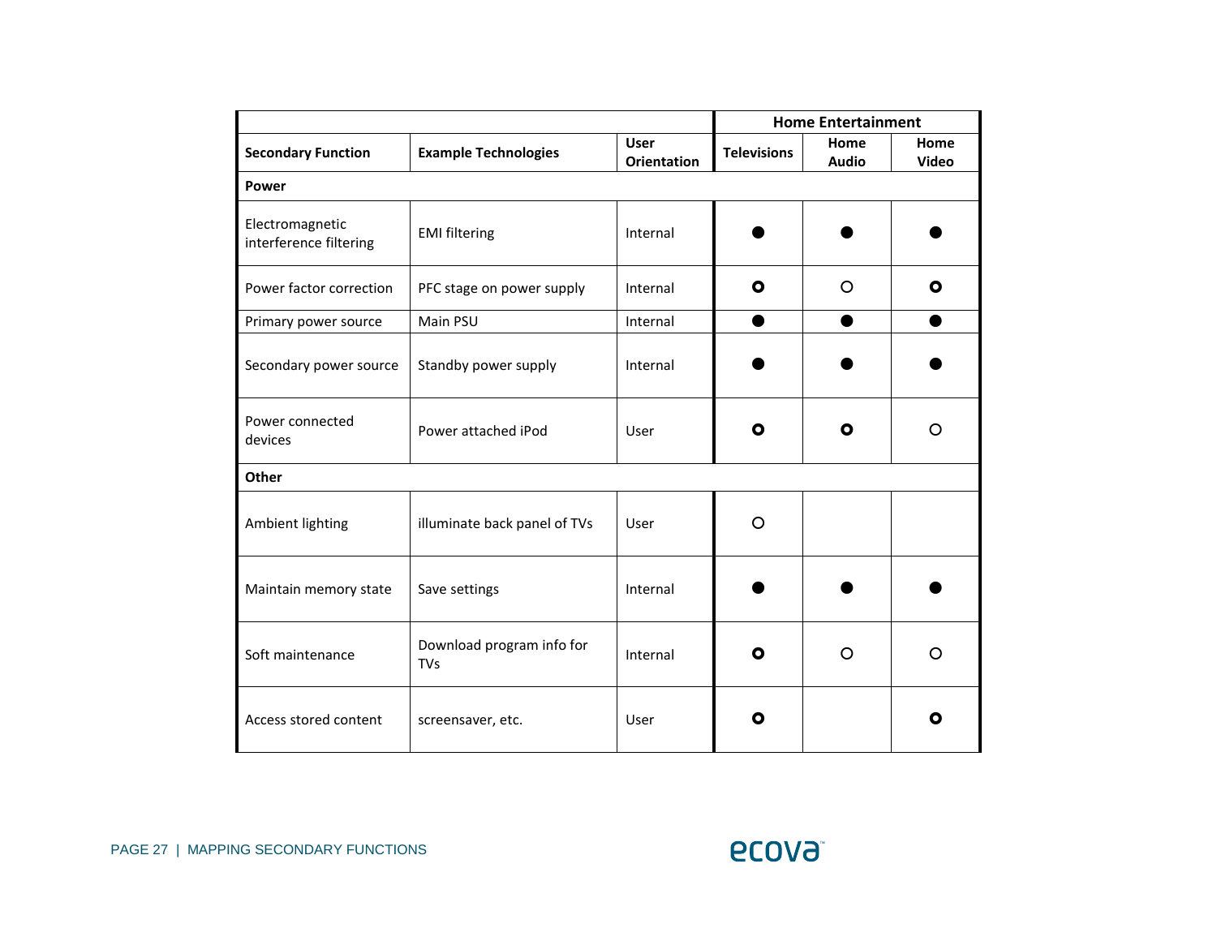| | | | Home Entertainment | | |
|---|---|---|---|---|---|
| **Secondary Function** | **Example Technologies** | **User Orientation** | **Televisions** | **Home Audio** | **Home Video** |
| **Power** | | | | | |
| Electromagnetic interference filtering | EMI filtering | Internal | ● | ● | ● |
| Power factor correction | PFC stage on power supply | Internal | ◉ | ○ | ◉ |
| Primary power source | Main PSU | Internal | ● | ● | ● |
| Secondary power source | Standby power supply | Internal | ● | ● | ● |
| Power connected devices | Power attached iPod | User | ◉ | ◉ | ○ |
| **Other** | | | | | |
| Ambient lighting | illuminate back panel of TVs | User | ○ | | |
| Maintain memory state | Save settings | Internal | ● | ● | ● |
| Soft maintenance | Download program info for TVs | Internal | ◉ | ○ | ○ |
| Access stored content | screensaver, etc. | User | ◉ | | ◉ |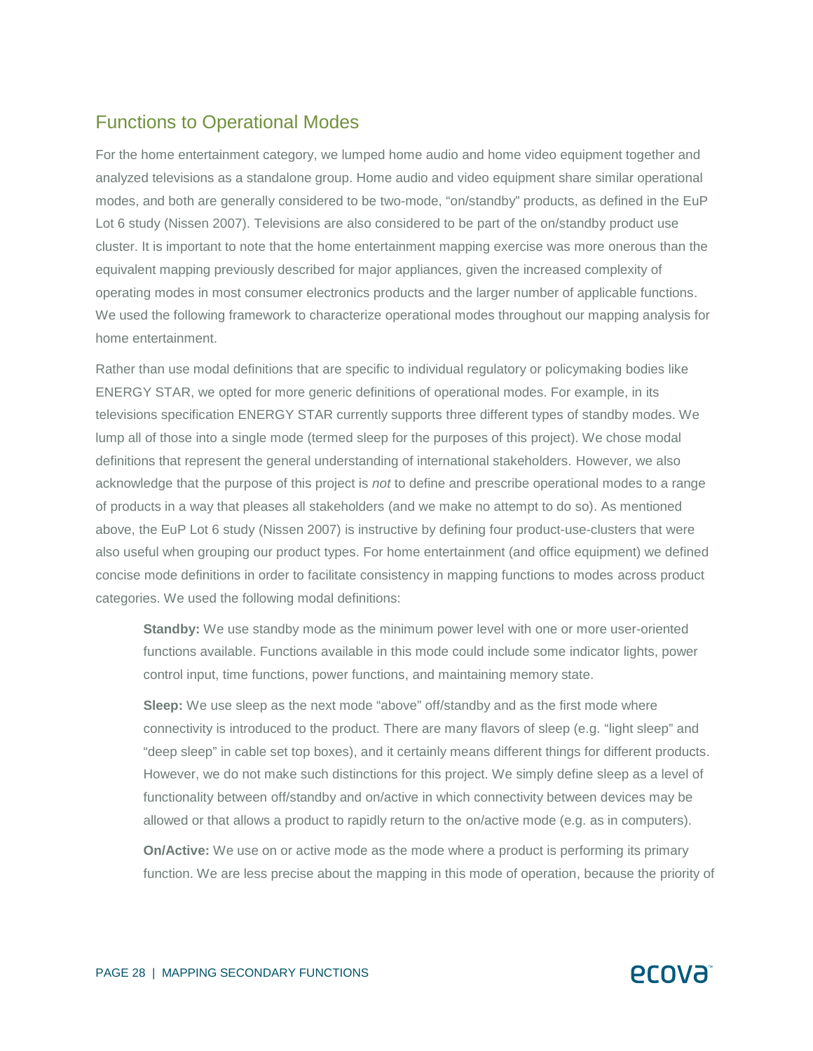## Functions to Operational Modes

For the home entertainment category, we lumped home audio and home video equipment together and analyzed televisions as a standalone group. Home audio and video equipment share similar operational modes, and both are generally considered to be two-mode, "on/standby" products, as defined in the EuP Lot 6 study (Nissen 2007). Televisions are also considered to be part of the on/standby product use cluster. It is important to note that the home entertainment mapping exercise was more onerous than the equivalent mapping previously described for major appliances, given the increased complexity of operating modes in most consumer electronics products and the larger number of applicable functions. We used the following framework to characterize operational modes throughout our mapping analysis for home entertainment.

Rather than use modal definitions that are specific to individual regulatory or policymaking bodies like ENERGY STAR, we opted for more generic definitions of operational modes. For example, in its televisions specification ENERGY STAR currently supports three different types of standby modes. We lump all of those into a single mode (termed sleep for the purposes of this project). We chose modal definitions that represent the general understanding of international stakeholders. However, we also acknowledge that the purpose of this project is *not* to define and prescribe operational modes to a range of products in a way that pleases all stakeholders (and we make no attempt to do so). As mentioned above, the EuP Lot 6 study (Nissen 2007) is instructive by defining four product-use-clusters that were also useful when grouping our product types. For home entertainment (and office equipment) we defined concise mode definitions in order to facilitate consistency in mapping functions to modes across product categories. We used the following modal definitions:

> **Standby:** We use standby mode as the minimum power level with one or more user-oriented functions available. Functions available in this mode could include some indicator lights, power control input, time functions, power functions, and maintaining memory state.
>
> **Sleep:** We use sleep as the next mode "above" off/standby and as the first mode where connectivity is introduced to the product. There are many flavors of sleep (e.g. "light sleep" and "deep sleep" in cable set top boxes), and it certainly means different things for different products. However, we do not make such distinctions for this project. We simply define sleep as a level of functionality between off/standby and on/active in which connectivity between devices may be allowed or that allows a product to rapidly return to the on/active mode (e.g. as in computers).
>
> **On/Active:** We use on or active mode as the mode where a product is performing its primary function. We are less precise about the mapping in this mode of operation, because the priority of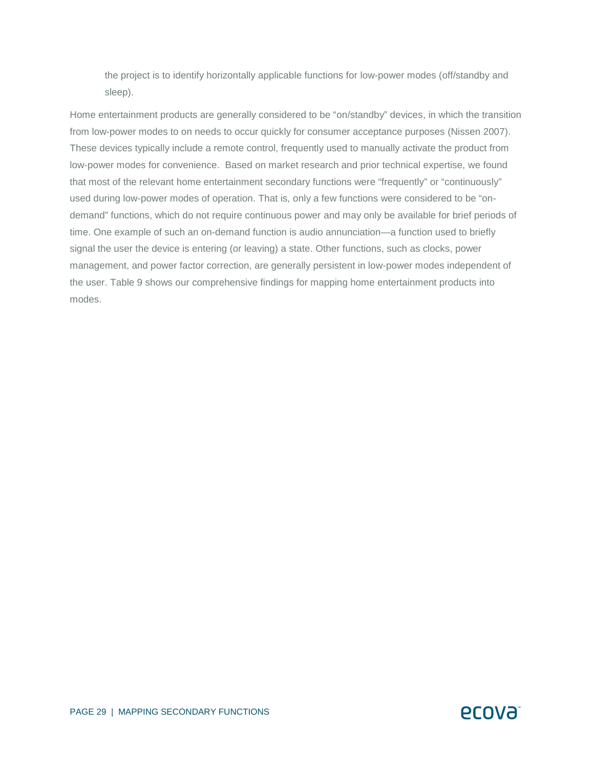the project is to identify horizontally applicable functions for low-power modes (off/standby and sleep).

Home entertainment products are generally considered to be "on/standby" devices, in which the transition from low-power modes to on needs to occur quickly for consumer acceptance purposes (Nissen 2007). These devices typically include a remote control, frequently used to manually activate the product from low-power modes for convenience. Based on market research and prior technical expertise, we found that most of the relevant home entertainment secondary functions were "frequently" or "continuously" used during low-power modes of operation. That is, only a few functions were considered to be "on-demand" functions, which do not require continuous power and may only be available for brief periods of time. One example of such an on-demand function is audio annunciation—a function used to briefly signal the user the device is entering (or leaving) a state. Other functions, such as clocks, power management, and power factor correction, are generally persistent in low-power modes independent of the user. Table 9 shows our comprehensive findings for mapping home entertainment products into modes.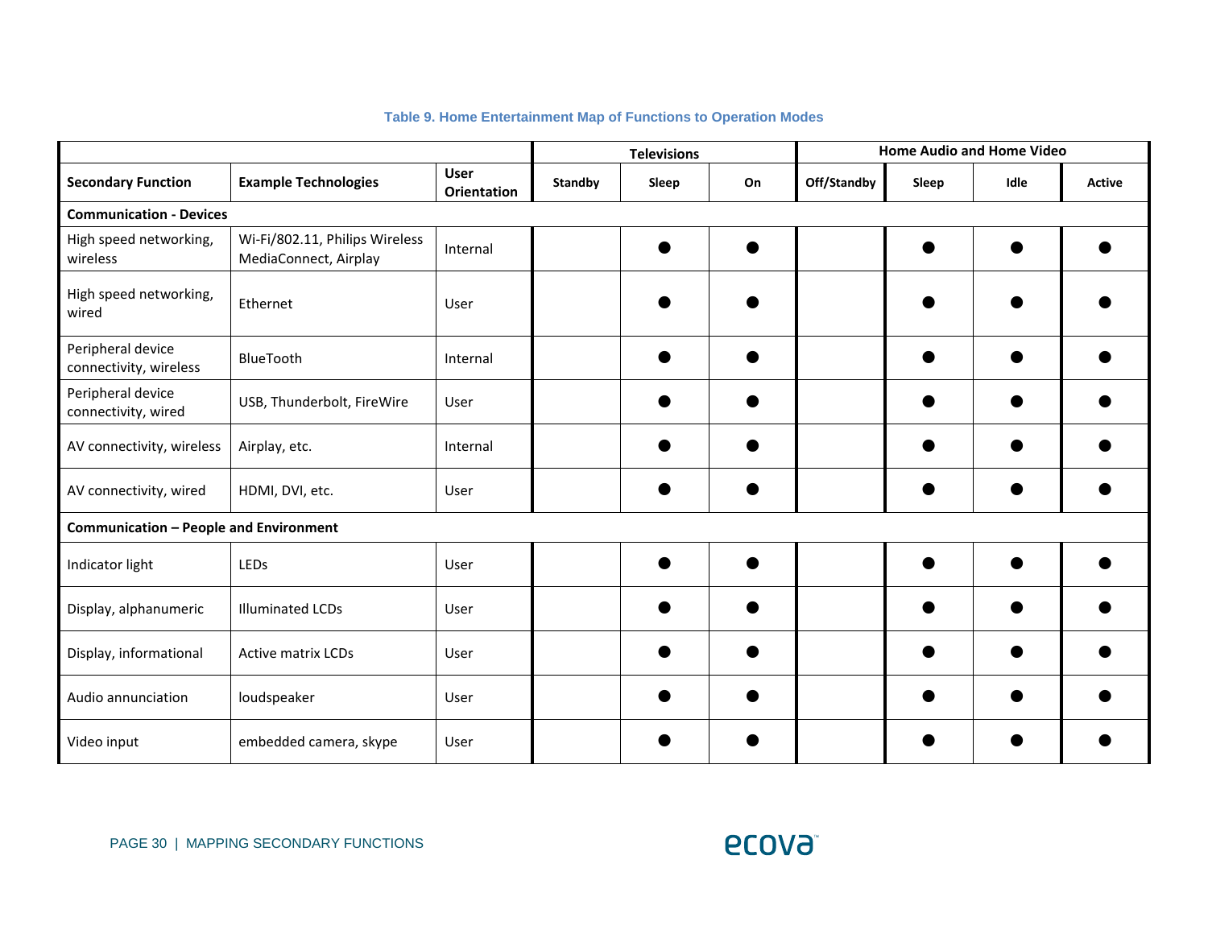**Table 9. Home Entertainment Map of Functions to Operation Modes**

| | | | Televisions | | | Home Audio and Home Video | | | |
|---|---|---|---|---|---|---|---|---|---|
| **Secondary Function** | **Example Technologies** | **User Orientation** | **Standby** | **Sleep** | **On** | **Off/Standby** | **Sleep** | **Idle** | **Active** |
| **Communication - Devices** | | | | | | | | | |
| High speed networking, wireless | Wi-Fi/802.11, Philips Wireless MediaConnect, Airplay | Internal | | ● | ● | | ● | ● | ● |
| High speed networking, wired | Ethernet | User | | ● | ● | | ● | ● | ● |
| Peripheral device connectivity, wireless | BlueTooth | Internal | | ● | ● | | ● | ● | ● |
| Peripheral device connectivity, wired | USB, Thunderbolt, FireWire | User | | ● | ● | | ● | ● | ● |
| AV connectivity, wireless | Airplay, etc. | Internal | | ● | ● | | ● | ● | ● |
| AV connectivity, wired | HDMI, DVI, etc. | User | | ● | ● | | ● | ● | ● |
| **Communication – People and Environment** | | | | | | | | | |
| Indicator light | LEDs | User | | ● | ● | | ● | ● | ● |
| Display, alphanumeric | Illuminated LCDs | User | | ● | ● | | ● | ● | ● |
| Display, informational | Active matrix LCDs | User | | ● | ● | | ● | ● | ● |
| Audio annunciation | loudspeaker | User | | ● | ● | | ● | ● | ● |
| Video input | embedded camera, skype | User | | ● | ● | | ● | ● | ● |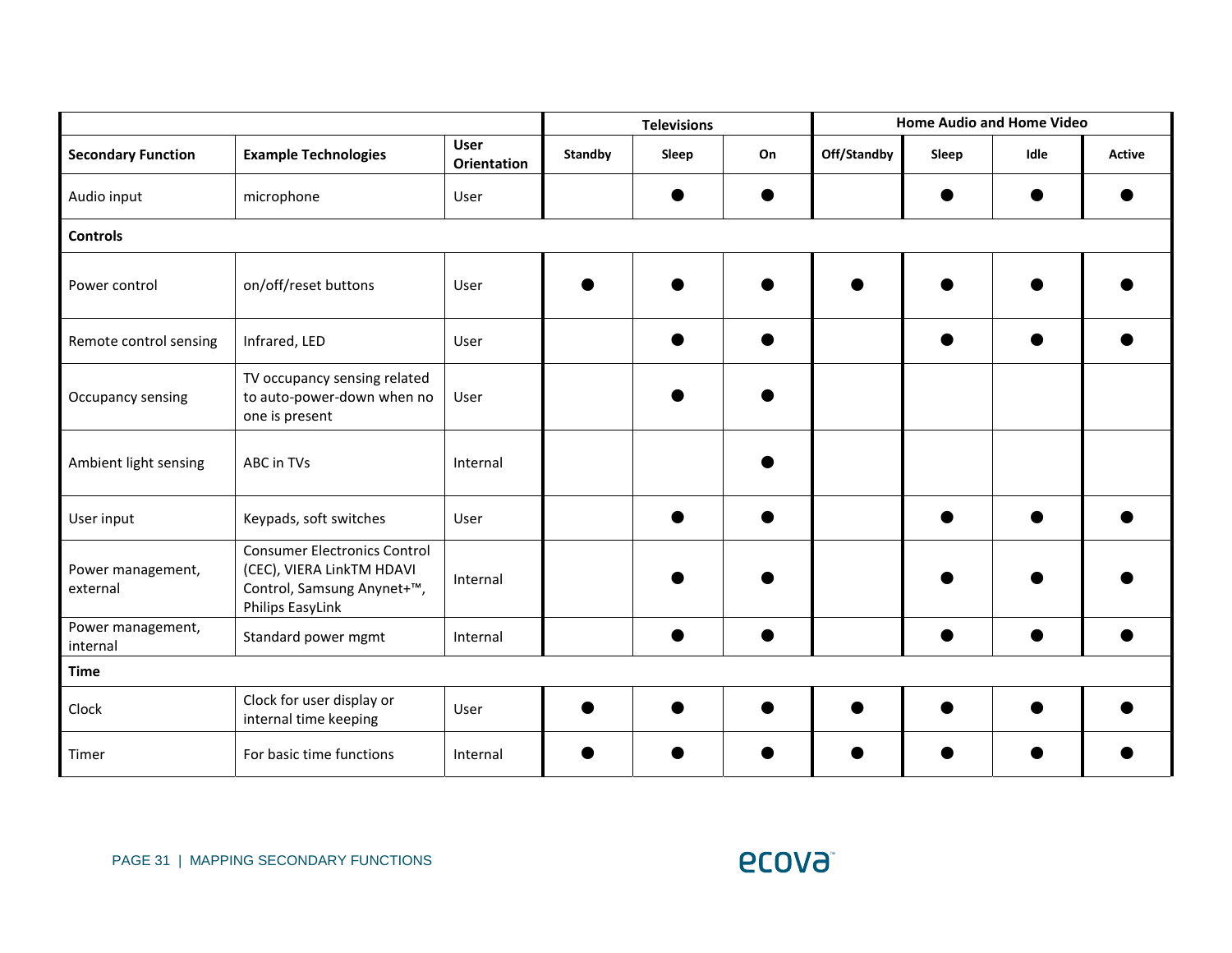| | | | Televisions | | | Home Audio and Home Video | | | |
|---|---|---|---|---|---|---|---|---|---|
| **Secondary Function** | **Example Technologies** | **User Orientation** | **Standby** | **Sleep** | **On** | **Off/Standby** | **Sleep** | **Idle** | **Active** |
| Audio input | microphone | User | | ● | ● | | ● | ● | ● |
| **Controls** | | | | | | | | | |
| Power control | on/off/reset buttons | User | ● | ● | ● | ● | ● | ● | ● |
| Remote control sensing | Infrared, LED | User | | ● | ● | | ● | ● | ● |
| Occupancy sensing | TV occupancy sensing related to auto-power-down when no one is present | User | | ● | ● | | | | |
| Ambient light sensing | ABC in TVs | Internal | | | ● | | | | |
| User input | Keypads, soft switches | User | | ● | ● | | ● | ● | ● |
| Power management, external | Consumer Electronics Control (CEC), VIERA LinkTM HDAVI Control, Samsung Anynet+™, Philips EasyLink | Internal | | ● | ● | | ● | ● | ● |
| Power management, internal | Standard power mgmt | Internal | | ● | ● | | ● | ● | ● |
| **Time** | | | | | | | | | |
| Clock | Clock for user display or internal time keeping | User | ● | ● | ● | ● | ● | ● | ● |
| Timer | For basic time functions | Internal | ● | ● | ● | ● | ● | ● | ● |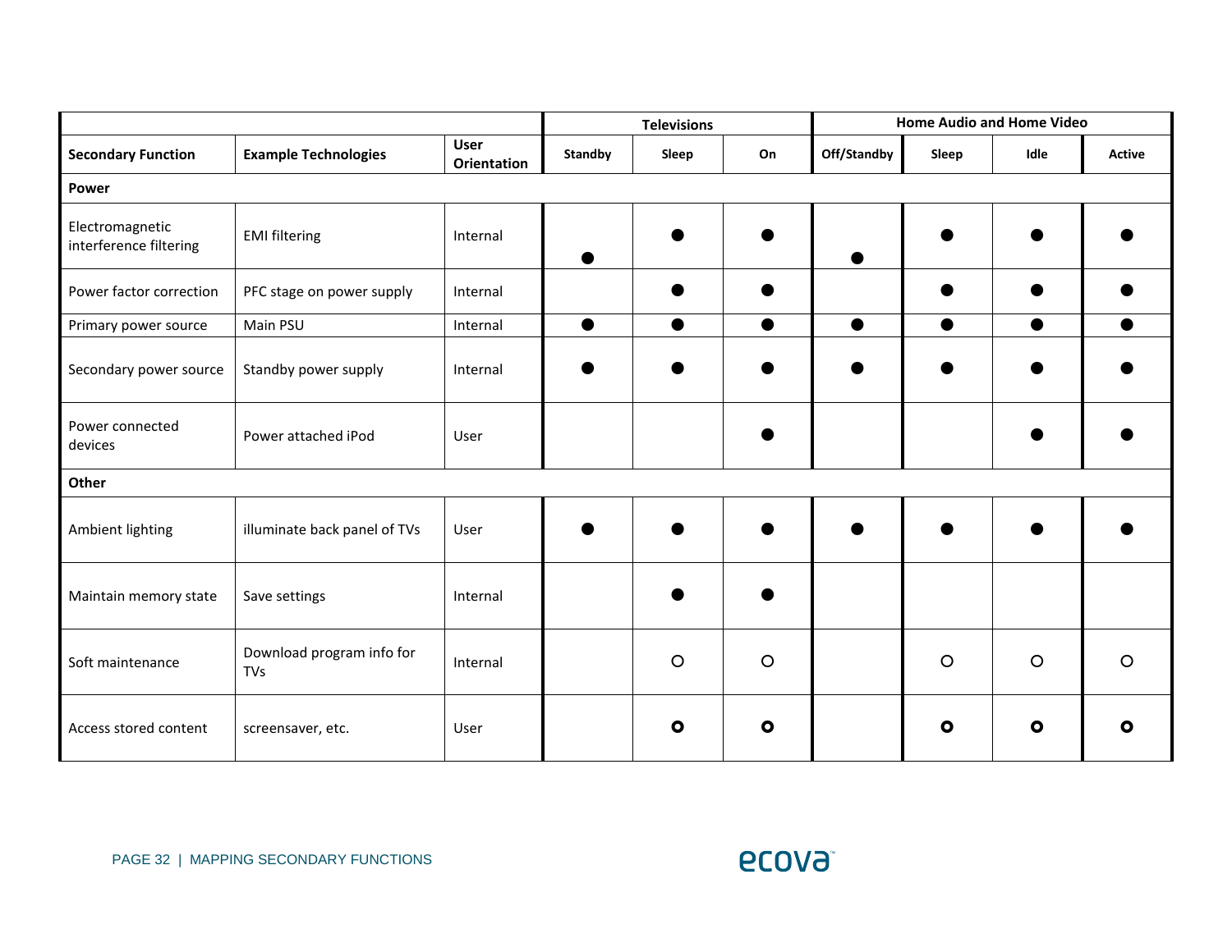| Secondary Function | Example Technologies | User Orientation | Televisions | | | Home Audio and Home Video | | | |
|---|---|---|---|---|---|---|---|---|---|
| | | | Standby | Sleep | On | Off/Standby | Sleep | Idle | Active |
| **Power** | | | | | | | | | |
| Electromagnetic interference filtering | EMI filtering | Internal | ● | ● | ● | ● | ● | ● | ● |
| Power factor correction | PFC stage on power supply | Internal | | ● | ● | | ● | ● | ● |
| Primary power source | Main PSU | Internal | ● | ● | ● | ● | ● | ● | ● |
| Secondary power source | Standby power supply | Internal | ● | ● | ● | ● | ● | ● | ● |
| Power connected devices | Power attached iPod | User | | | ● | | | ● | ● |
| **Other** | | | | | | | | | |
| Ambient lighting | illuminate back panel of TVs | User | ● | ● | ● | ● | ● | ● | ● |
| Maintain memory state | Save settings | Internal | | ● | ● | | | | |
| Soft maintenance | Download program info for TVs | Internal | | ○ | ○ | | ○ | ○ | ○ |
| Access stored content | screensaver, etc. | User | | ◘ | ◘ | | ◘ | ◘ | ◘ |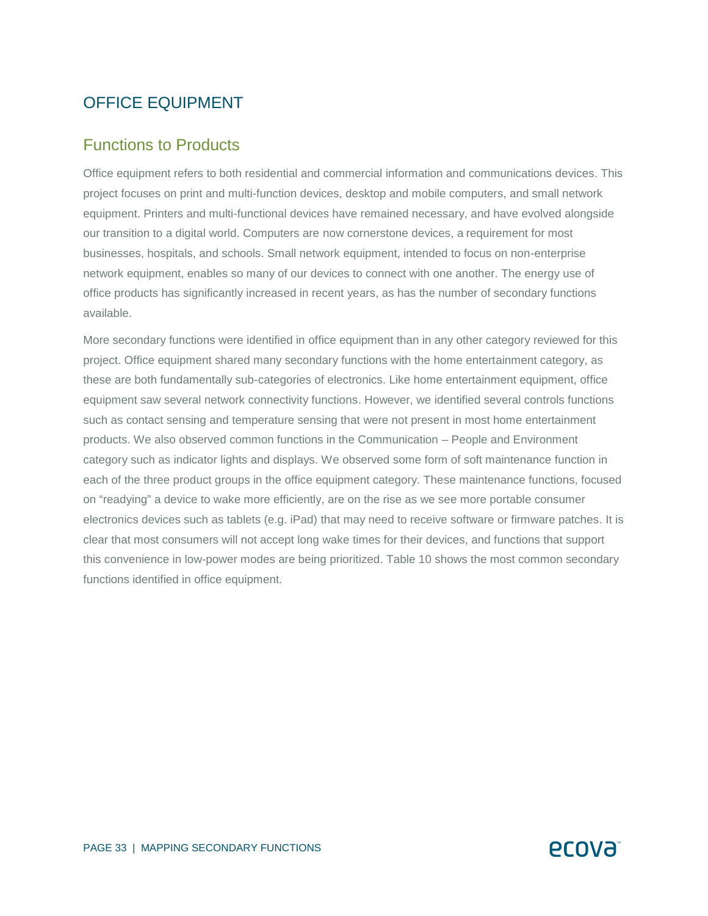# OFFICE EQUIPMENT

## Functions to Products

Office equipment refers to both residential and commercial information and communications devices. This project focuses on print and multi-function devices, desktop and mobile computers, and small network equipment. Printers and multi-functional devices have remained necessary, and have evolved alongside our transition to a digital world. Computers are now cornerstone devices, a requirement for most businesses, hospitals, and schools. Small network equipment, intended to focus on non-enterprise network equipment, enables so many of our devices to connect with one another. The energy use of office products has significantly increased in recent years, as has the number of secondary functions available.

More secondary functions were identified in office equipment than in any other category reviewed for this project. Office equipment shared many secondary functions with the home entertainment category, as these are both fundamentally sub-categories of electronics. Like home entertainment equipment, office equipment saw several network connectivity functions. However, we identified several controls functions such as contact sensing and temperature sensing that were not present in most home entertainment products. We also observed common functions in the Communication – People and Environment category such as indicator lights and displays. We observed some form of soft maintenance function in each of the three product groups in the office equipment category. These maintenance functions, focused on "readying" a device to wake more efficiently, are on the rise as we see more portable consumer electronics devices such as tablets (e.g. iPad) that may need to receive software or firmware patches. It is clear that most consumers will not accept long wake times for their devices, and functions that support this convenience in low-power modes are being prioritized. Table 10 shows the most common secondary functions identified in office equipment.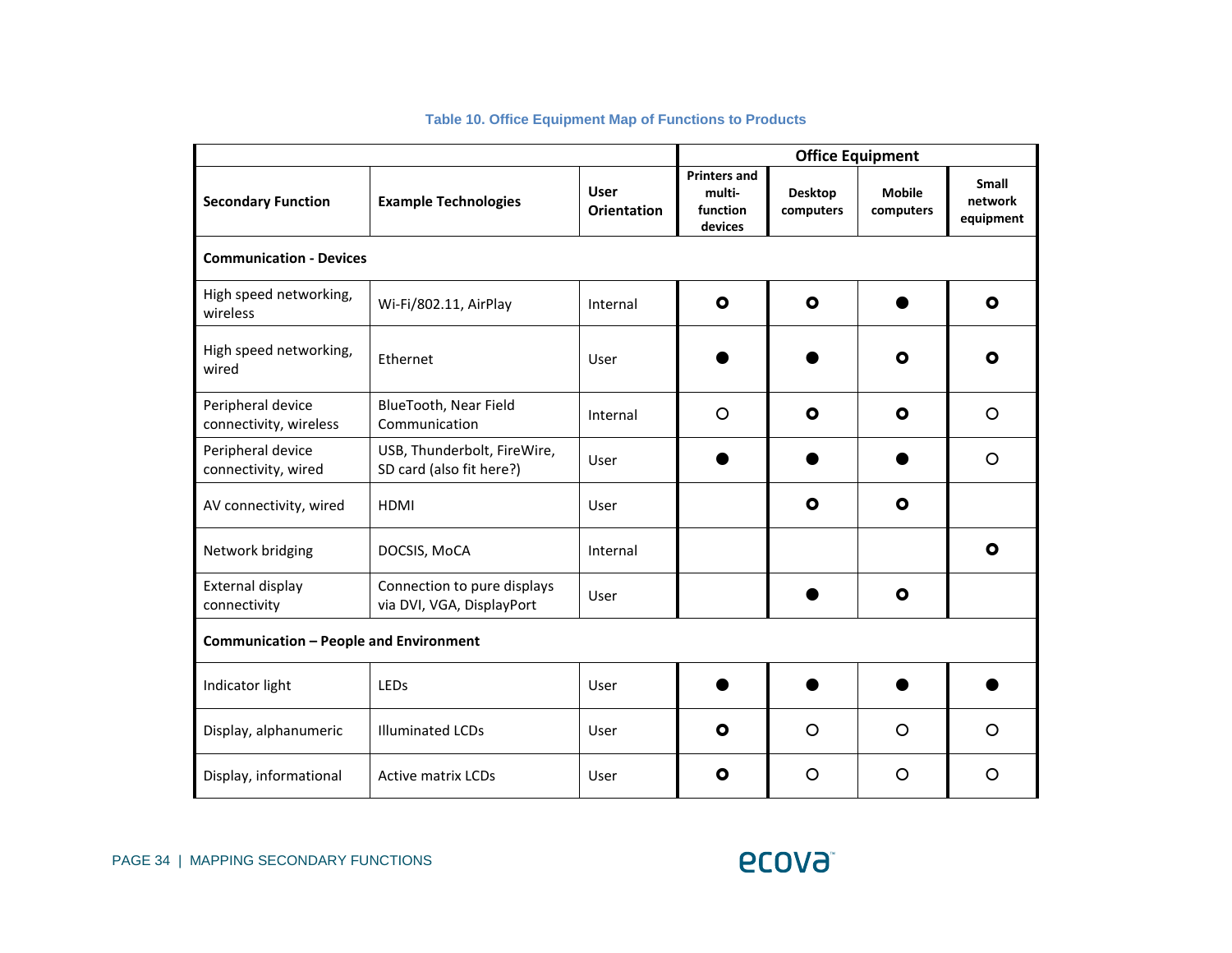**Table 10. Office Equipment Map of Functions to Products**

| | | | Office Equipment | | | |
|---|---|---|---|---|---|---|
| **Secondary Function** | **Example Technologies** | **User Orientation** | **Printers and multi-function devices** | **Desktop computers** | **Mobile computers** | **Small network equipment** |
| **Communication - Devices** | | | | | | |
| High speed networking, wireless | Wi-Fi/802.11, AirPlay | Internal | ◉ | ◉ | ● | ◉ |
| High speed networking, wired | Ethernet | User | ● | ● | ◉ | ◉ |
| Peripheral device connectivity, wireless | BlueTooth, Near Field Communication | Internal | ○ | ◉ | ◉ | ○ |
| Peripheral device connectivity, wired | USB, Thunderbolt, FireWire, SD card (also fit here?) | User | ● | ● | ● | ○ |
| AV connectivity, wired | HDMI | User | | ◉ | ◉ | |
| Network bridging | DOCSIS, MoCA | Internal | | | | ◉ |
| External display connectivity | Connection to pure displays via DVI, VGA, DisplayPort | User | | ● | ◉ | |
| **Communication – People and Environment** | | | | | | |
| Indicator light | LEDs | User | ● | ● | ● | ● |
| Display, alphanumeric | Illuminated LCDs | User | ◉ | ○ | ○ | ○ |
| Display, informational | Active matrix LCDs | User | ◉ | ○ | ○ | ○ |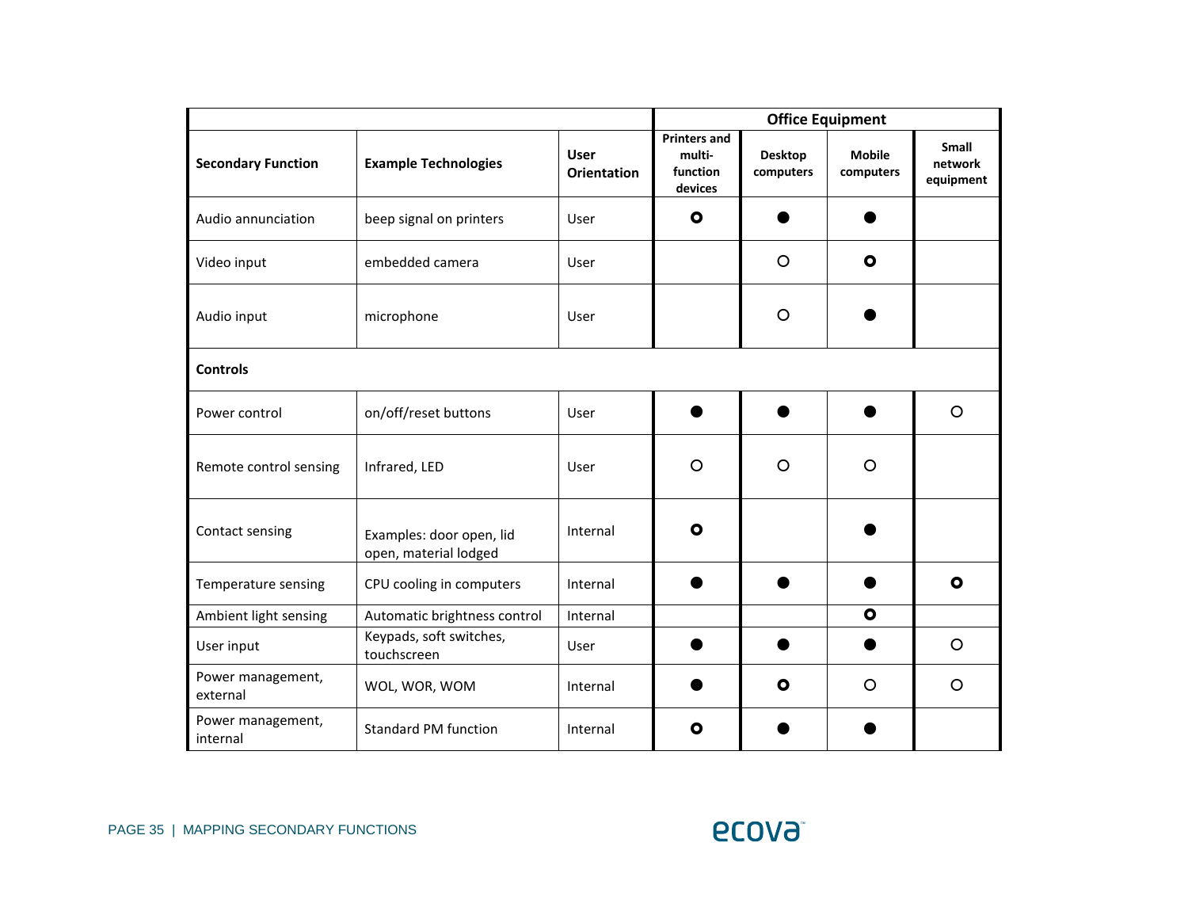| | | | Office Equipment | | | |
|---|---|---|---|---|---|---|
| **Secondary Function** | **Example Technologies** | **User Orientation** | **Printers and multi-function devices** | **Desktop computers** | **Mobile computers** | **Small network equipment** |
| Audio annunciation | beep signal on printers | User | ◉ | ● | ● | |
| Video input | embedded camera | User | | ○ | ◉ | |
| Audio input | microphone | User | | ○ | ● | |
| **Controls** | | | | | | |
| Power control | on/off/reset buttons | User | ● | ● | ● | ○ |
| Remote control sensing | Infrared, LED | User | ○ | ○ | ○ | |
| Contact sensing | Examples: door open, lid open, material lodged | Internal | ◉ | | ● | |
| Temperature sensing | CPU cooling in computers | Internal | ● | ● | ● | ◉ |
| Ambient light sensing | Automatic brightness control | Internal | | | ◉ | |
| User input | Keypads, soft switches, touchscreen | User | ● | ● | ● | ○ |
| Power management, external | WOL, WOR, WOM | Internal | ● | ◉ | ○ | ○ |
| Power management, internal | Standard PM function | Internal | ◉ | ● | ● | |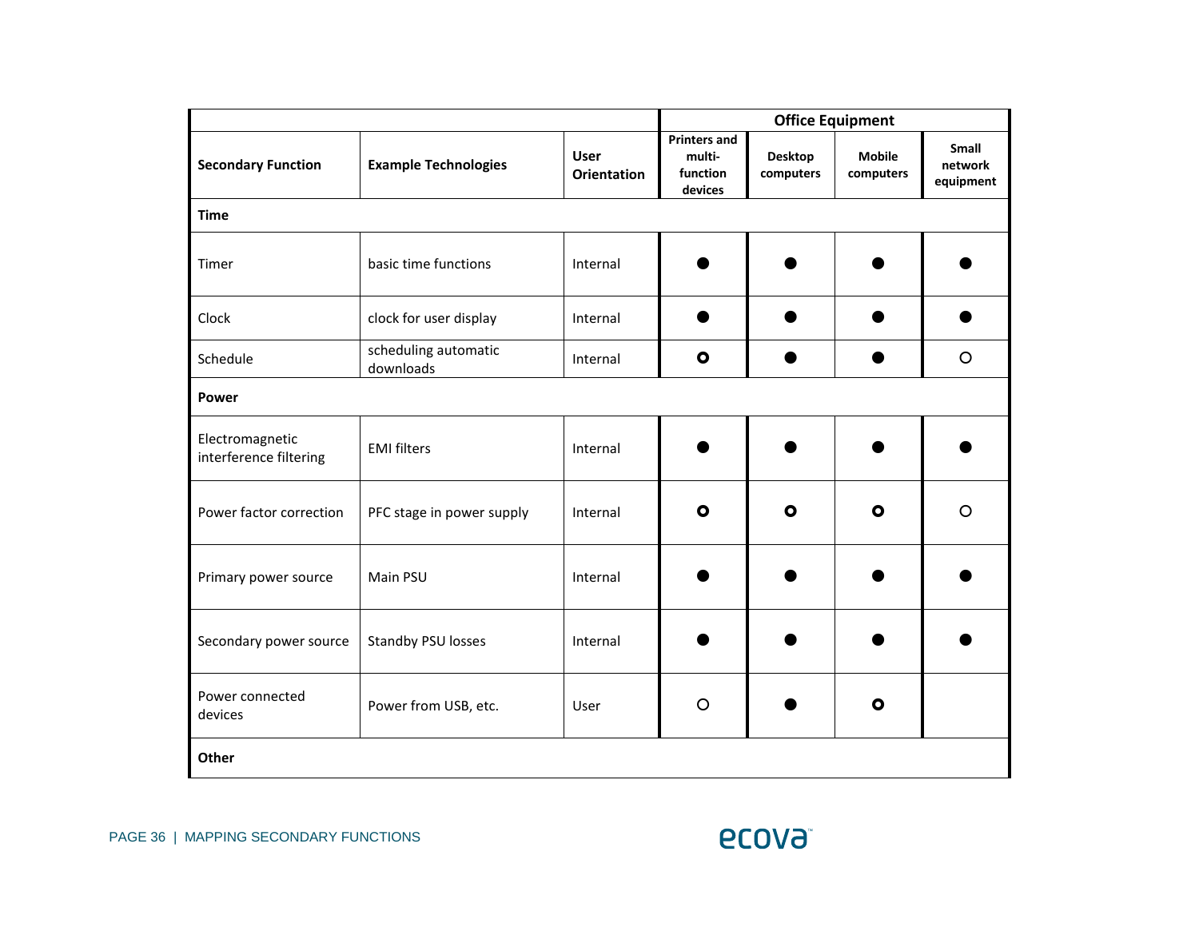| | | | Office Equipment | | | |
|---|---|---|---|---|---|---|
| **Secondary Function** | **Example Technologies** | **User Orientation** | **Printers and multi-function devices** | **Desktop computers** | **Mobile computers** | **Small network equipment** |
| **Time** | | | | | | |
| Timer | basic time functions | Internal | ● | ● | ● | ● |
| Clock | clock for user display | Internal | ● | ● | ● | ● |
| Schedule | scheduling automatic downloads | Internal | ◯ | ● | ● | ○ |
| **Power** | | | | | | |
| Electromagnetic interference filtering | EMI filters | Internal | ● | ● | ● | ● |
| Power factor correction | PFC stage in power supply | Internal | ◯ | ◯ | ◯ | ○ |
| Primary power source | Main PSU | Internal | ● | ● | ● | ● |
| Secondary power source | Standby PSU losses | Internal | ● | ● | ● | ● |
| Power connected devices | Power from USB, etc. | User | ○ | ● | ◯ | |
| **Other** | | | | | | |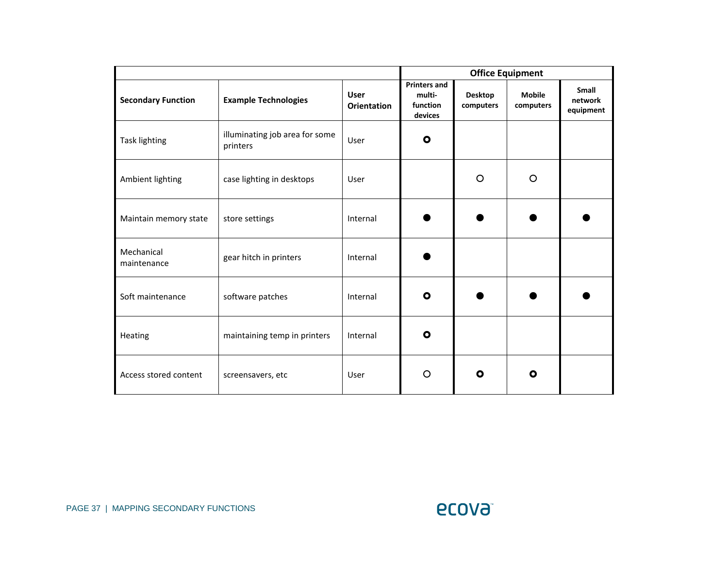| | | | Office Equipment | | | |
|---|---|---|---|---|---|---|
| **Secondary Function** | **Example Technologies** | **User Orientation** | **Printers and multi-function devices** | **Desktop computers** | **Mobile computers** | **Small network equipment** |
| Task lighting | illuminating job area for some printers | User | ◉ | | | |
| Ambient lighting | case lighting in desktops | User | | ○ | ○ | |
| Maintain memory state | store settings | Internal | ● | ● | ● | ● |
| Mechanical maintenance | gear hitch in printers | Internal | ● | | | |
| Soft maintenance | software patches | Internal | ◉ | ● | ● | ● |
| Heating | maintaining temp in printers | Internal | ◉ | | | |
| Access stored content | screensavers, etc | User | ○ | ◉ | ◉ | |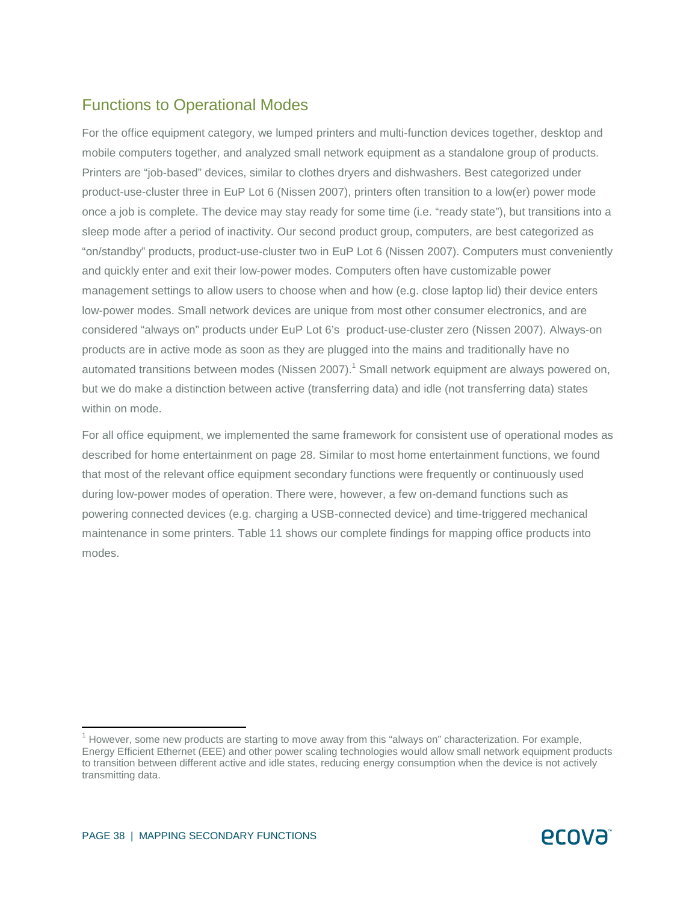## Functions to Operational Modes

For the office equipment category, we lumped printers and multi-function devices together, desktop and mobile computers together, and analyzed small network equipment as a standalone group of products. Printers are "job-based" devices, similar to clothes dryers and dishwashers. Best categorized under product-use-cluster three in EuP Lot 6 (Nissen 2007), printers often transition to a low(er) power mode once a job is complete. The device may stay ready for some time (i.e. "ready state"), but transitions into a sleep mode after a period of inactivity. Our second product group, computers, are best categorized as "on/standby" products, product-use-cluster two in EuP Lot 6 (Nissen 2007). Computers must conveniently and quickly enter and exit their low-power modes. Computers often have customizable power management settings to allow users to choose when and how (e.g. close laptop lid) their device enters low-power modes. Small network devices are unique from most other consumer electronics, and are considered "always on" products under EuP Lot 6's product-use-cluster zero (Nissen 2007). Always-on products are in active mode as soon as they are plugged into the mains and traditionally have no automated transitions between modes (Nissen 2007).[1] Small network equipment are always powered on, but we do make a distinction between active (transferring data) and idle (not transferring data) states within on mode.

For all office equipment, we implemented the same framework for consistent use of operational modes as described for home entertainment on page 28. Similar to most home entertainment functions, we found that most of the relevant office equipment secondary functions were frequently or continuously used during low-power modes of operation. There were, however, a few on-demand functions such as powering connected devices (e.g. charging a USB-connected device) and time-triggered mechanical maintenance in some printers. Table 11 shows our complete findings for mapping office products into modes.

[1] However, some new products are starting to move away from this "always on" characterization. For example, Energy Efficient Ethernet (EEE) and other power scaling technologies would allow small network equipment products to transition between different active and idle states, reducing energy consumption when the device is not actively transmitting data.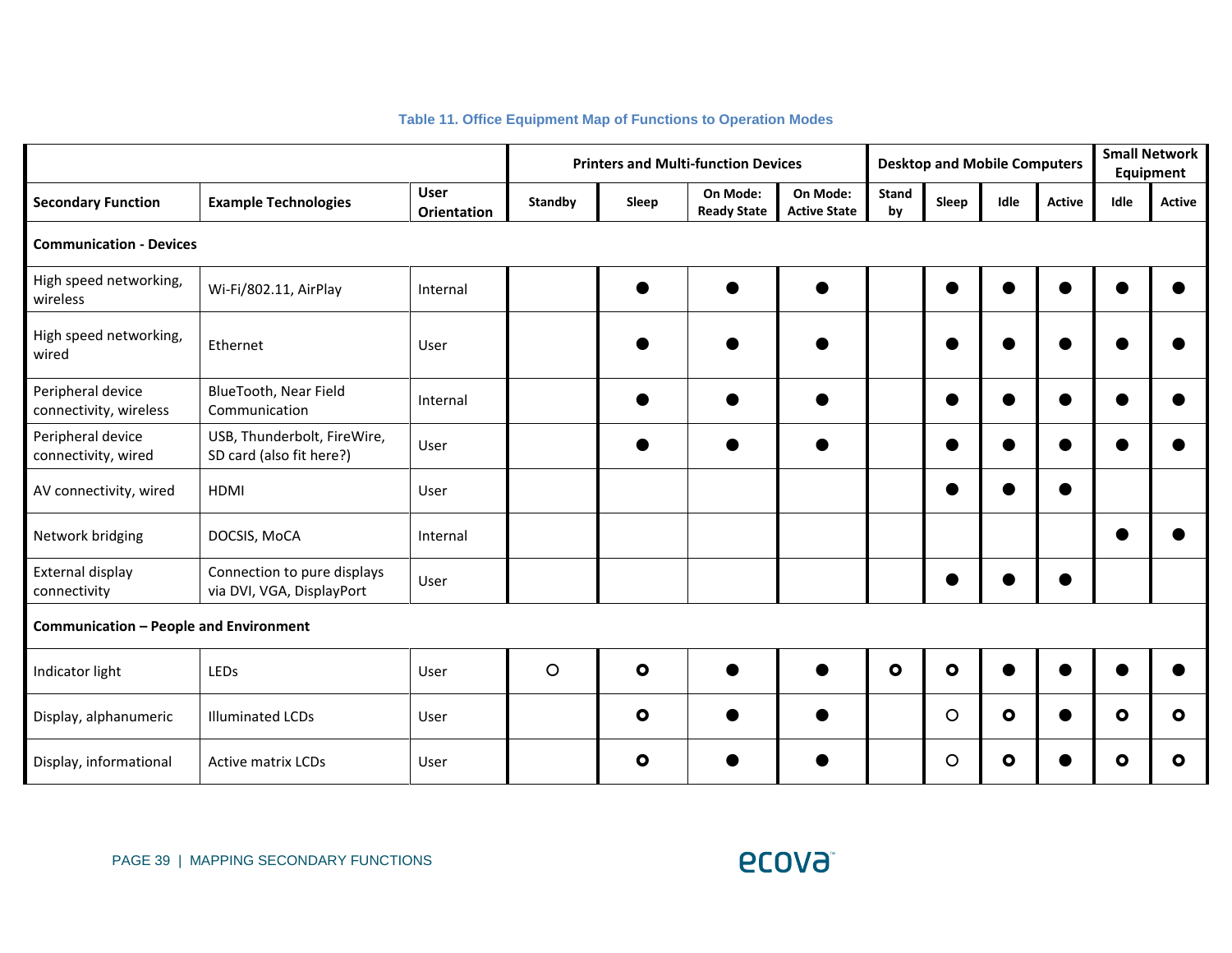**Table 11. Office Equipment Map of Functions to Operation Modes**

| | | | Printers and Multi-function Devices | | | | Desktop and Mobile Computers | | | | Small Network Equipment | |
|---|---|---|---|---|---|---|---|---|---|---|---|---|
| **Secondary Function** | **Example Technologies** | **User Orientation** | **Standby** | **Sleep** | **On Mode: Ready State** | **On Mode: Active State** | **Stand by** | **Sleep** | **Idle** | **Active** | **Idle** | **Active** |
| **Communication - Devices** | | | | | | | | | | | | |
| High speed networking, wireless | Wi-Fi/802.11, AirPlay | Internal | | ● | ● | ● | | ● | ● | ● | ● | ● |
| High speed networking, wired | Ethernet | User | | ● | ● | ● | | ● | ● | ● | ● | ● |
| Peripheral device connectivity, wireless | BlueTooth, Near Field Communication | Internal | | ● | ● | ● | | ● | ● | ● | ● | ● |
| Peripheral device connectivity, wired | USB, Thunderbolt, FireWire, SD card (also fit here?) | User | | ● | ● | ● | | ● | ● | ● | ● | ● |
| AV connectivity, wired | HDMI | User | | | | | | ● | ● | ● | | |
| Network bridging | DOCSIS, MoCA | Internal | | | | | | | | | ● | ● |
| External display connectivity | Connection to pure displays via DVI, VGA, DisplayPort | User | | | | | | ● | ● | ● | | |
| **Communication – People and Environment** | | | | | | | | | | | | |
| Indicator light | LEDs | User | ○ | ⭘ | ● | ● | ⭘ | ⭘ | ● | ● | ● | ● |
| Display, alphanumeric | Illuminated LCDs | User | | ⭘ | ● | ● | | ○ | ⭘ | ● | ⭘ | ⭘ |
| Display, informational | Active matrix LCDs | User | | ⭘ | ● | ● | | ○ | ⭘ | ● | ⭘ | ⭘ |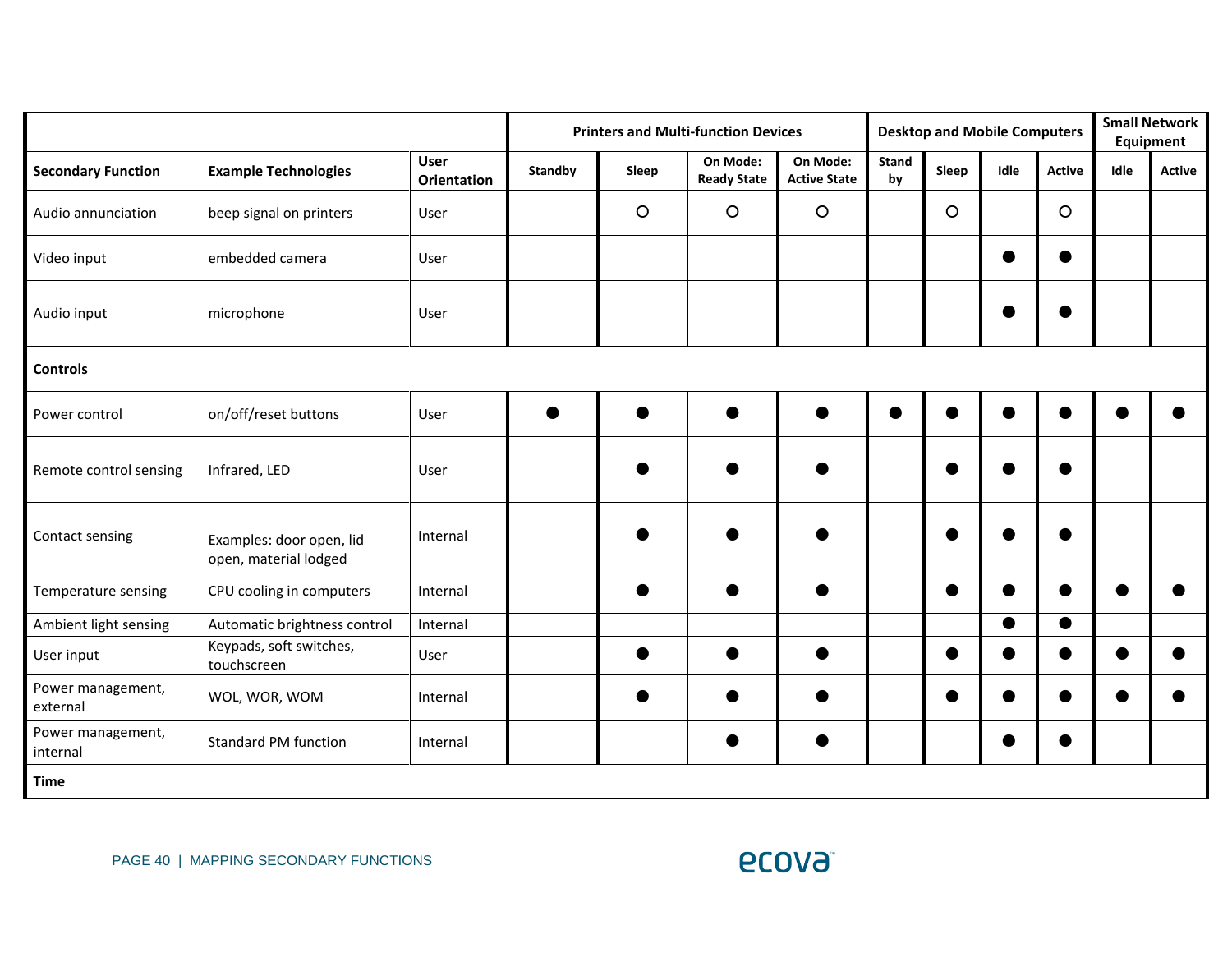| | | | Printers and Multi-function Devices | | | | Desktop and Mobile Computers | | | | Small Network Equipment | |
|---|---|---|---|---|---|---|---|---|---|---|---|---|
| **Secondary Function** | **Example Technologies** | **User Orientation** | **Standby** | **Sleep** | **On Mode: Ready State** | **On Mode: Active State** | **Stand by** | **Sleep** | **Idle** | **Active** | **Idle** | **Active** |
| Audio annunciation | beep signal on printers | User | | ○ | ○ | ○ | | ○ | | ○ | | |
| Video input | embedded camera | User | | | | | | | ● | ● | | |
| Audio input | microphone | User | | | | | | | ● | ● | | |
| **Controls** | | | | | | | | | | | | |
| Power control | on/off/reset buttons | User | ● | ● | ● | ● | ● | ● | ● | ● | ● | ● |
| Remote control sensing | Infrared, LED | User | | ● | ● | ● | | ● | ● | ● | | |
| Contact sensing | Examples: door open, lid open, material lodged | Internal | | ● | ● | ● | | ● | ● | ● | | |
| Temperature sensing | CPU cooling in computers | Internal | | ● | ● | ● | | ● | ● | ● | ● | ● |
| Ambient light sensing | Automatic brightness control | Internal | | | | | | | ● | ● | | |
| User input | Keypads, soft switches, touchscreen | User | | ● | ● | ● | | ● | ● | ● | ● | ● |
| Power management, external | WOL, WOR, WOM | Internal | | ● | ● | ● | | ● | ● | ● | ● | ● |
| Power management, internal | Standard PM function | Internal | | | ● | ● | | | ● | ● | | |
| **Time** | | | | | | | | | | | | |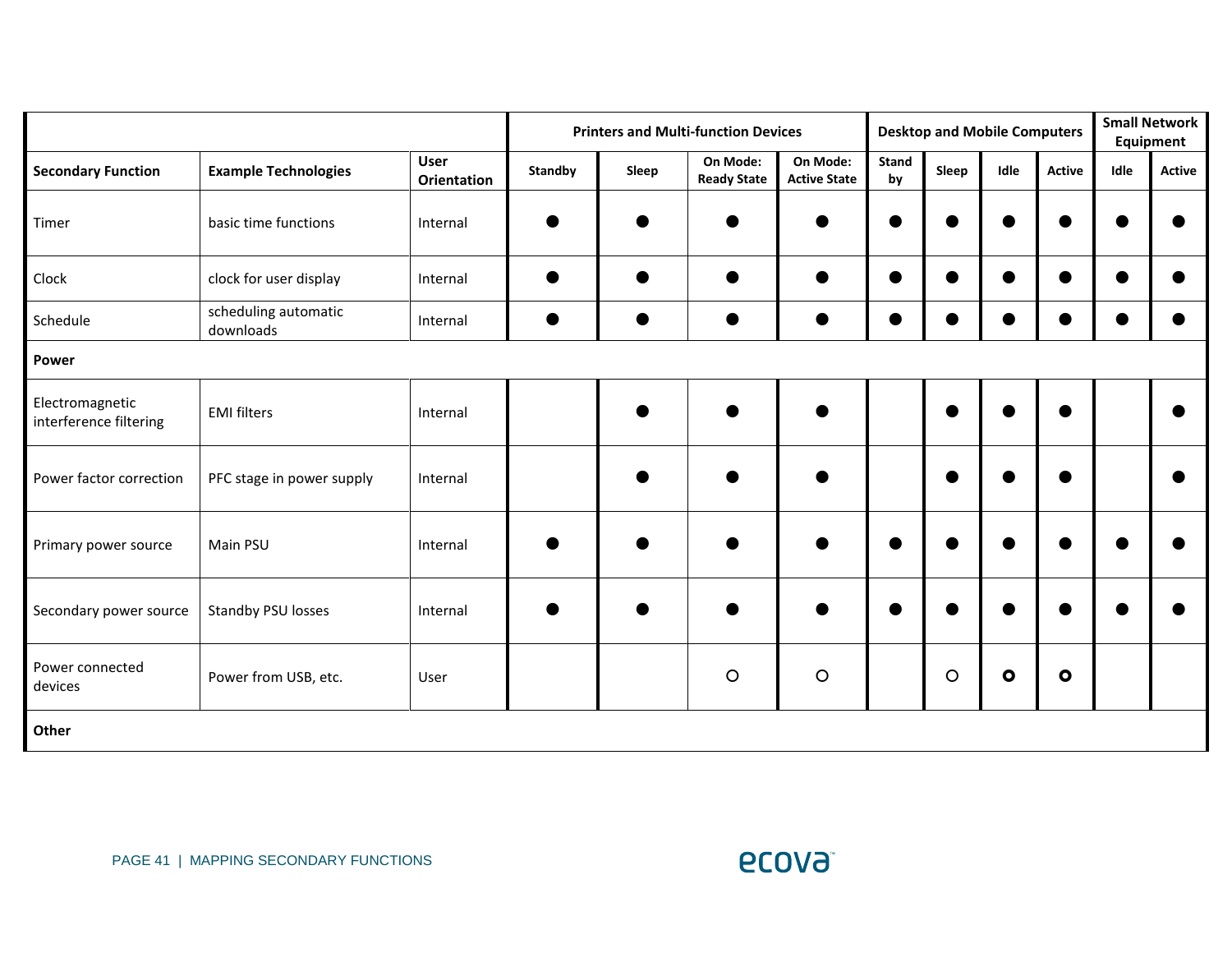| | | | Printers and Multi-function Devices | | | | Desktop and Mobile Computers | | | | Small Network Equipment | |
|---|---|---|---|---|---|---|---|---|---|---|---|---|
| **Secondary Function** | **Example Technologies** | **User Orientation** | **Standby** | **Sleep** | **On Mode: Ready State** | **On Mode: Active State** | **Stand by** | **Sleep** | **Idle** | **Active** | **Idle** | **Active** |
| Timer | basic time functions | Internal | ● | ● | ● | ● | ● | ● | ● | ● | ● | ● |
| Clock | clock for user display | Internal | ● | ● | ● | ● | ● | ● | ● | ● | ● | ● |
| Schedule | scheduling automatic downloads | Internal | ● | ● | ● | ● | ● | ● | ● | ● | ● | ● |
| **Power** | | | | | | | | | | | | |
| Electromagnetic interference filtering | EMI filters | Internal | | ● | ● | ● | | ● | ● | ● | | ● |
| Power factor correction | PFC stage in power supply | Internal | | ● | ● | ● | | ● | ● | ● | | ● |
| Primary power source | Main PSU | Internal | ● | ● | ● | ● | ● | ● | ● | ● | ● | ● |
| Secondary power source | Standby PSU losses | Internal | ● | ● | ● | ● | ● | ● | ● | ● | ● | ● |
| Power connected devices | Power from USB, etc. | User | | | ○ | ○ | | ○ | **○** | **○** | | |
| **Other** | | | | | | | | | | | | |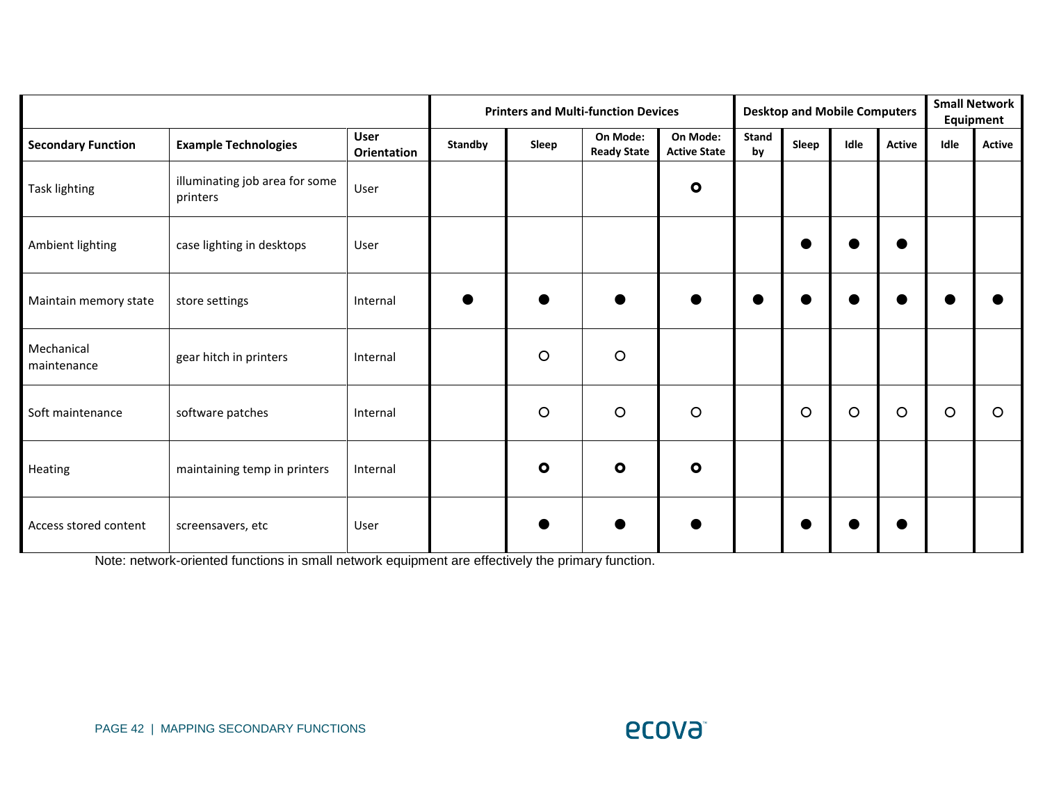| | | | Printers and Multi-function Devices | | | | Desktop and Mobile Computers | | | | Small Network Equipment | |
|---|---|---|---|---|---|---|---|---|---|---|---|---|
| **Secondary Function** | **Example Technologies** | **User Orientation** | **Standby** | **Sleep** | **On Mode: Ready State** | **On Mode: Active State** | **Stand by** | **Sleep** | **Idle** | **Active** | **Idle** | **Active** |
| Task lighting | illuminating job area for some printers | User | | | | ⦿ | | | | | | |
| Ambient lighting | case lighting in desktops | User | | | | | | ● | ● | ● | | |
| Maintain memory state | store settings | Internal | ● | ● | ● | ● | ● | ● | ● | ● | ● | ● |
| Mechanical maintenance | gear hitch in printers | Internal | | ○ | ○ | | | | | | | |
| Soft maintenance | software patches | Internal | | ○ | ○ | ○ | | ○ | ○ | ○ | ○ | ○ |
| Heating | maintaining temp in printers | Internal | | ⦿ | ⦿ | ⦿ | | | | | | |
| Access stored content | screensavers, etc | User | | ● | ● | ● | | ● | ● | ● | | |

Note: network-oriented functions in small network equipment are effectively the primary function.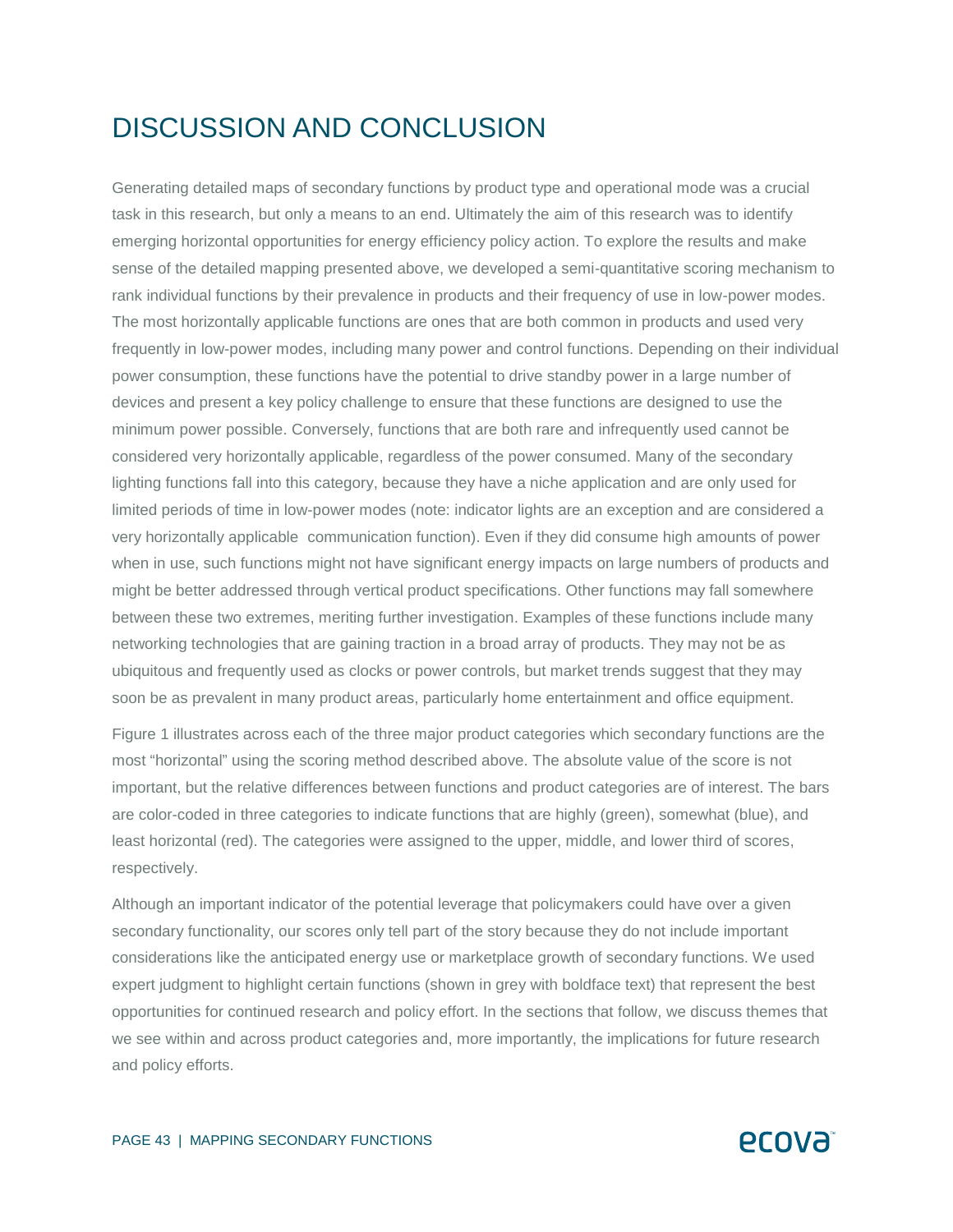# DISCUSSION AND CONCLUSION

Generating detailed maps of secondary functions by product type and operational mode was a crucial task in this research, but only a means to an end. Ultimately the aim of this research was to identify emerging horizontal opportunities for energy efficiency policy action. To explore the results and make sense of the detailed mapping presented above, we developed a semi-quantitative scoring mechanism to rank individual functions by their prevalence in products and their frequency of use in low-power modes. The most horizontally applicable functions are ones that are both common in products and used very frequently in low-power modes, including many power and control functions. Depending on their individual power consumption, these functions have the potential to drive standby power in a large number of devices and present a key policy challenge to ensure that these functions are designed to use the minimum power possible. Conversely, functions that are both rare and infrequently used cannot be considered very horizontally applicable, regardless of the power consumed. Many of the secondary lighting functions fall into this category, because they have a niche application and are only used for limited periods of time in low-power modes (note: indicator lights are an exception and are considered a very horizontally applicable communication function). Even if they did consume high amounts of power when in use, such functions might not have significant energy impacts on large numbers of products and might be better addressed through vertical product specifications. Other functions may fall somewhere between these two extremes, meriting further investigation. Examples of these functions include many networking technologies that are gaining traction in a broad array of products. They may not be as ubiquitous and frequently used as clocks or power controls, but market trends suggest that they may soon be as prevalent in many product areas, particularly home entertainment and office equipment.

Figure 1 illustrates across each of the three major product categories which secondary functions are the most "horizontal" using the scoring method described above. The absolute value of the score is not important, but the relative differences between functions and product categories are of interest. The bars are color-coded in three categories to indicate functions that are highly (green), somewhat (blue), and least horizontal (red). The categories were assigned to the upper, middle, and lower third of scores, respectively.

Although an important indicator of the potential leverage that policymakers could have over a given secondary functionality, our scores only tell part of the story because they do not include important considerations like the anticipated energy use or marketplace growth of secondary functions. We used expert judgment to highlight certain functions (shown in grey with boldface text) that represent the best opportunities for continued research and policy effort. In the sections that follow, we discuss themes that we see within and across product categories and, more importantly, the implications for future research and policy efforts.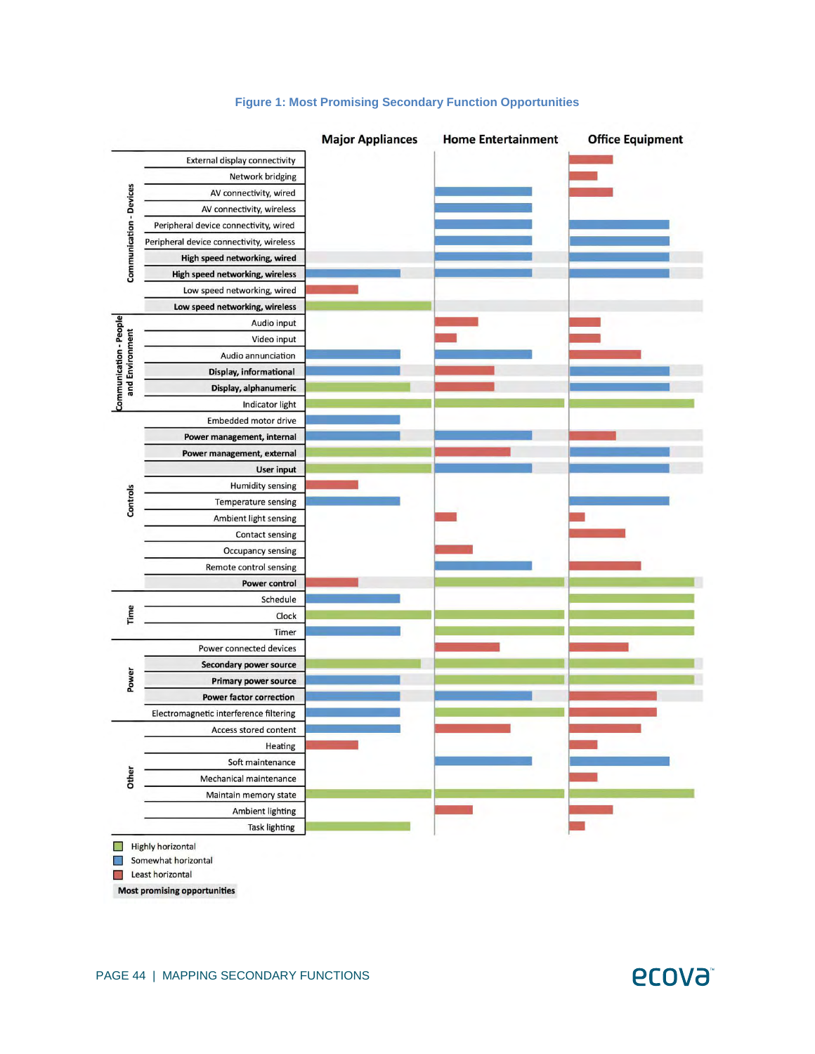**Figure 1: Most Promising Secondary Function Opportunities**

| Category | Secondary Function | Major Appliances | Home Entertainment | Office Equipment |
|---|---|---|---|---|
| Communication - Devices | External display connectivity | | | Least horizontal |
| | Network bridging | | | Least horizontal |
| | AV connectivity, wired | | Somewhat horizontal | Least horizontal |
| | AV connectivity, wireless | | Somewhat horizontal | |
| | Peripheral device connectivity, wired | | Somewhat horizontal | Somewhat horizontal |
| | Peripheral device connectivity, wireless | | Somewhat horizontal | Somewhat horizontal |
| | **High speed networking, wired** | | Somewhat horizontal | Somewhat horizontal |
| | **High speed networking, wireless** | Somewhat horizontal | Somewhat horizontal | Somewhat horizontal |
| | Low speed networking, wired | Least horizontal | | |
| | **Low speed networking, wireless** | Highly horizontal | | |
| Communication - People and Environment | Audio input | | Least horizontal | Least horizontal |
| | Video input | | Least horizontal | Least horizontal |
| | Audio annunciation | Somewhat horizontal | Somewhat horizontal | Least horizontal |
| | **Display, informational** | Somewhat horizontal | Least horizontal | Somewhat horizontal |
| | **Display, alphanumeric** | Highly horizontal | Least horizontal | Somewhat horizontal |
| | Indicator light | Highly horizontal | Highly horizontal | Highly horizontal |
| Controls | Embedded motor drive | Somewhat horizontal | | |
| | **Power management, internal** | Somewhat horizontal | Somewhat horizontal | Least horizontal |
| | **Power management, external** | Highly horizontal | Least horizontal | Somewhat horizontal |
| | **User input** | Highly horizontal | Somewhat horizontal | Somewhat horizontal |
| | Humidity sensing | Least horizontal | | |
| | Temperature sensing | Somewhat horizontal | | Somewhat horizontal |
| | Ambient light sensing | | Least horizontal | Least horizontal |
| | Contact sensing | | | Least horizontal |
| | Occupancy sensing | | Least horizontal | |
| | Remote control sensing | | Somewhat horizontal | Least horizontal |
| | **Power control** | Least horizontal | Highly horizontal | Highly horizontal |
| Time | Schedule | Somewhat horizontal | | Highly horizontal |
| | Clock | Highly horizontal | Highly horizontal | Highly horizontal |
| | Timer | Somewhat horizontal | Highly horizontal | Highly horizontal |
| Power | Power connected devices | | Least horizontal | Least horizontal |
| | **Secondary power source** | Highly horizontal | Highly horizontal | Highly horizontal |
| | **Primary power source** | Somewhat horizontal | Highly horizontal | Highly horizontal |
| | **Power factor correction** | Somewhat horizontal | Somewhat horizontal | Least horizontal |
| | Electromagnetic interference filtering | Somewhat horizontal | Highly horizontal | Least horizontal |
| Other | Access stored content | Somewhat horizontal | Least horizontal | Least horizontal |
| | Heating | Least horizontal | | Least horizontal |
| | Soft maintenance | | Somewhat horizontal | Somewhat horizontal |
| | Mechanical maintenance | | | Least horizontal |
| | Maintain memory state | Highly horizontal | Highly horizontal | Highly horizontal |
| | Ambient lighting | | Least horizontal | Least horizontal |
| | Task lighting | Highly horizontal | | Least horizontal |

Legend:
- Highly horizontal
- Somewhat horizontal
- Least horizontal
- **Most promising opportunities**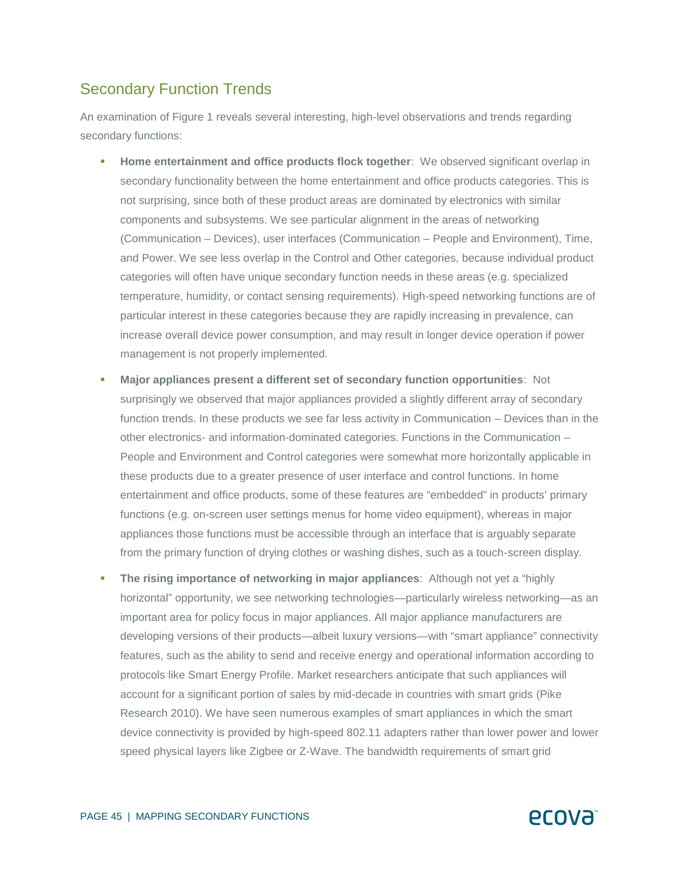## Secondary Function Trends

An examination of Figure 1 reveals several interesting, high-level observations and trends regarding secondary functions:

- **Home entertainment and office products flock together**: We observed significant overlap in secondary functionality between the home entertainment and office products categories. This is not surprising, since both of these product areas are dominated by electronics with similar components and subsystems. We see particular alignment in the areas of networking (Communication – Devices), user interfaces (Communication – People and Environment), Time, and Power. We see less overlap in the Control and Other categories, because individual product categories will often have unique secondary function needs in these areas (e.g. specialized temperature, humidity, or contact sensing requirements). High-speed networking functions are of particular interest in these categories because they are rapidly increasing in prevalence, can increase overall device power consumption, and may result in longer device operation if power management is not properly implemented.
- **Major appliances present a different set of secondary function opportunities**: Not surprisingly we observed that major appliances provided a slightly different array of secondary function trends. In these products we see far less activity in Communication – Devices than in the other electronics- and information-dominated categories. Functions in the Communication – People and Environment and Control categories were somewhat more horizontally applicable in these products due to a greater presence of user interface and control functions. In home entertainment and office products, some of these features are "embedded" in products' primary functions (e.g. on-screen user settings menus for home video equipment), whereas in major appliances those functions must be accessible through an interface that is arguably separate from the primary function of drying clothes or washing dishes, such as a touch-screen display.
- **The rising importance of networking in major appliances**: Although not yet a "highly horizontal" opportunity, we see networking technologies—particularly wireless networking—as an important area for policy focus in major appliances. All major appliance manufacturers are developing versions of their products—albeit luxury versions—with "smart appliance" connectivity features, such as the ability to send and receive energy and operational information according to protocols like Smart Energy Profile. Market researchers anticipate that such appliances will account for a significant portion of sales by mid-decade in countries with smart grids (Pike Research 2010). We have seen numerous examples of smart appliances in which the smart device connectivity is provided by high-speed 802.11 adapters rather than lower power and lower speed physical layers like Zigbee or Z-Wave. The bandwidth requirements of smart grid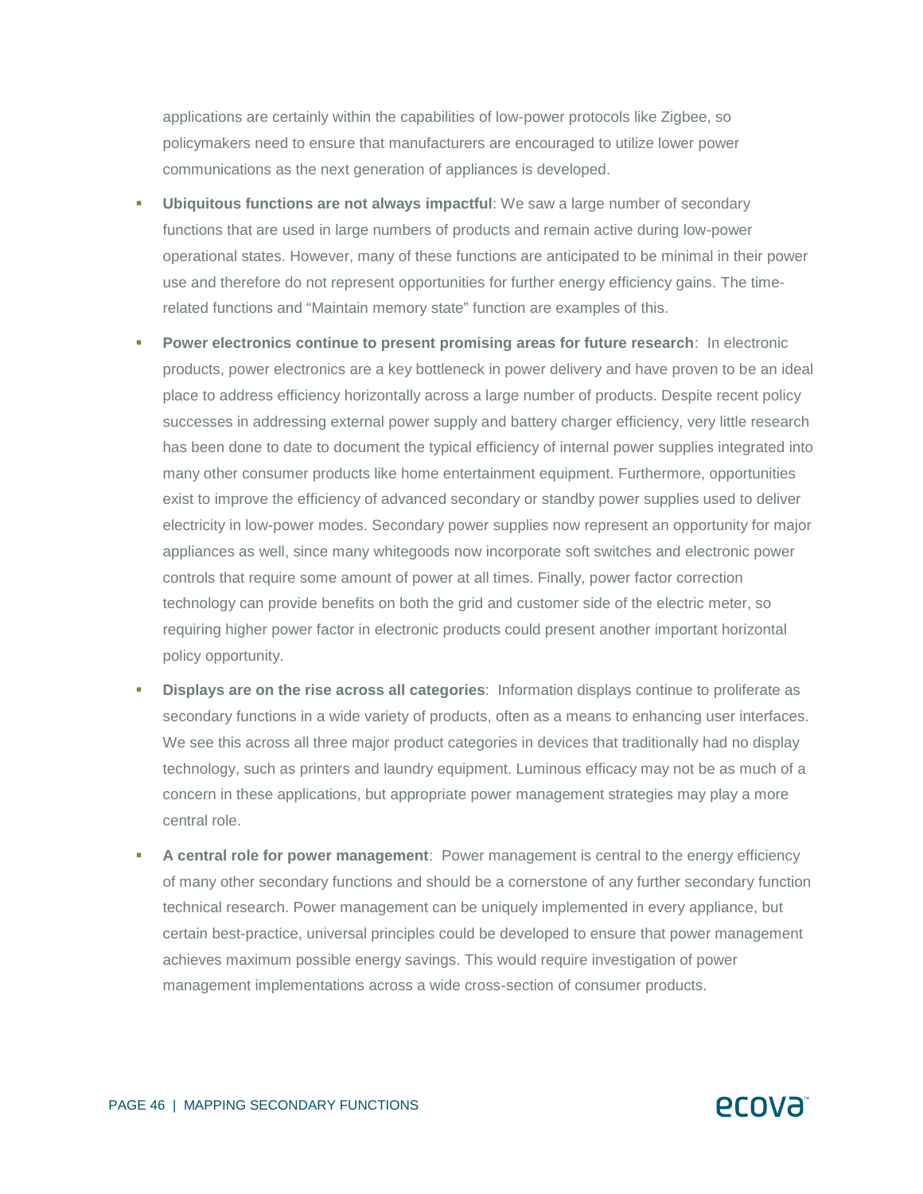applications are certainly within the capabilities of low-power protocols like Zigbee, so policymakers need to ensure that manufacturers are encouraged to utilize lower power communications as the next generation of appliances is developed.

- **Ubiquitous functions are not always impactful**: We saw a large number of secondary functions that are used in large numbers of products and remain active during low-power operational states. However, many of these functions are anticipated to be minimal in their power use and therefore do not represent opportunities for further energy efficiency gains. The time-related functions and "Maintain memory state" function are examples of this.
- **Power electronics continue to present promising areas for future research**: In electronic products, power electronics are a key bottleneck in power delivery and have proven to be an ideal place to address efficiency horizontally across a large number of products. Despite recent policy successes in addressing external power supply and battery charger efficiency, very little research has been done to date to document the typical efficiency of internal power supplies integrated into many other consumer products like home entertainment equipment. Furthermore, opportunities exist to improve the efficiency of advanced secondary or standby power supplies used to deliver electricity in low-power modes. Secondary power supplies now represent an opportunity for major appliances as well, since many whitegoods now incorporate soft switches and electronic power controls that require some amount of power at all times. Finally, power factor correction technology can provide benefits on both the grid and customer side of the electric meter, so requiring higher power factor in electronic products could present another important horizontal policy opportunity.
- **Displays are on the rise across all categories**: Information displays continue to proliferate as secondary functions in a wide variety of products, often as a means to enhancing user interfaces. We see this across all three major product categories in devices that traditionally had no display technology, such as printers and laundry equipment. Luminous efficacy may not be as much of a concern in these applications, but appropriate power management strategies may play a more central role.
- **A central role for power management**: Power management is central to the energy efficiency of many other secondary functions and should be a cornerstone of any further secondary function technical research. Power management can be uniquely implemented in every appliance, but certain best-practice, universal principles could be developed to ensure that power management achieves maximum possible energy savings. This would require investigation of power management implementations across a wide cross-section of consumer products.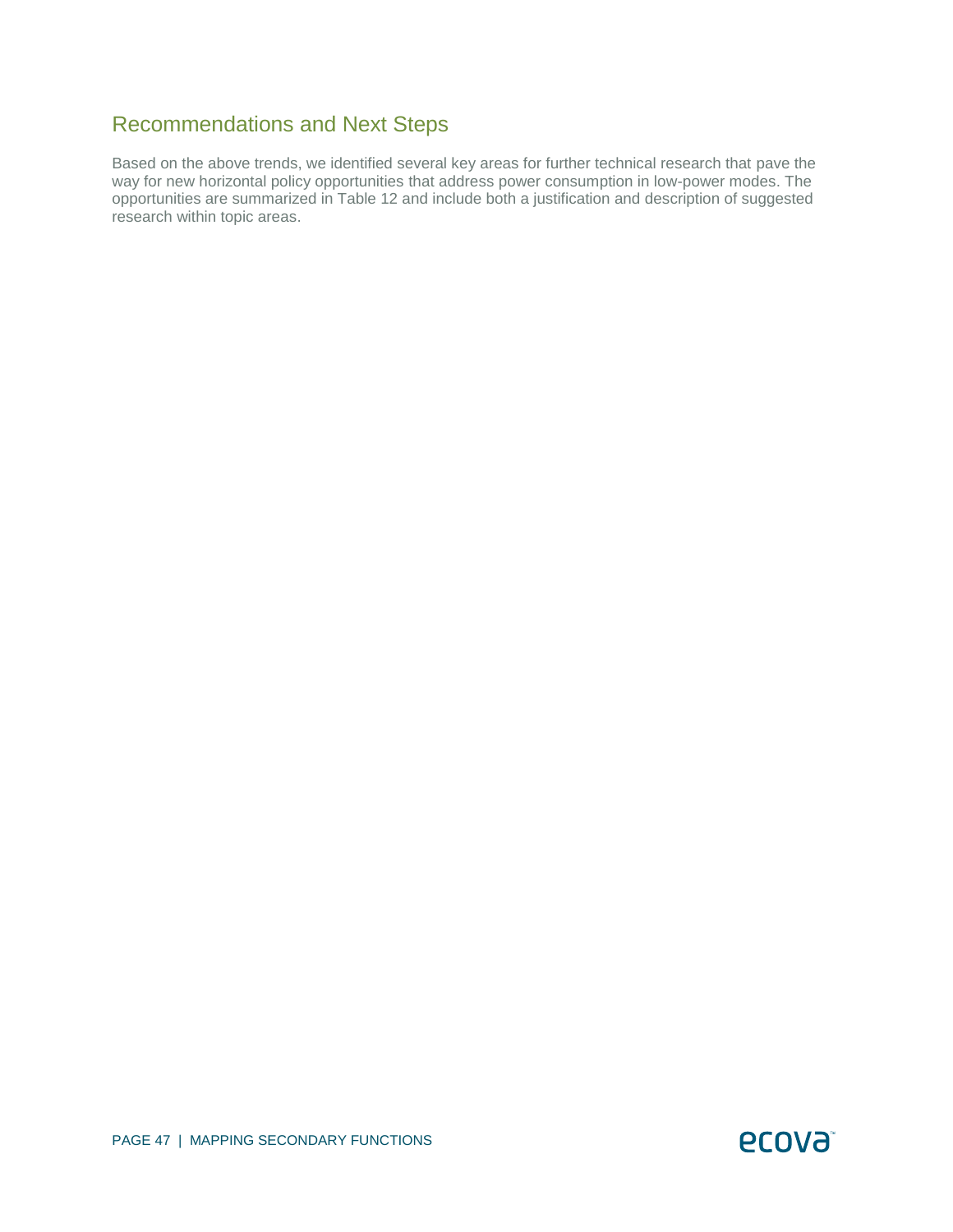## Recommendations and Next Steps

Based on the above trends, we identified several key areas for further technical research that pave the way for new horizontal policy opportunities that address power consumption in low-power modes. The opportunities are summarized in Table 12 and include both a justification and description of suggested research within topic areas.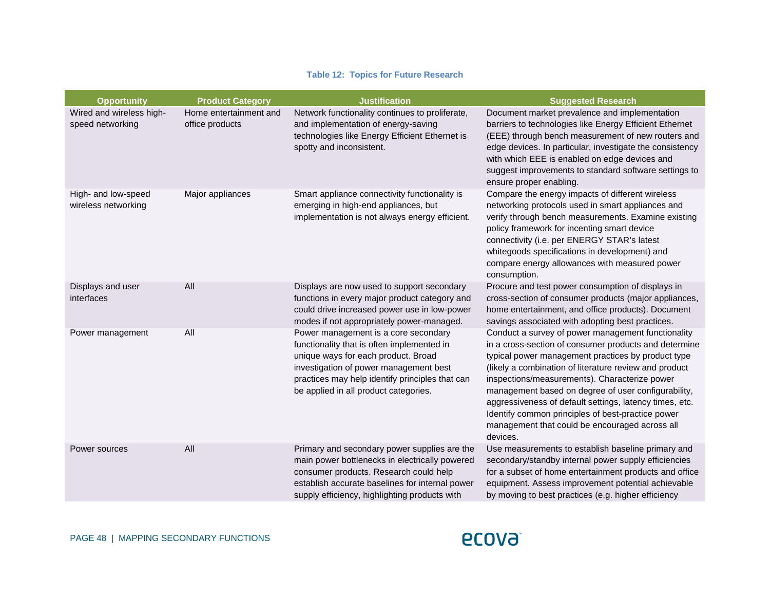**Table 12: Topics for Future Research**

| Opportunity | Product Category | Justification | Suggested Research |
|---|---|---|---|
| Wired and wireless high-speed networking | Home entertainment and office products | Network functionality continues to proliferate, and implementation of energy-saving technologies like Energy Efficient Ethernet is spotty and inconsistent. | Document market prevalence and implementation barriers to technologies like Energy Efficient Ethernet (EEE) through bench measurement of new routers and edge devices. In particular, investigate the consistency with which EEE is enabled on edge devices and suggest improvements to standard software settings to ensure proper enabling. |
| High- and low-speed wireless networking | Major appliances | Smart appliance connectivity functionality is emerging in high-end appliances, but implementation is not always energy efficient. | Compare the energy impacts of different wireless networking protocols used in smart appliances and verify through bench measurements. Examine existing policy framework for incenting smart device connectivity (i.e. per ENERGY STAR's latest whitegoods specifications in development) and compare energy allowances with measured power consumption. |
| Displays and user interfaces | All | Displays are now used to support secondary functions in every major product category and could drive increased power use in low-power modes if not appropriately power-managed. | Procure and test power consumption of displays in cross-section of consumer products (major appliances, home entertainment, and office products). Document savings associated with adopting best practices. |
| Power management | All | Power management is a core secondary functionality that is often implemented in unique ways for each product. Broad investigation of power management best practices may help identify principles that can be applied in all product categories. | Conduct a survey of power management functionality in a cross-section of consumer products and determine typical power management practices by product type (likely a combination of literature review and product inspections/measurements). Characterize power management based on degree of user configurability, aggressiveness of default settings, latency times, etc. Identify common principles of best-practice power management that could be encouraged across all devices. |
| Power sources | All | Primary and secondary power supplies are the main power bottlenecks in electrically powered consumer products. Research could help establish accurate baselines for internal power supply efficiency, highlighting products with | Use measurements to establish baseline primary and secondary/standby internal power supply efficiencies for a subset of home entertainment products and office equipment. Assess improvement potential achievable by moving to best practices (e.g. higher efficiency |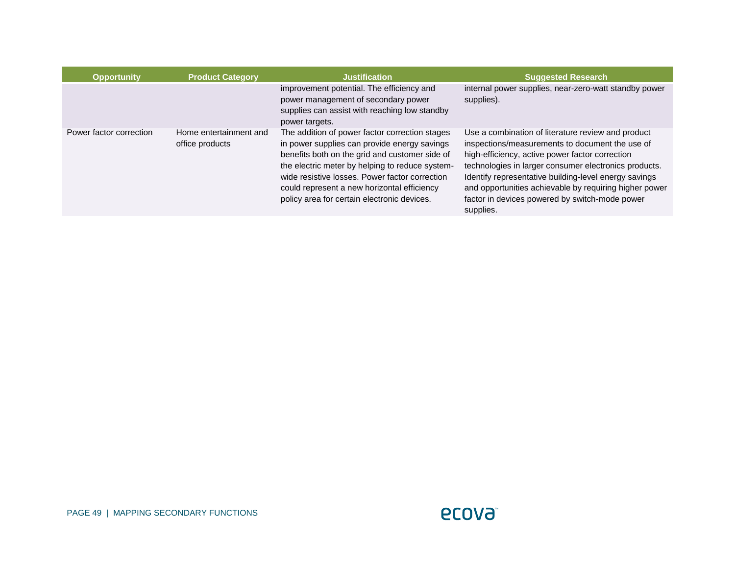| Opportunity | Product Category | Justification | Suggested Research |
|---|---|---|---|
| | | improvement potential. The efficiency and power management of secondary power supplies can assist with reaching low standby power targets. | internal power supplies, near-zero-watt standby power supplies). |
| Power factor correction | Home entertainment and office products | The addition of power factor correction stages in power supplies can provide energy savings benefits both on the grid and customer side of the electric meter by helping to reduce system-wide resistive losses. Power factor correction could represent a new horizontal efficiency policy area for certain electronic devices. | Use a combination of literature review and product inspections/measurements to document the use of high-efficiency, active power factor correction technologies in larger consumer electronics products. Identify representative building-level energy savings and opportunities achievable by requiring higher power factor in devices powered by switch-mode power supplies. |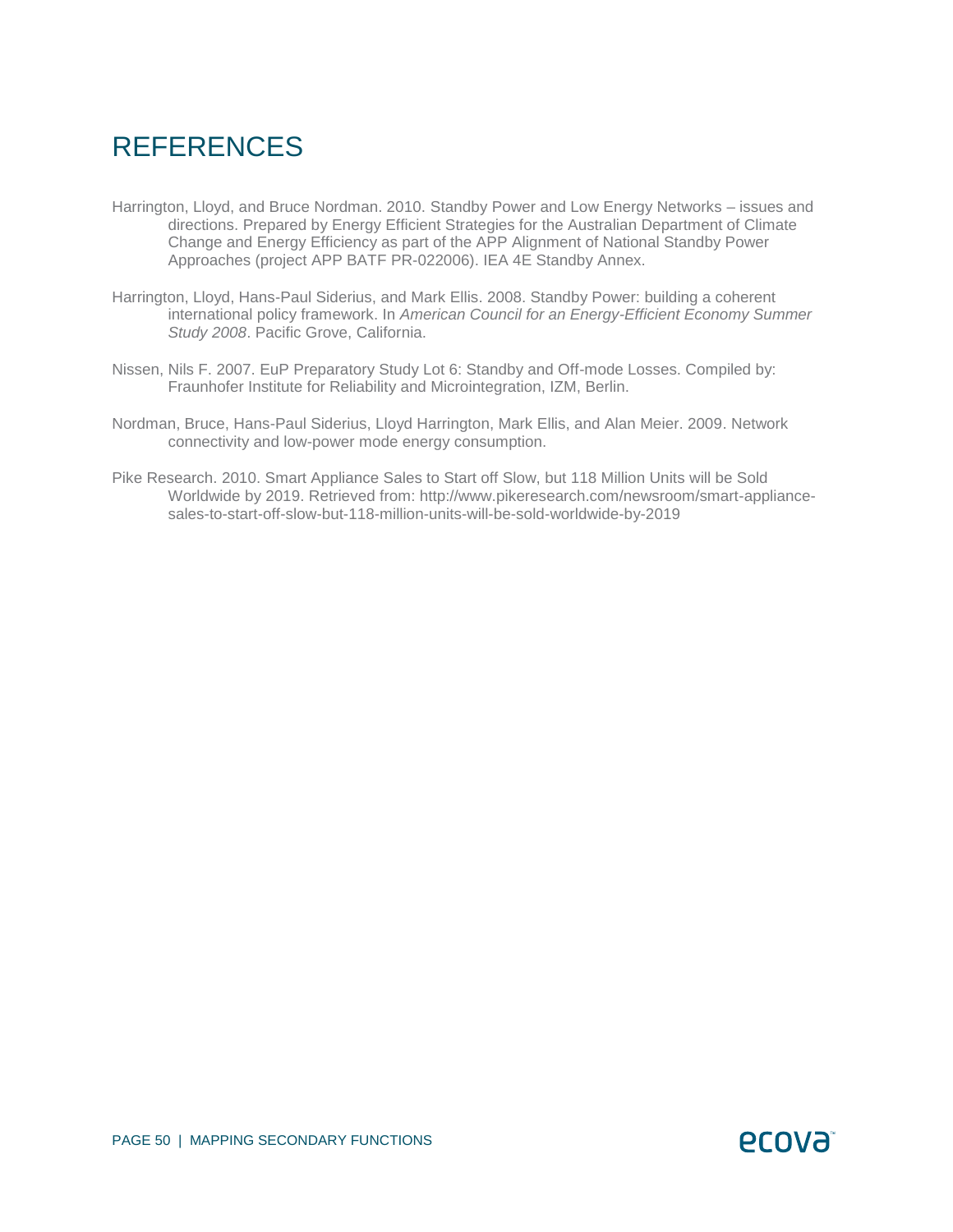# REFERENCES

Harrington, Lloyd, and Bruce Nordman. 2010. Standby Power and Low Energy Networks – issues and directions. Prepared by Energy Efficient Strategies for the Australian Department of Climate Change and Energy Efficiency as part of the APP Alignment of National Standby Power Approaches (project APP BATF PR-022006). IEA 4E Standby Annex.

Harrington, Lloyd, Hans-Paul Siderius, and Mark Ellis. 2008. Standby Power: building a coherent international policy framework. In *American Council for an Energy-Efficient Economy Summer Study 2008*. Pacific Grove, California.

Nissen, Nils F. 2007. EuP Preparatory Study Lot 6: Standby and Off-mode Losses. Compiled by: Fraunhofer Institute for Reliability and Microintegration, IZM, Berlin.

Nordman, Bruce, Hans-Paul Siderius, Lloyd Harrington, Mark Ellis, and Alan Meier. 2009. Network connectivity and low-power mode energy consumption.

Pike Research. 2010. Smart Appliance Sales to Start off Slow, but 118 Million Units will be Sold Worldwide by 2019. Retrieved from: http://www.pikeresearch.com/newsroom/smart-appliance-sales-to-start-off-slow-but-118-million-units-will-be-sold-worldwide-by-2019